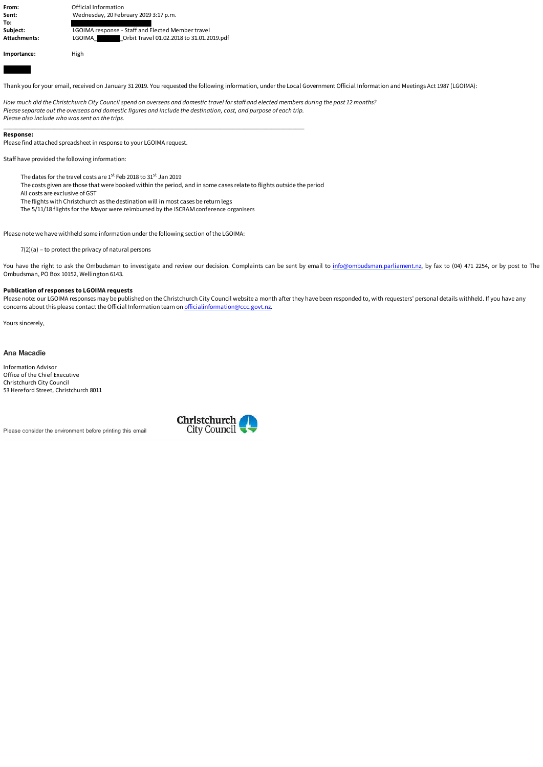**From:** Official Information
**Sent:** Wednesday, 20 February 2019 3:17 p.m.
**To:**
**Subject:** LGOIMA response - Staff and Elected Member travel
**Attachments:** LGOIMA\_ \_Orbit Travel 01.02.2018 to 31.01.2019.pdf

**Importance:** High

Thank you for your email, received on January 31 2019. You requested the following information, under the Local Government Official Information and Meetings Act 1987 (LGOIMA):

*How much did the Christchurch City Council spend on overseas and domestic travel for staff and elected members during the past 12 months?*
*Please separate out the overseas and domestic figures and include the destination, cost, and purpose of each trip.*
*Please also include who was sent on the trips.*

---

**Response:**
Please find attached spreadsheet in response to your LGOIMA request.

Staff have provided the following information:

- The dates for the travel costs are 1st Feb 2018 to 31st Jan 2019
- The costs given are those that were booked within the period, and in some cases relate to flights outside the period
- All costs are exclusive of GST
- The flights with Christchurch as the destination will in most cases be return legs
- The 5/11/18 flights for the Mayor were reimbursed by the ISCRAM conference organisers

Please note we have withheld some information under the following section of the LGOIMA:

- 7(2)(a) – to protect the privacy of natural persons

You have the right to ask the Ombudsman to investigate and review our decision. Complaints can be sent by email to info@ombudsman.parliament.nz, by fax to (04) 471 2254, or by post to The Ombudsman, PO Box 10152, Wellington 6143.

**Publication of responses to LGOIMA requests**
Please note: our LGOIMA responses may be published on the Christchurch City Council website a month after they have been responded to, with requesters' personal details withheld. If you have any concerns about this please contact the Official Information team on officialinformation@ccc.govt.nz.

Yours sincerely,

**Ana Macadie**

Information Advisor
Office of the Chief Executive
Christchurch City Council
53 Hereford Street, Christchurch 8011

Please consider the environment before printing this email

Christchurch City Council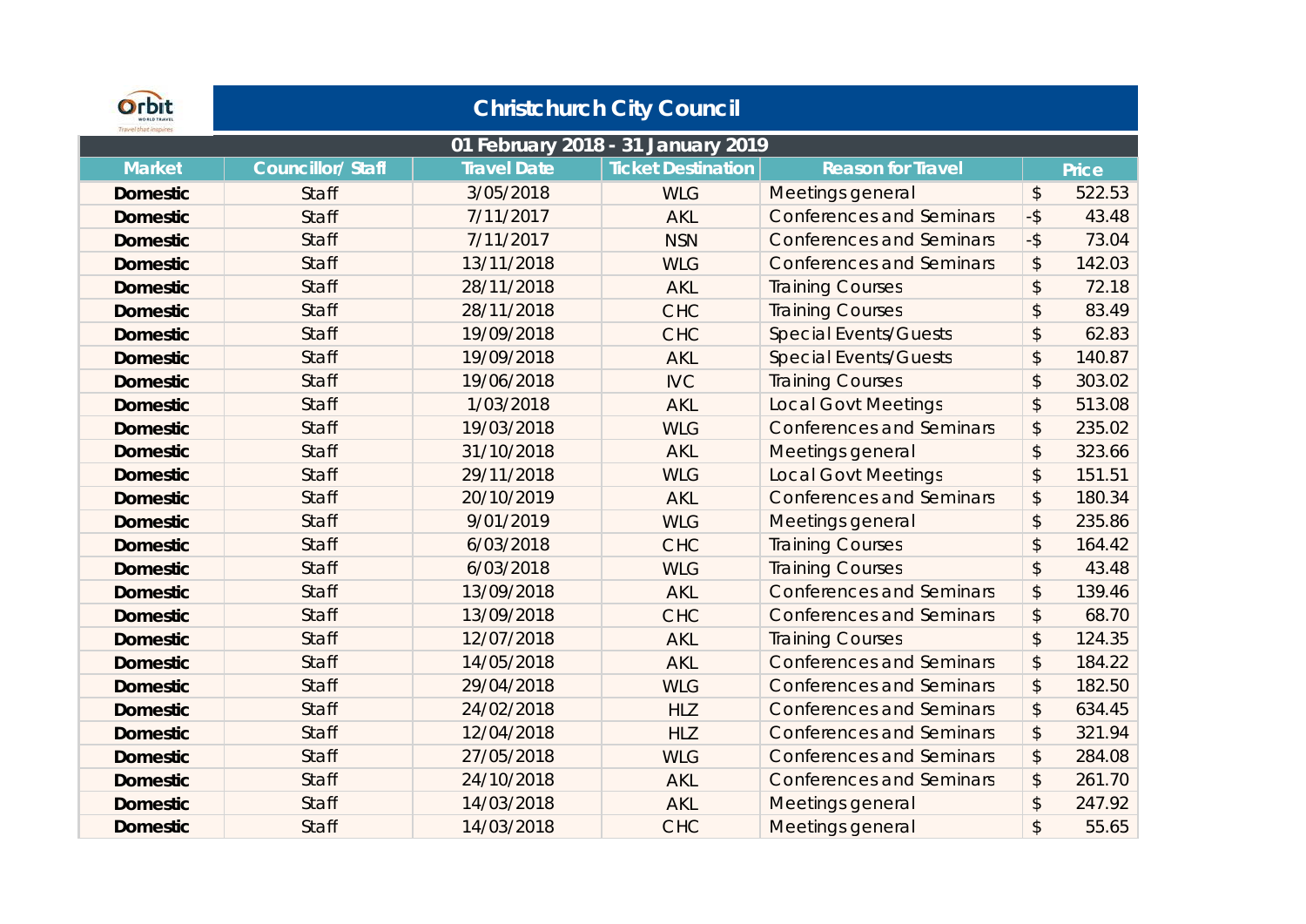# Christchurch City Council

## 01 February 2018 - 31 January 2019

| Market | Councillor/ Staff | Travel Date | Ticket Destination | Reason for Travel | Price |
|---|---|---|---|---|---|
| **Domestic** | Staff | 3/05/2018 | WLG | Meetings general | $ 522.53 |
| **Domestic** | Staff | 7/11/2017 | AKL | Conferences and Seminars | -$ 43.48 |
| **Domestic** | Staff | 7/11/2017 | NSN | Conferences and Seminars | -$ 73.04 |
| **Domestic** | Staff | 13/11/2018 | WLG | Conferences and Seminars | $ 142.03 |
| **Domestic** | Staff | 28/11/2018 | AKL | Training Courses | $ 72.18 |
| **Domestic** | Staff | 28/11/2018 | CHC | Training Courses | $ 83.49 |
| **Domestic** | Staff | 19/09/2018 | CHC | Special Events/Guests | $ 62.83 |
| **Domestic** | Staff | 19/09/2018 | AKL | Special Events/Guests | $ 140.87 |
| **Domestic** | Staff | 19/06/2018 | IVC | Training Courses | $ 303.02 |
| **Domestic** | Staff | 1/03/2018 | AKL | Local Govt Meetings | $ 513.08 |
| **Domestic** | Staff | 19/03/2018 | WLG | Conferences and Seminars | $ 235.02 |
| **Domestic** | Staff | 31/10/2018 | AKL | Meetings general | $ 323.66 |
| **Domestic** | Staff | 29/11/2018 | WLG | Local Govt Meetings | $ 151.51 |
| **Domestic** | Staff | 20/10/2019 | AKL | Conferences and Seminars | $ 180.34 |
| **Domestic** | Staff | 9/01/2019 | WLG | Meetings general | $ 235.86 |
| **Domestic** | Staff | 6/03/2018 | CHC | Training Courses | $ 164.42 |
| **Domestic** | Staff | 6/03/2018 | WLG | Training Courses | $ 43.48 |
| **Domestic** | Staff | 13/09/2018 | AKL | Conferences and Seminars | $ 139.46 |
| **Domestic** | Staff | 13/09/2018 | CHC | Conferences and Seminars | $ 68.70 |
| **Domestic** | Staff | 12/07/2018 | AKL | Training Courses | $ 124.35 |
| **Domestic** | Staff | 14/05/2018 | AKL | Conferences and Seminars | $ 184.22 |
| **Domestic** | Staff | 29/04/2018 | WLG | Conferences and Seminars | $ 182.50 |
| **Domestic** | Staff | 24/02/2018 | HLZ | Conferences and Seminars | $ 634.45 |
| **Domestic** | Staff | 12/04/2018 | HLZ | Conferences and Seminars | $ 321.94 |
| **Domestic** | Staff | 27/05/2018 | WLG | Conferences and Seminars | $ 284.08 |
| **Domestic** | Staff | 24/10/2018 | AKL | Conferences and Seminars | $ 261.70 |
| **Domestic** | Staff | 14/03/2018 | AKL | Meetings general | $ 247.92 |
| **Domestic** | Staff | 14/03/2018 | CHC | Meetings general | $ 55.65 |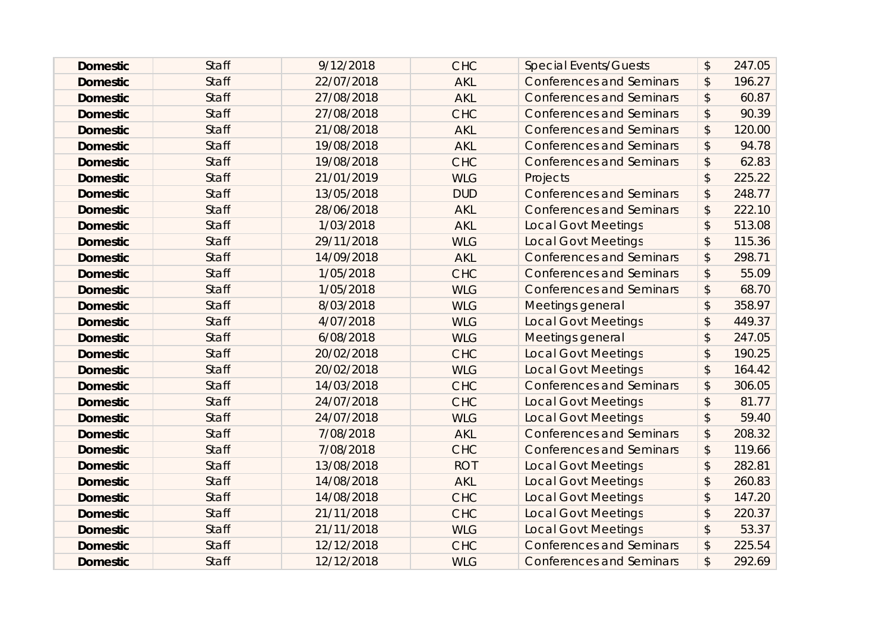| | | | | | |
|---|---|---|---|---|---|
| **Domestic** | Staff | 9/12/2018 | CHC | Special Events/Guests | $ 247.05 |
| **Domestic** | Staff | 22/07/2018 | AKL | Conferences and Seminars | $ 196.27 |
| **Domestic** | Staff | 27/08/2018 | AKL | Conferences and Seminars | $ 60.87 |
| **Domestic** | Staff | 27/08/2018 | CHC | Conferences and Seminars | $ 90.39 |
| **Domestic** | Staff | 21/08/2018 | AKL | Conferences and Seminars | $ 120.00 |
| **Domestic** | Staff | 19/08/2018 | AKL | Conferences and Seminars | $ 94.78 |
| **Domestic** | Staff | 19/08/2018 | CHC | Conferences and Seminars | $ 62.83 |
| **Domestic** | Staff | 21/01/2019 | WLG | Projects | $ 225.22 |
| **Domestic** | Staff | 13/05/2018 | DUD | Conferences and Seminars | $ 248.77 |
| **Domestic** | Staff | 28/06/2018 | AKL | Conferences and Seminars | $ 222.10 |
| **Domestic** | Staff | 1/03/2018 | AKL | Local Govt Meetings | $ 513.08 |
| **Domestic** | Staff | 29/11/2018 | WLG | Local Govt Meetings | $ 115.36 |
| **Domestic** | Staff | 14/09/2018 | AKL | Conferences and Seminars | $ 298.71 |
| **Domestic** | Staff | 1/05/2018 | CHC | Conferences and Seminars | $ 55.09 |
| **Domestic** | Staff | 1/05/2018 | WLG | Conferences and Seminars | $ 68.70 |
| **Domestic** | Staff | 8/03/2018 | WLG | Meetings general | $ 358.97 |
| **Domestic** | Staff | 4/07/2018 | WLG | Local Govt Meetings | $ 449.37 |
| **Domestic** | Staff | 6/08/2018 | WLG | Meetings general | $ 247.05 |
| **Domestic** | Staff | 20/02/2018 | CHC | Local Govt Meetings | $ 190.25 |
| **Domestic** | Staff | 20/02/2018 | WLG | Local Govt Meetings | $ 164.42 |
| **Domestic** | Staff | 14/03/2018 | CHC | Conferences and Seminars | $ 306.05 |
| **Domestic** | Staff | 24/07/2018 | CHC | Local Govt Meetings | $ 81.77 |
| **Domestic** | Staff | 24/07/2018 | WLG | Local Govt Meetings | $ 59.40 |
| **Domestic** | Staff | 7/08/2018 | AKL | Conferences and Seminars | $ 208.32 |
| **Domestic** | Staff | 7/08/2018 | CHC | Conferences and Seminars | $ 119.66 |
| **Domestic** | Staff | 13/08/2018 | ROT | Local Govt Meetings | $ 282.81 |
| **Domestic** | Staff | 14/08/2018 | AKL | Local Govt Meetings | $ 260.83 |
| **Domestic** | Staff | 14/08/2018 | CHC | Local Govt Meetings | $ 147.20 |
| **Domestic** | Staff | 21/11/2018 | CHC | Local Govt Meetings | $ 220.37 |
| **Domestic** | Staff | 21/11/2018 | WLG | Local Govt Meetings | $ 53.37 |
| **Domestic** | Staff | 12/12/2018 | CHC | Conferences and Seminars | $ 225.54 |
| **Domestic** | Staff | 12/12/2018 | WLG | Conferences and Seminars | $ 292.69 |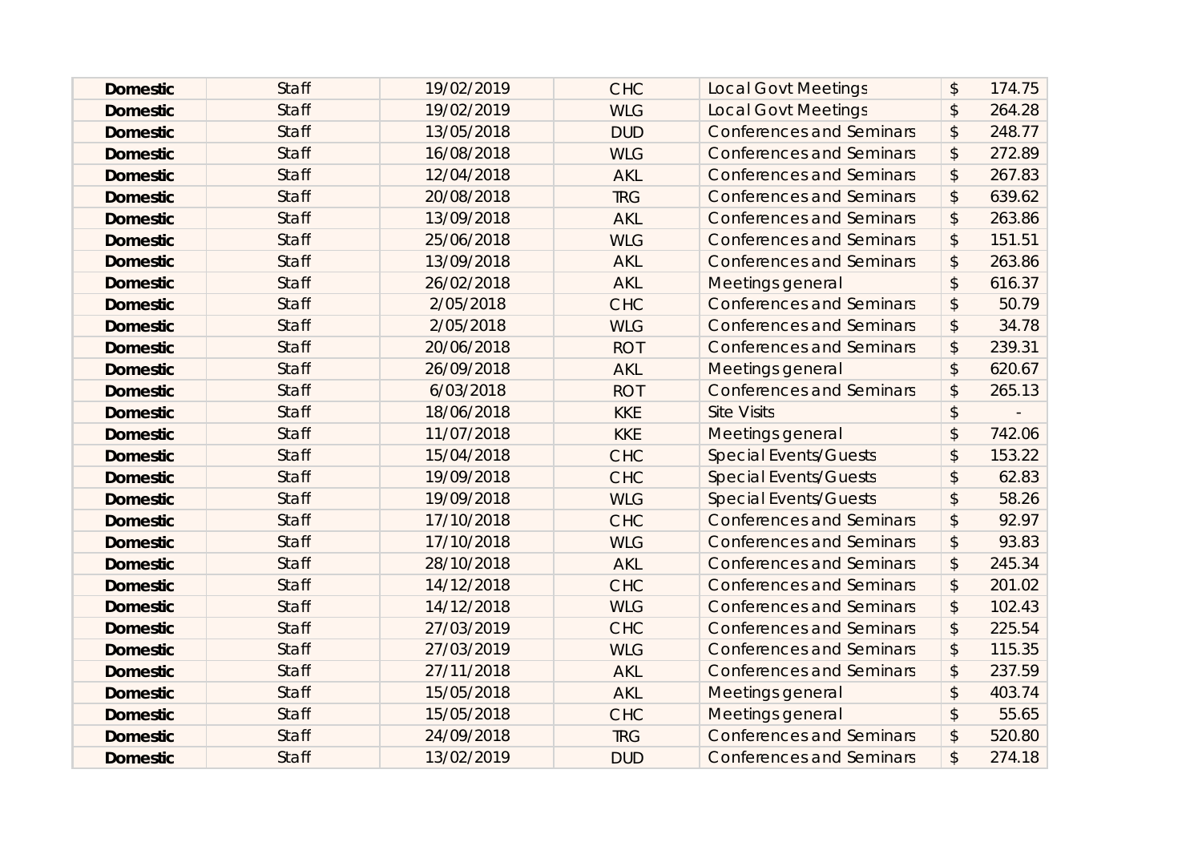| | | | | | |
|---|---|---|---|---|---|
| **Domestic** | Staff | 19/02/2019 | CHC | Local Govt Meetings | $ 174.75 |
| **Domestic** | Staff | 19/02/2019 | WLG | Local Govt Meetings | $ 264.28 |
| **Domestic** | Staff | 13/05/2018 | DUD | Conferences and Seminars | $ 248.77 |
| **Domestic** | Staff | 16/08/2018 | WLG | Conferences and Seminars | $ 272.89 |
| **Domestic** | Staff | 12/04/2018 | AKL | Conferences and Seminars | $ 267.83 |
| **Domestic** | Staff | 20/08/2018 | TRG | Conferences and Seminars | $ 639.62 |
| **Domestic** | Staff | 13/09/2018 | AKL | Conferences and Seminars | $ 263.86 |
| **Domestic** | Staff | 25/06/2018 | WLG | Conferences and Seminars | $ 151.51 |
| **Domestic** | Staff | 13/09/2018 | AKL | Conferences and Seminars | $ 263.86 |
| **Domestic** | Staff | 26/02/2018 | AKL | Meetings general | $ 616.37 |
| **Domestic** | Staff | 2/05/2018 | CHC | Conferences and Seminars | $ 50.79 |
| **Domestic** | Staff | 2/05/2018 | WLG | Conferences and Seminars | $ 34.78 |
| **Domestic** | Staff | 20/06/2018 | ROT | Conferences and Seminars | $ 239.31 |
| **Domestic** | Staff | 26/09/2018 | AKL | Meetings general | $ 620.67 |
| **Domestic** | Staff | 6/03/2018 | ROT | Conferences and Seminars | $ 265.13 |
| **Domestic** | Staff | 18/06/2018 | KKE | Site Visits | $ - |
| **Domestic** | Staff | 11/07/2018 | KKE | Meetings general | $ 742.06 |
| **Domestic** | Staff | 15/04/2018 | CHC | Special Events/Guests | $ 153.22 |
| **Domestic** | Staff | 19/09/2018 | CHC | Special Events/Guests | $ 62.83 |
| **Domestic** | Staff | 19/09/2018 | WLG | Special Events/Guests | $ 58.26 |
| **Domestic** | Staff | 17/10/2018 | CHC | Conferences and Seminars | $ 92.97 |
| **Domestic** | Staff | 17/10/2018 | WLG | Conferences and Seminars | $ 93.83 |
| **Domestic** | Staff | 28/10/2018 | AKL | Conferences and Seminars | $ 245.34 |
| **Domestic** | Staff | 14/12/2018 | CHC | Conferences and Seminars | $ 201.02 |
| **Domestic** | Staff | 14/12/2018 | WLG | Conferences and Seminars | $ 102.43 |
| **Domestic** | Staff | 27/03/2019 | CHC | Conferences and Seminars | $ 225.54 |
| **Domestic** | Staff | 27/03/2019 | WLG | Conferences and Seminars | $ 115.35 |
| **Domestic** | Staff | 27/11/2018 | AKL | Conferences and Seminars | $ 237.59 |
| **Domestic** | Staff | 15/05/2018 | AKL | Meetings general | $ 403.74 |
| **Domestic** | Staff | 15/05/2018 | CHC | Meetings general | $ 55.65 |
| **Domestic** | Staff | 24/09/2018 | TRG | Conferences and Seminars | $ 520.80 |
| **Domestic** | Staff | 13/02/2019 | DUD | Conferences and Seminars | $ 274.18 |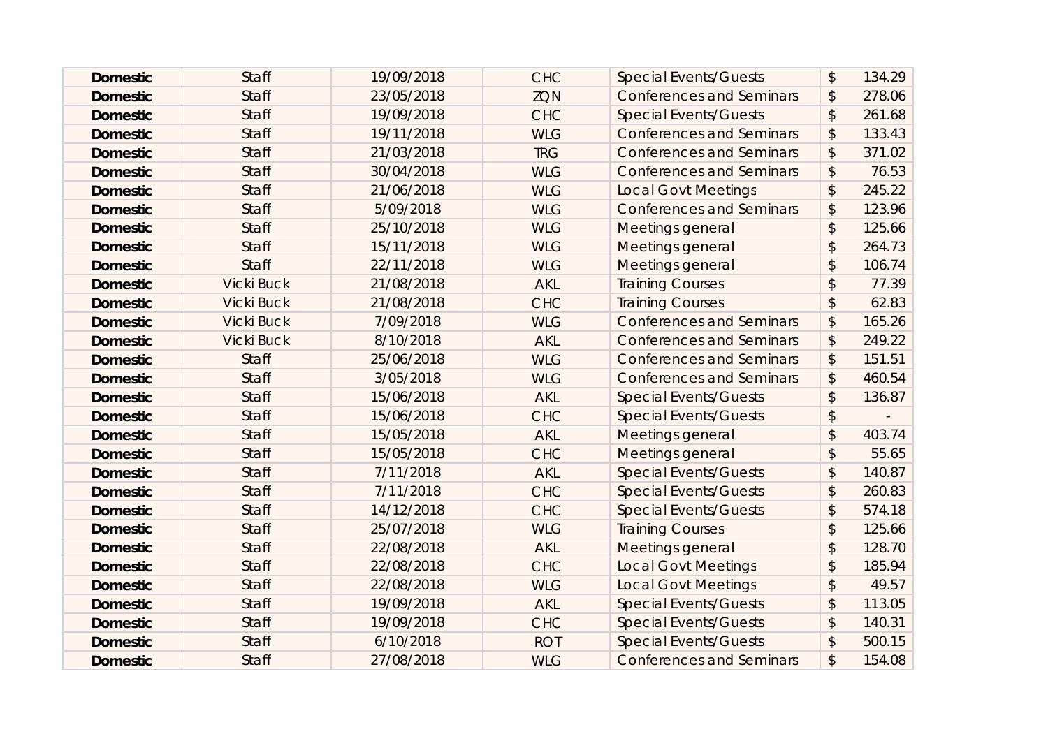| | | | | | |
|---|---|---|---|---|---|
| **Domestic** | Staff | 19/09/2018 | CHC | Special Events/Guests | $ 134.29 |
| **Domestic** | Staff | 23/05/2018 | ZQN | Conferences and Seminars | $ 278.06 |
| **Domestic** | Staff | 19/09/2018 | CHC | Special Events/Guests | $ 261.68 |
| **Domestic** | Staff | 19/11/2018 | WLG | Conferences and Seminars | $ 133.43 |
| **Domestic** | Staff | 21/03/2018 | TRG | Conferences and Seminars | $ 371.02 |
| **Domestic** | Staff | 30/04/2018 | WLG | Conferences and Seminars | $ 76.53 |
| **Domestic** | Staff | 21/06/2018 | WLG | Local Govt Meetings | $ 245.22 |
| **Domestic** | Staff | 5/09/2018 | WLG | Conferences and Seminars | $ 123.96 |
| **Domestic** | Staff | 25/10/2018 | WLG | Meetings general | $ 125.66 |
| **Domestic** | Staff | 15/11/2018 | WLG | Meetings general | $ 264.73 |
| **Domestic** | Staff | 22/11/2018 | WLG | Meetings general | $ 106.74 |
| **Domestic** | Vicki Buck | 21/08/2018 | AKL | Training Courses | $ 77.39 |
| **Domestic** | Vicki Buck | 21/08/2018 | CHC | Training Courses | $ 62.83 |
| **Domestic** | Vicki Buck | 7/09/2018 | WLG | Conferences and Seminars | $ 165.26 |
| **Domestic** | Vicki Buck | 8/10/2018 | AKL | Conferences and Seminars | $ 249.22 |
| **Domestic** | Staff | 25/06/2018 | WLG | Conferences and Seminars | $ 151.51 |
| **Domestic** | Staff | 3/05/2018 | WLG | Conferences and Seminars | $ 460.54 |
| **Domestic** | Staff | 15/06/2018 | AKL | Special Events/Guests | $ 136.87 |
| **Domestic** | Staff | 15/06/2018 | CHC | Special Events/Guests | $ - |
| **Domestic** | Staff | 15/05/2018 | AKL | Meetings general | $ 403.74 |
| **Domestic** | Staff | 15/05/2018 | CHC | Meetings general | $ 55.65 |
| **Domestic** | Staff | 7/11/2018 | AKL | Special Events/Guests | $ 140.87 |
| **Domestic** | Staff | 7/11/2018 | CHC | Special Events/Guests | $ 260.83 |
| **Domestic** | Staff | 14/12/2018 | CHC | Special Events/Guests | $ 574.18 |
| **Domestic** | Staff | 25/07/2018 | WLG | Training Courses | $ 125.66 |
| **Domestic** | Staff | 22/08/2018 | AKL | Meetings general | $ 128.70 |
| **Domestic** | Staff | 22/08/2018 | CHC | Local Govt Meetings | $ 185.94 |
| **Domestic** | Staff | 22/08/2018 | WLG | Local Govt Meetings | $ 49.57 |
| **Domestic** | Staff | 19/09/2018 | AKL | Special Events/Guests | $ 113.05 |
| **Domestic** | Staff | 19/09/2018 | CHC | Special Events/Guests | $ 140.31 |
| **Domestic** | Staff | 6/10/2018 | ROT | Special Events/Guests | $ 500.15 |
| **Domestic** | Staff | 27/08/2018 | WLG | Conferences and Seminars | $ 154.08 |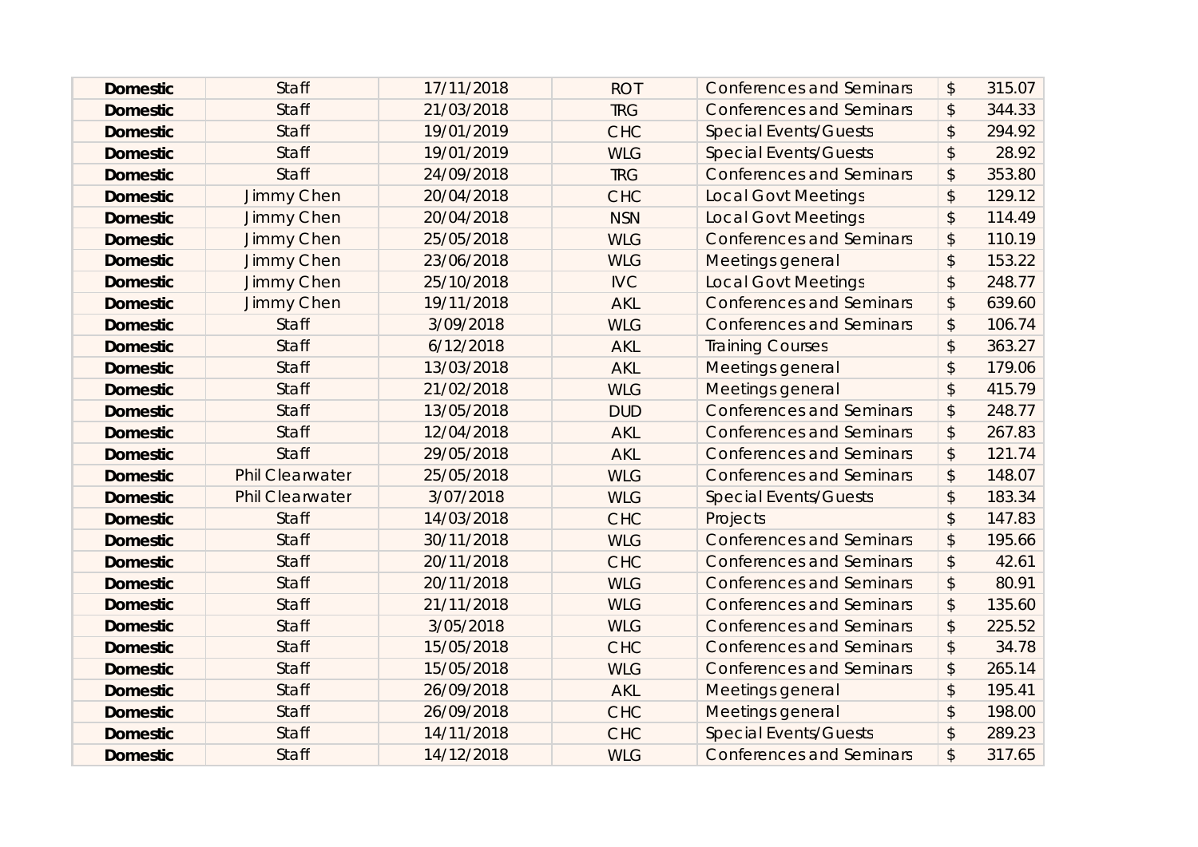| | | | | | | |
|---|---|---|---|---|---|---|
| **Domestic** | Staff | 17/11/2018 | ROT | Conferences and Seminars | $ | 315.07 |
| **Domestic** | Staff | 21/03/2018 | TRG | Conferences and Seminars | $ | 344.33 |
| **Domestic** | Staff | 19/01/2019 | CHC | Special Events/Guests | $ | 294.92 |
| **Domestic** | Staff | 19/01/2019 | WLG | Special Events/Guests | $ | 28.92 |
| **Domestic** | Staff | 24/09/2018 | TRG | Conferences and Seminars | $ | 353.80 |
| **Domestic** | Jimmy Chen | 20/04/2018 | CHC | Local Govt Meetings | $ | 129.12 |
| **Domestic** | Jimmy Chen | 20/04/2018 | NSN | Local Govt Meetings | $ | 114.49 |
| **Domestic** | Jimmy Chen | 25/05/2018 | WLG | Conferences and Seminars | $ | 110.19 |
| **Domestic** | Jimmy Chen | 23/06/2018 | WLG | Meetings general | $ | 153.22 |
| **Domestic** | Jimmy Chen | 25/10/2018 | IVC | Local Govt Meetings | $ | 248.77 |
| **Domestic** | Jimmy Chen | 19/11/2018 | AKL | Conferences and Seminars | $ | 639.60 |
| **Domestic** | Staff | 3/09/2018 | WLG | Conferences and Seminars | $ | 106.74 |
| **Domestic** | Staff | 6/12/2018 | AKL | Training Courses | $ | 363.27 |
| **Domestic** | Staff | 13/03/2018 | AKL | Meetings general | $ | 179.06 |
| **Domestic** | Staff | 21/02/2018 | WLG | Meetings general | $ | 415.79 |
| **Domestic** | Staff | 13/05/2018 | DUD | Conferences and Seminars | $ | 248.77 |
| **Domestic** | Staff | 12/04/2018 | AKL | Conferences and Seminars | $ | 267.83 |
| **Domestic** | Staff | 29/05/2018 | AKL | Conferences and Seminars | $ | 121.74 |
| **Domestic** | Phil Clearwater | 25/05/2018 | WLG | Conferences and Seminars | $ | 148.07 |
| **Domestic** | Phil Clearwater | 3/07/2018 | WLG | Special Events/Guests | $ | 183.34 |
| **Domestic** | Staff | 14/03/2018 | CHC | Projects | $ | 147.83 |
| **Domestic** | Staff | 30/11/2018 | WLG | Conferences and Seminars | $ | 195.66 |
| **Domestic** | Staff | 20/11/2018 | CHC | Conferences and Seminars | $ | 42.61 |
| **Domestic** | Staff | 20/11/2018 | WLG | Conferences and Seminars | $ | 80.91 |
| **Domestic** | Staff | 21/11/2018 | WLG | Conferences and Seminars | $ | 135.60 |
| **Domestic** | Staff | 3/05/2018 | WLG | Conferences and Seminars | $ | 225.52 |
| **Domestic** | Staff | 15/05/2018 | CHC | Conferences and Seminars | $ | 34.78 |
| **Domestic** | Staff | 15/05/2018 | WLG | Conferences and Seminars | $ | 265.14 |
| **Domestic** | Staff | 26/09/2018 | AKL | Meetings general | $ | 195.41 |
| **Domestic** | Staff | 26/09/2018 | CHC | Meetings general | $ | 198.00 |
| **Domestic** | Staff | 14/11/2018 | CHC | Special Events/Guests | $ | 289.23 |
| **Domestic** | Staff | 14/12/2018 | WLG | Conferences and Seminars | $ | 317.65 |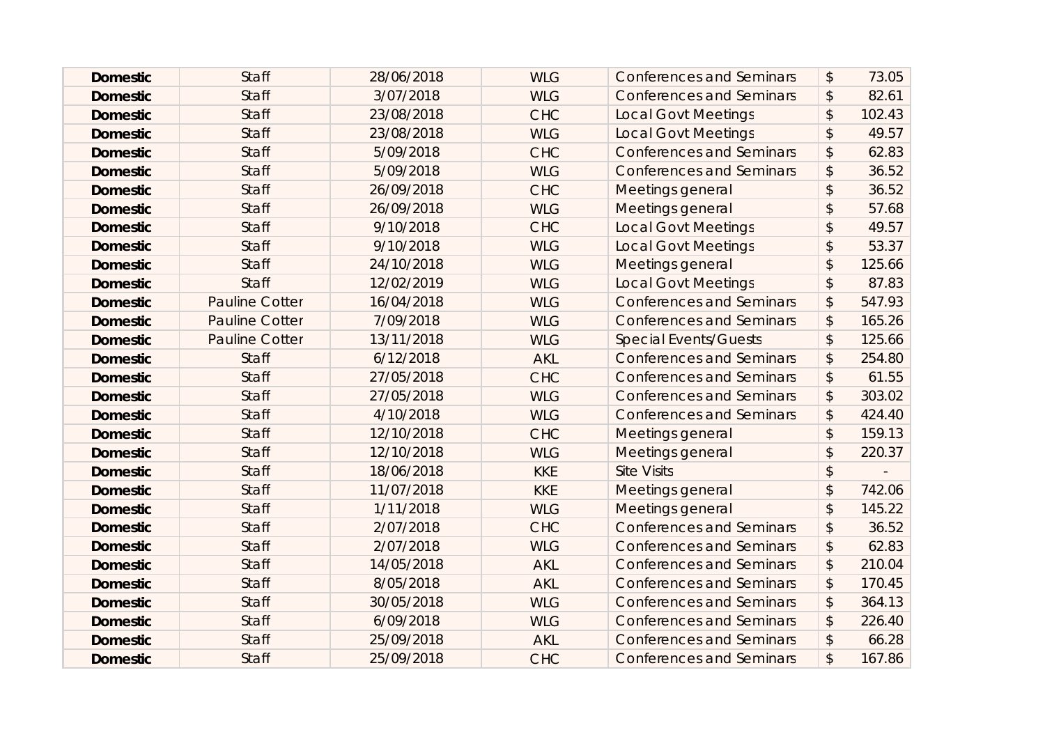| | | | | | |
|---|---|---|---|---|---|
| **Domestic** | Staff | 28/06/2018 | WLG | Conferences and Seminars | $ 73.05 |
| **Domestic** | Staff | 3/07/2018 | WLG | Conferences and Seminars | $ 82.61 |
| **Domestic** | Staff | 23/08/2018 | CHC | Local Govt Meetings | $ 102.43 |
| **Domestic** | Staff | 23/08/2018 | WLG | Local Govt Meetings | $ 49.57 |
| **Domestic** | Staff | 5/09/2018 | CHC | Conferences and Seminars | $ 62.83 |
| **Domestic** | Staff | 5/09/2018 | WLG | Conferences and Seminars | $ 36.52 |
| **Domestic** | Staff | 26/09/2018 | CHC | Meetings general | $ 36.52 |
| **Domestic** | Staff | 26/09/2018 | WLG | Meetings general | $ 57.68 |
| **Domestic** | Staff | 9/10/2018 | CHC | Local Govt Meetings | $ 49.57 |
| **Domestic** | Staff | 9/10/2018 | WLG | Local Govt Meetings | $ 53.37 |
| **Domestic** | Staff | 24/10/2018 | WLG | Meetings general | $ 125.66 |
| **Domestic** | Staff | 12/02/2019 | WLG | Local Govt Meetings | $ 87.83 |
| **Domestic** | Pauline Cotter | 16/04/2018 | WLG | Conferences and Seminars | $ 547.93 |
| **Domestic** | Pauline Cotter | 7/09/2018 | WLG | Conferences and Seminars | $ 165.26 |
| **Domestic** | Pauline Cotter | 13/11/2018 | WLG | Special Events/Guests | $ 125.66 |
| **Domestic** | Staff | 6/12/2018 | AKL | Conferences and Seminars | $ 254.80 |
| **Domestic** | Staff | 27/05/2018 | CHC | Conferences and Seminars | $ 61.55 |
| **Domestic** | Staff | 27/05/2018 | WLG | Conferences and Seminars | $ 303.02 |
| **Domestic** | Staff | 4/10/2018 | WLG | Conferences and Seminars | $ 424.40 |
| **Domestic** | Staff | 12/10/2018 | CHC | Meetings general | $ 159.13 |
| **Domestic** | Staff | 12/10/2018 | WLG | Meetings general | $ 220.37 |
| **Domestic** | Staff | 18/06/2018 | KKE | Site Visits | $ - |
| **Domestic** | Staff | 11/07/2018 | KKE | Meetings general | $ 742.06 |
| **Domestic** | Staff | 1/11/2018 | WLG | Meetings general | $ 145.22 |
| **Domestic** | Staff | 2/07/2018 | CHC | Conferences and Seminars | $ 36.52 |
| **Domestic** | Staff | 2/07/2018 | WLG | Conferences and Seminars | $ 62.83 |
| **Domestic** | Staff | 14/05/2018 | AKL | Conferences and Seminars | $ 210.04 |
| **Domestic** | Staff | 8/05/2018 | AKL | Conferences and Seminars | $ 170.45 |
| **Domestic** | Staff | 30/05/2018 | WLG | Conferences and Seminars | $ 364.13 |
| **Domestic** | Staff | 6/09/2018 | WLG | Conferences and Seminars | $ 226.40 |
| **Domestic** | Staff | 25/09/2018 | AKL | Conferences and Seminars | $ 66.28 |
| **Domestic** | Staff | 25/09/2018 | CHC | Conferences and Seminars | $ 167.86 |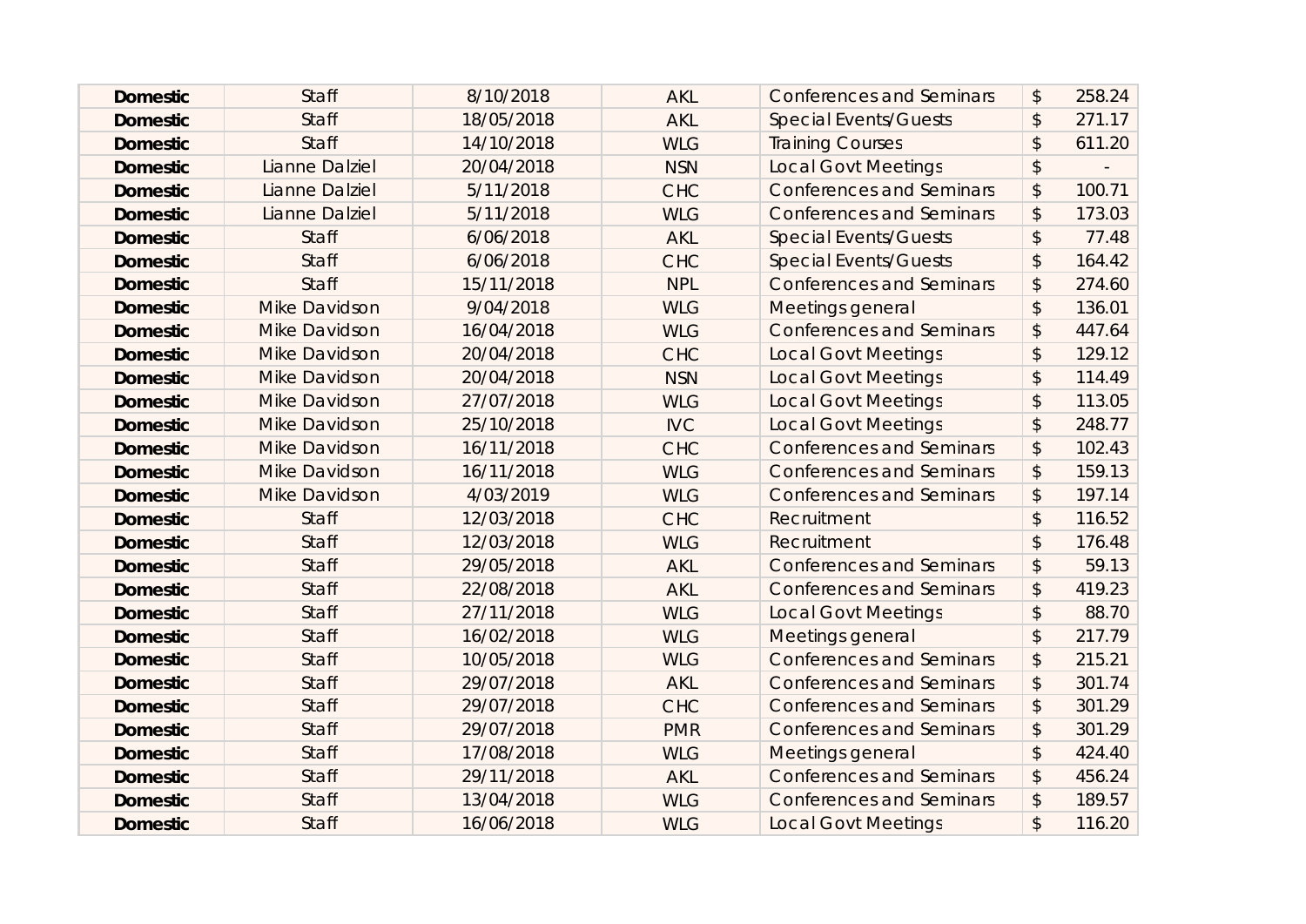| | | | | | |
|---|---|---|---|---|---|
| **Domestic** | Staff | 8/10/2018 | AKL | Conferences and Seminars | $ 258.24 |
| **Domestic** | Staff | 18/05/2018 | AKL | Special Events/Guests | $ 271.17 |
| **Domestic** | Staff | 14/10/2018 | WLG | Training Courses | $ 611.20 |
| **Domestic** | Lianne Dalziel | 20/04/2018 | NSN | Local Govt Meetings | $ - |
| **Domestic** | Lianne Dalziel | 5/11/2018 | CHC | Conferences and Seminars | $ 100.71 |
| **Domestic** | Lianne Dalziel | 5/11/2018 | WLG | Conferences and Seminars | $ 173.03 |
| **Domestic** | Staff | 6/06/2018 | AKL | Special Events/Guests | $ 77.48 |
| **Domestic** | Staff | 6/06/2018 | CHC | Special Events/Guests | $ 164.42 |
| **Domestic** | Staff | 15/11/2018 | NPL | Conferences and Seminars | $ 274.60 |
| **Domestic** | Mike Davidson | 9/04/2018 | WLG | Meetings general | $ 136.01 |
| **Domestic** | Mike Davidson | 16/04/2018 | WLG | Conferences and Seminars | $ 447.64 |
| **Domestic** | Mike Davidson | 20/04/2018 | CHC | Local Govt Meetings | $ 129.12 |
| **Domestic** | Mike Davidson | 20/04/2018 | NSN | Local Govt Meetings | $ 114.49 |
| **Domestic** | Mike Davidson | 27/07/2018 | WLG | Local Govt Meetings | $ 113.05 |
| **Domestic** | Mike Davidson | 25/10/2018 | IVC | Local Govt Meetings | $ 248.77 |
| **Domestic** | Mike Davidson | 16/11/2018 | CHC | Conferences and Seminars | $ 102.43 |
| **Domestic** | Mike Davidson | 16/11/2018 | WLG | Conferences and Seminars | $ 159.13 |
| **Domestic** | Mike Davidson | 4/03/2019 | WLG | Conferences and Seminars | $ 197.14 |
| **Domestic** | Staff | 12/03/2018 | CHC | Recruitment | $ 116.52 |
| **Domestic** | Staff | 12/03/2018 | WLG | Recruitment | $ 176.48 |
| **Domestic** | Staff | 29/05/2018 | AKL | Conferences and Seminars | $ 59.13 |
| **Domestic** | Staff | 22/08/2018 | AKL | Conferences and Seminars | $ 419.23 |
| **Domestic** | Staff | 27/11/2018 | WLG | Local Govt Meetings | $ 88.70 |
| **Domestic** | Staff | 16/02/2018 | WLG | Meetings general | $ 217.79 |
| **Domestic** | Staff | 10/05/2018 | WLG | Conferences and Seminars | $ 215.21 |
| **Domestic** | Staff | 29/07/2018 | AKL | Conferences and Seminars | $ 301.74 |
| **Domestic** | Staff | 29/07/2018 | CHC | Conferences and Seminars | $ 301.29 |
| **Domestic** | Staff | 29/07/2018 | PMR | Conferences and Seminars | $ 301.29 |
| **Domestic** | Staff | 17/08/2018 | WLG | Meetings general | $ 424.40 |
| **Domestic** | Staff | 29/11/2018 | AKL | Conferences and Seminars | $ 456.24 |
| **Domestic** | Staff | 13/04/2018 | WLG | Conferences and Seminars | $ 189.57 |
| **Domestic** | Staff | 16/06/2018 | WLG | Local Govt Meetings | $ 116.20 |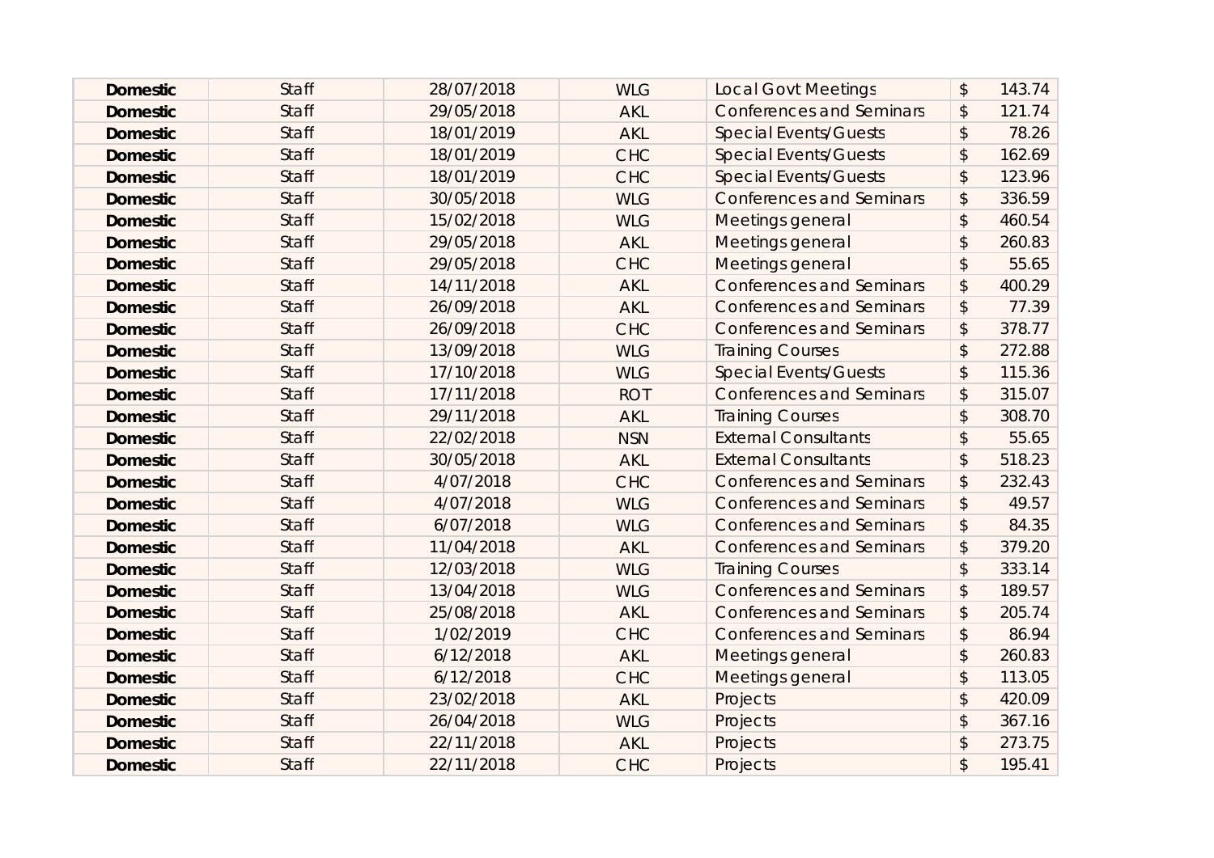| | | | | | |
|---|---|---|---|---|---|
| **Domestic** | Staff | 28/07/2018 | WLG | Local Govt Meetings | $ 143.74 |
| **Domestic** | Staff | 29/05/2018 | AKL | Conferences and Seminars | $ 121.74 |
| **Domestic** | Staff | 18/01/2019 | AKL | Special Events/Guests | $ 78.26 |
| **Domestic** | Staff | 18/01/2019 | CHC | Special Events/Guests | $ 162.69 |
| **Domestic** | Staff | 18/01/2019 | CHC | Special Events/Guests | $ 123.96 |
| **Domestic** | Staff | 30/05/2018 | WLG | Conferences and Seminars | $ 336.59 |
| **Domestic** | Staff | 15/02/2018 | WLG | Meetings general | $ 460.54 |
| **Domestic** | Staff | 29/05/2018 | AKL | Meetings general | $ 260.83 |
| **Domestic** | Staff | 29/05/2018 | CHC | Meetings general | $ 55.65 |
| **Domestic** | Staff | 14/11/2018 | AKL | Conferences and Seminars | $ 400.29 |
| **Domestic** | Staff | 26/09/2018 | AKL | Conferences and Seminars | $ 77.39 |
| **Domestic** | Staff | 26/09/2018 | CHC | Conferences and Seminars | $ 378.77 |
| **Domestic** | Staff | 13/09/2018 | WLG | Training Courses | $ 272.88 |
| **Domestic** | Staff | 17/10/2018 | WLG | Special Events/Guests | $ 115.36 |
| **Domestic** | Staff | 17/11/2018 | ROT | Conferences and Seminars | $ 315.07 |
| **Domestic** | Staff | 29/11/2018 | AKL | Training Courses | $ 308.70 |
| **Domestic** | Staff | 22/02/2018 | NSN | External Consultants | $ 55.65 |
| **Domestic** | Staff | 30/05/2018 | AKL | External Consultants | $ 518.23 |
| **Domestic** | Staff | 4/07/2018 | CHC | Conferences and Seminars | $ 232.43 |
| **Domestic** | Staff | 4/07/2018 | WLG | Conferences and Seminars | $ 49.57 |
| **Domestic** | Staff | 6/07/2018 | WLG | Conferences and Seminars | $ 84.35 |
| **Domestic** | Staff | 11/04/2018 | AKL | Conferences and Seminars | $ 379.20 |
| **Domestic** | Staff | 12/03/2018 | WLG | Training Courses | $ 333.14 |
| **Domestic** | Staff | 13/04/2018 | WLG | Conferences and Seminars | $ 189.57 |
| **Domestic** | Staff | 25/08/2018 | AKL | Conferences and Seminars | $ 205.74 |
| **Domestic** | Staff | 1/02/2019 | CHC | Conferences and Seminars | $ 86.94 |
| **Domestic** | Staff | 6/12/2018 | AKL | Meetings general | $ 260.83 |
| **Domestic** | Staff | 6/12/2018 | CHC | Meetings general | $ 113.05 |
| **Domestic** | Staff | 23/02/2018 | AKL | Projects | $ 420.09 |
| **Domestic** | Staff | 26/04/2018 | WLG | Projects | $ 367.16 |
| **Domestic** | Staff | 22/11/2018 | AKL | Projects | $ 273.75 |
| **Domestic** | Staff | 22/11/2018 | CHC | Projects | $ 195.41 |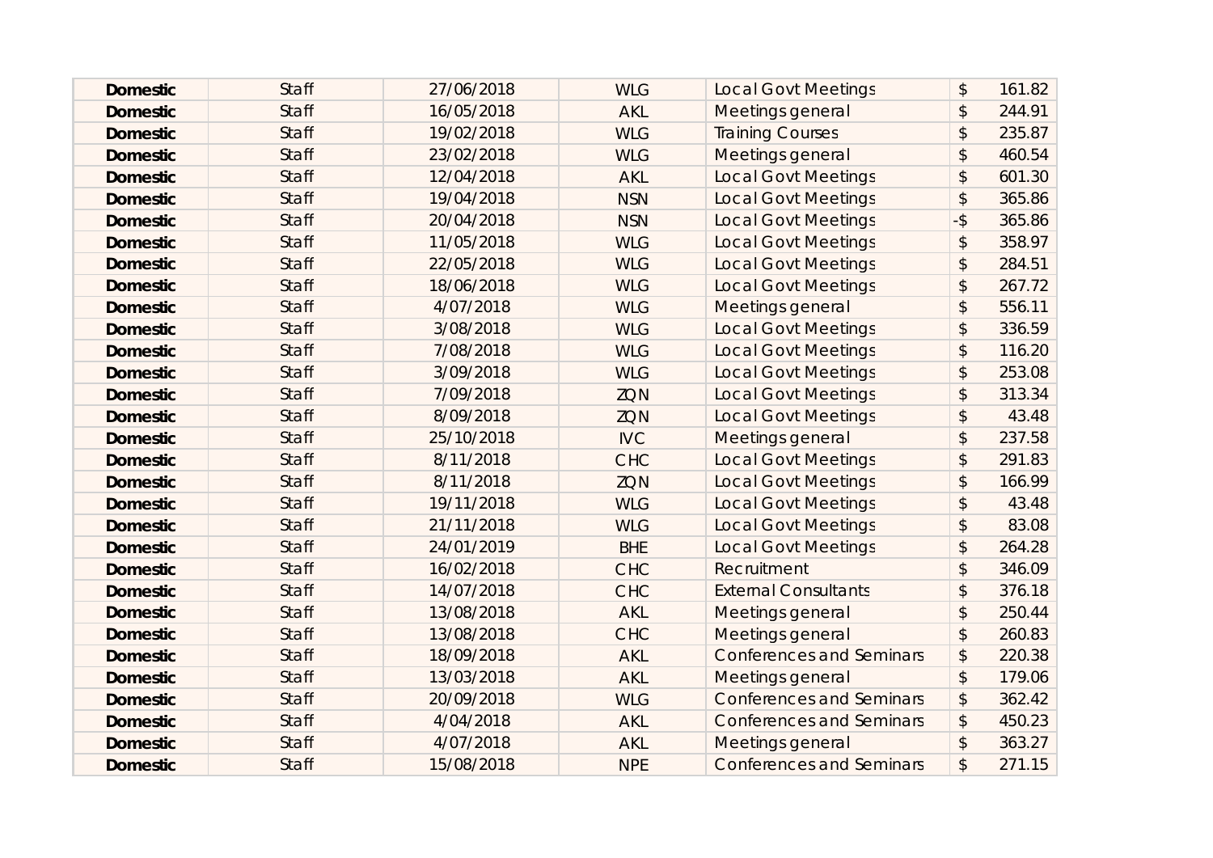| | | | | | |
|---|---|---|---|---|---|
| **Domestic** | Staff | 27/06/2018 | WLG | Local Govt Meetings | $ 161.82 |
| **Domestic** | Staff | 16/05/2018 | AKL | Meetings general | $ 244.91 |
| **Domestic** | Staff | 19/02/2018 | WLG | Training Courses | $ 235.87 |
| **Domestic** | Staff | 23/02/2018 | WLG | Meetings general | $ 460.54 |
| **Domestic** | Staff | 12/04/2018 | AKL | Local Govt Meetings | $ 601.30 |
| **Domestic** | Staff | 19/04/2018 | NSN | Local Govt Meetings | $ 365.86 |
| **Domestic** | Staff | 20/04/2018 | NSN | Local Govt Meetings | -$ 365.86 |
| **Domestic** | Staff | 11/05/2018 | WLG | Local Govt Meetings | $ 358.97 |
| **Domestic** | Staff | 22/05/2018 | WLG | Local Govt Meetings | $ 284.51 |
| **Domestic** | Staff | 18/06/2018 | WLG | Local Govt Meetings | $ 267.72 |
| **Domestic** | Staff | 4/07/2018 | WLG | Meetings general | $ 556.11 |
| **Domestic** | Staff | 3/08/2018 | WLG | Local Govt Meetings | $ 336.59 |
| **Domestic** | Staff | 7/08/2018 | WLG | Local Govt Meetings | $ 116.20 |
| **Domestic** | Staff | 3/09/2018 | WLG | Local Govt Meetings | $ 253.08 |
| **Domestic** | Staff | 7/09/2018 | ZQN | Local Govt Meetings | $ 313.34 |
| **Domestic** | Staff | 8/09/2018 | ZQN | Local Govt Meetings | $ 43.48 |
| **Domestic** | Staff | 25/10/2018 | IVC | Meetings general | $ 237.58 |
| **Domestic** | Staff | 8/11/2018 | CHC | Local Govt Meetings | $ 291.83 |
| **Domestic** | Staff | 8/11/2018 | ZQN | Local Govt Meetings | $ 166.99 |
| **Domestic** | Staff | 19/11/2018 | WLG | Local Govt Meetings | $ 43.48 |
| **Domestic** | Staff | 21/11/2018 | WLG | Local Govt Meetings | $ 83.08 |
| **Domestic** | Staff | 24/01/2019 | BHE | Local Govt Meetings | $ 264.28 |
| **Domestic** | Staff | 16/02/2018 | CHC | Recruitment | $ 346.09 |
| **Domestic** | Staff | 14/07/2018 | CHC | External Consultants | $ 376.18 |
| **Domestic** | Staff | 13/08/2018 | AKL | Meetings general | $ 250.44 |
| **Domestic** | Staff | 13/08/2018 | CHC | Meetings general | $ 260.83 |
| **Domestic** | Staff | 18/09/2018 | AKL | Conferences and Seminars | $ 220.38 |
| **Domestic** | Staff | 13/03/2018 | AKL | Meetings general | $ 179.06 |
| **Domestic** | Staff | 20/09/2018 | WLG | Conferences and Seminars | $ 362.42 |
| **Domestic** | Staff | 4/04/2018 | AKL | Conferences and Seminars | $ 450.23 |
| **Domestic** | Staff | 4/07/2018 | AKL | Meetings general | $ 363.27 |
| **Domestic** | Staff | 15/08/2018 | NPE | Conferences and Seminars | $ 271.15 |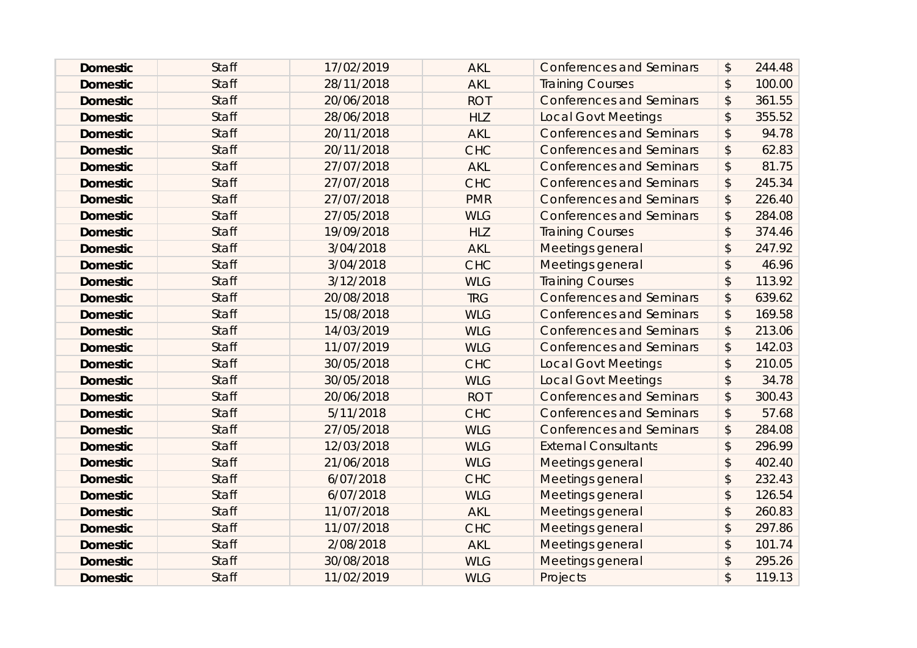| | | | | | | |
|---|---|---|---|---|---|---|
| **Domestic** | Staff | 17/02/2019 | AKL | Conferences and Seminars | $ | 244.48 |
| **Domestic** | Staff | 28/11/2018 | AKL | Training Courses | $ | 100.00 |
| **Domestic** | Staff | 20/06/2018 | ROT | Conferences and Seminars | $ | 361.55 |
| **Domestic** | Staff | 28/06/2018 | HLZ | Local Govt Meetings | $ | 355.52 |
| **Domestic** | Staff | 20/11/2018 | AKL | Conferences and Seminars | $ | 94.78 |
| **Domestic** | Staff | 20/11/2018 | CHC | Conferences and Seminars | $ | 62.83 |
| **Domestic** | Staff | 27/07/2018 | AKL | Conferences and Seminars | $ | 81.75 |
| **Domestic** | Staff | 27/07/2018 | CHC | Conferences and Seminars | $ | 245.34 |
| **Domestic** | Staff | 27/07/2018 | PMR | Conferences and Seminars | $ | 226.40 |
| **Domestic** | Staff | 27/05/2018 | WLG | Conferences and Seminars | $ | 284.08 |
| **Domestic** | Staff | 19/09/2018 | HLZ | Training Courses | $ | 374.46 |
| **Domestic** | Staff | 3/04/2018 | AKL | Meetings general | $ | 247.92 |
| **Domestic** | Staff | 3/04/2018 | CHC | Meetings general | $ | 46.96 |
| **Domestic** | Staff | 3/12/2018 | WLG | Training Courses | $ | 113.92 |
| **Domestic** | Staff | 20/08/2018 | TRG | Conferences and Seminars | $ | 639.62 |
| **Domestic** | Staff | 15/08/2018 | WLG | Conferences and Seminars | $ | 169.58 |
| **Domestic** | Staff | 14/03/2019 | WLG | Conferences and Seminars | $ | 213.06 |
| **Domestic** | Staff | 11/07/2019 | WLG | Conferences and Seminars | $ | 142.03 |
| **Domestic** | Staff | 30/05/2018 | CHC | Local Govt Meetings | $ | 210.05 |
| **Domestic** | Staff | 30/05/2018 | WLG | Local Govt Meetings | $ | 34.78 |
| **Domestic** | Staff | 20/06/2018 | ROT | Conferences and Seminars | $ | 300.43 |
| **Domestic** | Staff | 5/11/2018 | CHC | Conferences and Seminars | $ | 57.68 |
| **Domestic** | Staff | 27/05/2018 | WLG | Conferences and Seminars | $ | 284.08 |
| **Domestic** | Staff | 12/03/2018 | WLG | External Consultants | $ | 296.99 |
| **Domestic** | Staff | 21/06/2018 | WLG | Meetings general | $ | 402.40 |
| **Domestic** | Staff | 6/07/2018 | CHC | Meetings general | $ | 232.43 |
| **Domestic** | Staff | 6/07/2018 | WLG | Meetings general | $ | 126.54 |
| **Domestic** | Staff | 11/07/2018 | AKL | Meetings general | $ | 260.83 |
| **Domestic** | Staff | 11/07/2018 | CHC | Meetings general | $ | 297.86 |
| **Domestic** | Staff | 2/08/2018 | AKL | Meetings general | $ | 101.74 |
| **Domestic** | Staff | 30/08/2018 | WLG | Meetings general | $ | 295.26 |
| **Domestic** | Staff | 11/02/2019 | WLG | Projects | $ | 119.13 |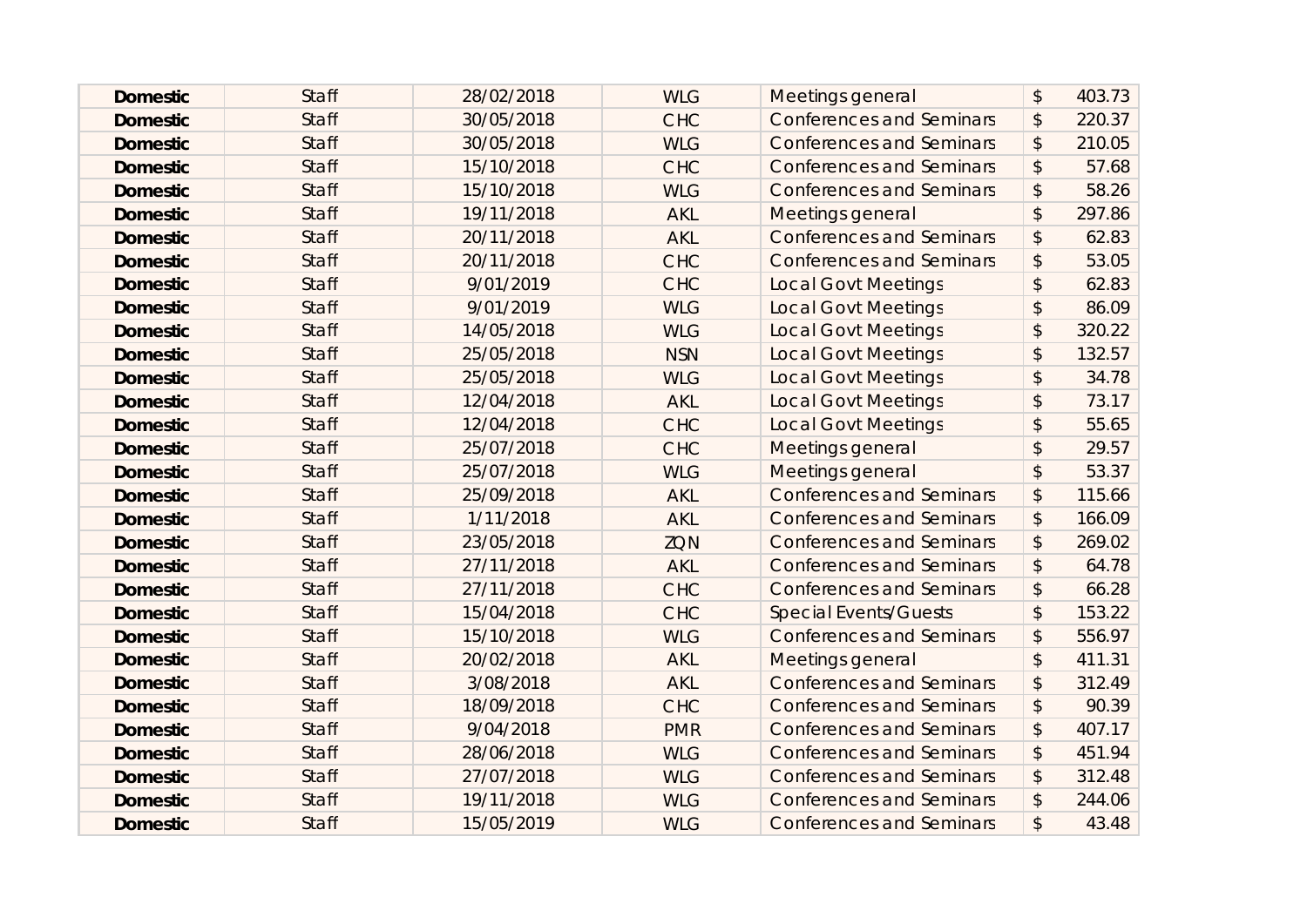| | | | | | |
|---|---|---|---|---|---|
| **Domestic** | Staff | 28/02/2018 | WLG | Meetings general | $ 403.73 |
| **Domestic** | Staff | 30/05/2018 | CHC | Conferences and Seminars | $ 220.37 |
| **Domestic** | Staff | 30/05/2018 | WLG | Conferences and Seminars | $ 210.05 |
| **Domestic** | Staff | 15/10/2018 | CHC | Conferences and Seminars | $ 57.68 |
| **Domestic** | Staff | 15/10/2018 | WLG | Conferences and Seminars | $ 58.26 |
| **Domestic** | Staff | 19/11/2018 | AKL | Meetings general | $ 297.86 |
| **Domestic** | Staff | 20/11/2018 | AKL | Conferences and Seminars | $ 62.83 |
| **Domestic** | Staff | 20/11/2018 | CHC | Conferences and Seminars | $ 53.05 |
| **Domestic** | Staff | 9/01/2019 | CHC | Local Govt Meetings | $ 62.83 |
| **Domestic** | Staff | 9/01/2019 | WLG | Local Govt Meetings | $ 86.09 |
| **Domestic** | Staff | 14/05/2018 | WLG | Local Govt Meetings | $ 320.22 |
| **Domestic** | Staff | 25/05/2018 | NSN | Local Govt Meetings | $ 132.57 |
| **Domestic** | Staff | 25/05/2018 | WLG | Local Govt Meetings | $ 34.78 |
| **Domestic** | Staff | 12/04/2018 | AKL | Local Govt Meetings | $ 73.17 |
| **Domestic** | Staff | 12/04/2018 | CHC | Local Govt Meetings | $ 55.65 |
| **Domestic** | Staff | 25/07/2018 | CHC | Meetings general | $ 29.57 |
| **Domestic** | Staff | 25/07/2018 | WLG | Meetings general | $ 53.37 |
| **Domestic** | Staff | 25/09/2018 | AKL | Conferences and Seminars | $ 115.66 |
| **Domestic** | Staff | 1/11/2018 | AKL | Conferences and Seminars | $ 166.09 |
| **Domestic** | Staff | 23/05/2018 | ZQN | Conferences and Seminars | $ 269.02 |
| **Domestic** | Staff | 27/11/2018 | AKL | Conferences and Seminars | $ 64.78 |
| **Domestic** | Staff | 27/11/2018 | CHC | Conferences and Seminars | $ 66.28 |
| **Domestic** | Staff | 15/04/2018 | CHC | Special Events/Guests | $ 153.22 |
| **Domestic** | Staff | 15/10/2018 | WLG | Conferences and Seminars | $ 556.97 |
| **Domestic** | Staff | 20/02/2018 | AKL | Meetings general | $ 411.31 |
| **Domestic** | Staff | 3/08/2018 | AKL | Conferences and Seminars | $ 312.49 |
| **Domestic** | Staff | 18/09/2018 | CHC | Conferences and Seminars | $ 90.39 |
| **Domestic** | Staff | 9/04/2018 | PMR | Conferences and Seminars | $ 407.17 |
| **Domestic** | Staff | 28/06/2018 | WLG | Conferences and Seminars | $ 451.94 |
| **Domestic** | Staff | 27/07/2018 | WLG | Conferences and Seminars | $ 312.48 |
| **Domestic** | Staff | 19/11/2018 | WLG | Conferences and Seminars | $ 244.06 |
| **Domestic** | Staff | 15/05/2019 | WLG | Conferences and Seminars | $ 43.48 |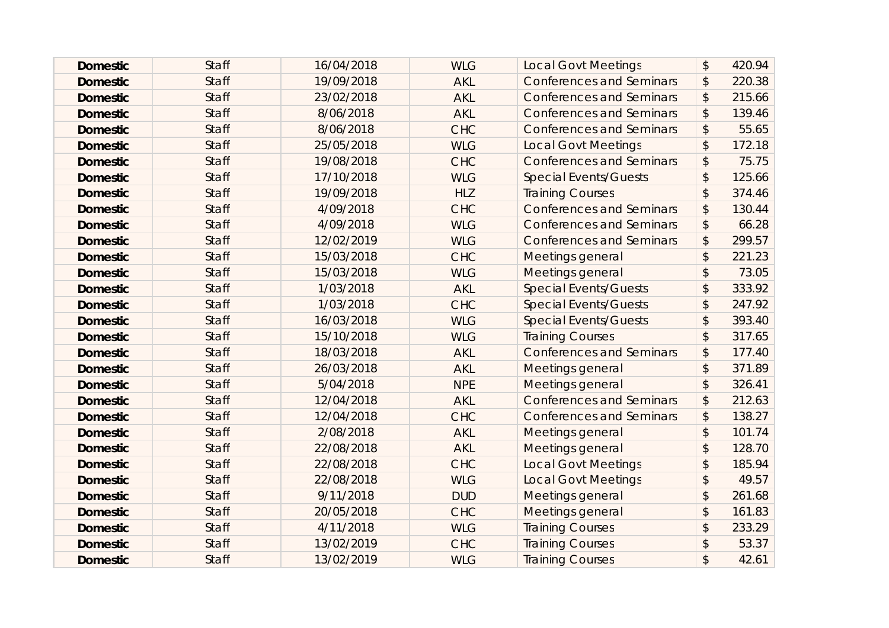| | | | | | |
|---|---|---|---|---|---|
| **Domestic** | Staff | 16/04/2018 | WLG | Local Govt Meetings | $ 420.94 |
| **Domestic** | Staff | 19/09/2018 | AKL | Conferences and Seminars | $ 220.38 |
| **Domestic** | Staff | 23/02/2018 | AKL | Conferences and Seminars | $ 215.66 |
| **Domestic** | Staff | 8/06/2018 | AKL | Conferences and Seminars | $ 139.46 |
| **Domestic** | Staff | 8/06/2018 | CHC | Conferences and Seminars | $ 55.65 |
| **Domestic** | Staff | 25/05/2018 | WLG | Local Govt Meetings | $ 172.18 |
| **Domestic** | Staff | 19/08/2018 | CHC | Conferences and Seminars | $ 75.75 |
| **Domestic** | Staff | 17/10/2018 | WLG | Special Events/Guests | $ 125.66 |
| **Domestic** | Staff | 19/09/2018 | HLZ | Training Courses | $ 374.46 |
| **Domestic** | Staff | 4/09/2018 | CHC | Conferences and Seminars | $ 130.44 |
| **Domestic** | Staff | 4/09/2018 | WLG | Conferences and Seminars | $ 66.28 |
| **Domestic** | Staff | 12/02/2019 | WLG | Conferences and Seminars | $ 299.57 |
| **Domestic** | Staff | 15/03/2018 | CHC | Meetings general | $ 221.23 |
| **Domestic** | Staff | 15/03/2018 | WLG | Meetings general | $ 73.05 |
| **Domestic** | Staff | 1/03/2018 | AKL | Special Events/Guests | $ 333.92 |
| **Domestic** | Staff | 1/03/2018 | CHC | Special Events/Guests | $ 247.92 |
| **Domestic** | Staff | 16/03/2018 | WLG | Special Events/Guests | $ 393.40 |
| **Domestic** | Staff | 15/10/2018 | WLG | Training Courses | $ 317.65 |
| **Domestic** | Staff | 18/03/2018 | AKL | Conferences and Seminars | $ 177.40 |
| **Domestic** | Staff | 26/03/2018 | AKL | Meetings general | $ 371.89 |
| **Domestic** | Staff | 5/04/2018 | NPE | Meetings general | $ 326.41 |
| **Domestic** | Staff | 12/04/2018 | AKL | Conferences and Seminars | $ 212.63 |
| **Domestic** | Staff | 12/04/2018 | CHC | Conferences and Seminars | $ 138.27 |
| **Domestic** | Staff | 2/08/2018 | AKL | Meetings general | $ 101.74 |
| **Domestic** | Staff | 22/08/2018 | AKL | Meetings general | $ 128.70 |
| **Domestic** | Staff | 22/08/2018 | CHC | Local Govt Meetings | $ 185.94 |
| **Domestic** | Staff | 22/08/2018 | WLG | Local Govt Meetings | $ 49.57 |
| **Domestic** | Staff | 9/11/2018 | DUD | Meetings general | $ 261.68 |
| **Domestic** | Staff | 20/05/2018 | CHC | Meetings general | $ 161.83 |
| **Domestic** | Staff | 4/11/2018 | WLG | Training Courses | $ 233.29 |
| **Domestic** | Staff | 13/02/2019 | CHC | Training Courses | $ 53.37 |
| **Domestic** | Staff | 13/02/2019 | WLG | Training Courses | $ 42.61 |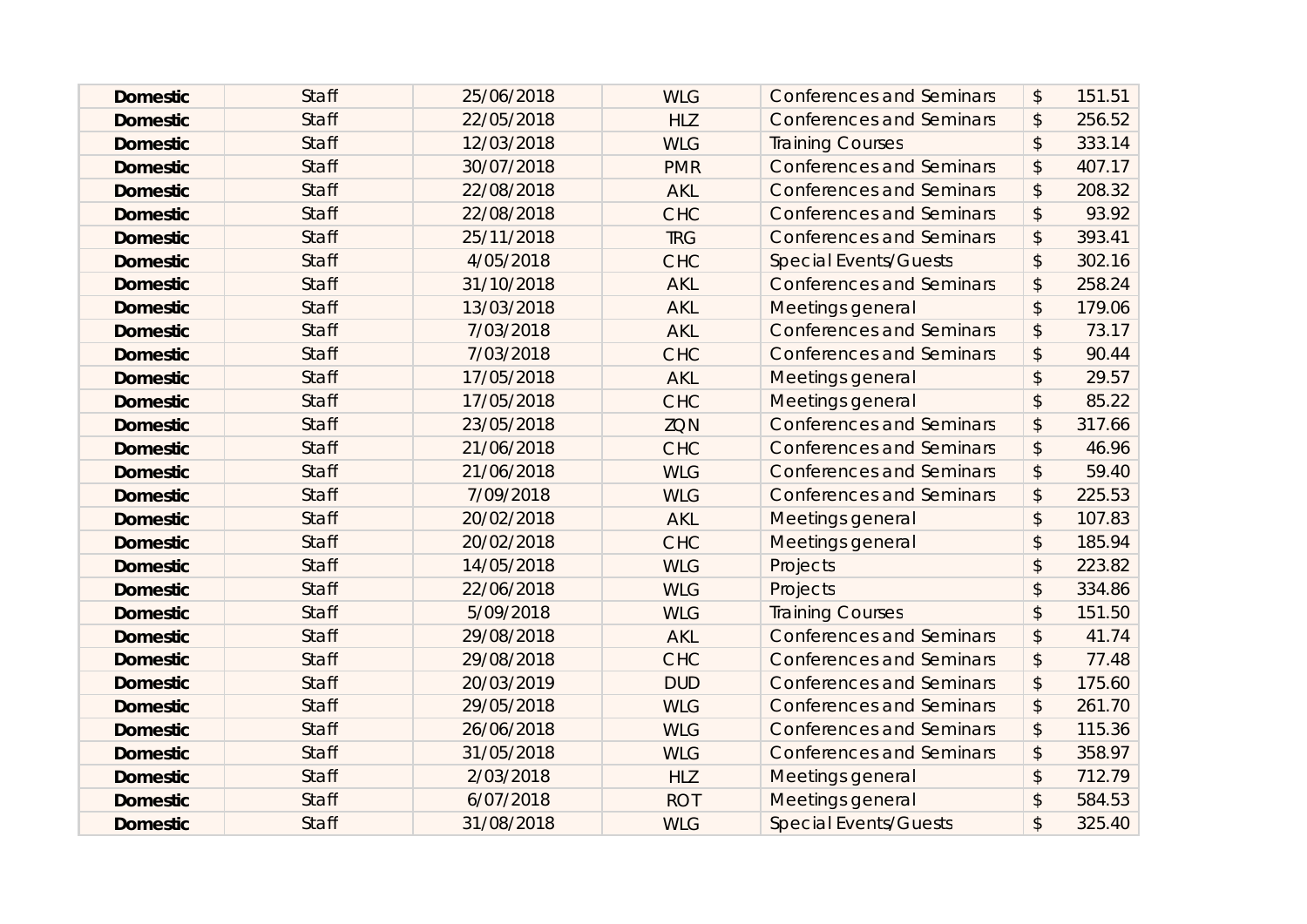| | | | | | | |
|---|---|---|---|---|---|---|
| **Domestic** | Staff | 25/06/2018 | WLG | Conferences and Seminars | $ | 151.51 |
| **Domestic** | Staff | 22/05/2018 | HLZ | Conferences and Seminars | $ | 256.52 |
| **Domestic** | Staff | 12/03/2018 | WLG | Training Courses | $ | 333.14 |
| **Domestic** | Staff | 30/07/2018 | PMR | Conferences and Seminars | $ | 407.17 |
| **Domestic** | Staff | 22/08/2018 | AKL | Conferences and Seminars | $ | 208.32 |
| **Domestic** | Staff | 22/08/2018 | CHC | Conferences and Seminars | $ | 93.92 |
| **Domestic** | Staff | 25/11/2018 | TRG | Conferences and Seminars | $ | 393.41 |
| **Domestic** | Staff | 4/05/2018 | CHC | Special Events/Guests | $ | 302.16 |
| **Domestic** | Staff | 31/10/2018 | AKL | Conferences and Seminars | $ | 258.24 |
| **Domestic** | Staff | 13/03/2018 | AKL | Meetings general | $ | 179.06 |
| **Domestic** | Staff | 7/03/2018 | AKL | Conferences and Seminars | $ | 73.17 |
| **Domestic** | Staff | 7/03/2018 | CHC | Conferences and Seminars | $ | 90.44 |
| **Domestic** | Staff | 17/05/2018 | AKL | Meetings general | $ | 29.57 |
| **Domestic** | Staff | 17/05/2018 | CHC | Meetings general | $ | 85.22 |
| **Domestic** | Staff | 23/05/2018 | ZQN | Conferences and Seminars | $ | 317.66 |
| **Domestic** | Staff | 21/06/2018 | CHC | Conferences and Seminars | $ | 46.96 |
| **Domestic** | Staff | 21/06/2018 | WLG | Conferences and Seminars | $ | 59.40 |
| **Domestic** | Staff | 7/09/2018 | WLG | Conferences and Seminars | $ | 225.53 |
| **Domestic** | Staff | 20/02/2018 | AKL | Meetings general | $ | 107.83 |
| **Domestic** | Staff | 20/02/2018 | CHC | Meetings general | $ | 185.94 |
| **Domestic** | Staff | 14/05/2018 | WLG | Projects | $ | 223.82 |
| **Domestic** | Staff | 22/06/2018 | WLG | Projects | $ | 334.86 |
| **Domestic** | Staff | 5/09/2018 | WLG | Training Courses | $ | 151.50 |
| **Domestic** | Staff | 29/08/2018 | AKL | Conferences and Seminars | $ | 41.74 |
| **Domestic** | Staff | 29/08/2018 | CHC | Conferences and Seminars | $ | 77.48 |
| **Domestic** | Staff | 20/03/2019 | DUD | Conferences and Seminars | $ | 175.60 |
| **Domestic** | Staff | 29/05/2018 | WLG | Conferences and Seminars | $ | 261.70 |
| **Domestic** | Staff | 26/06/2018 | WLG | Conferences and Seminars | $ | 115.36 |
| **Domestic** | Staff | 31/05/2018 | WLG | Conferences and Seminars | $ | 358.97 |
| **Domestic** | Staff | 2/03/2018 | HLZ | Meetings general | $ | 712.79 |
| **Domestic** | Staff | 6/07/2018 | ROT | Meetings general | $ | 584.53 |
| **Domestic** | Staff | 31/08/2018 | WLG | Special Events/Guests | $ | 325.40 |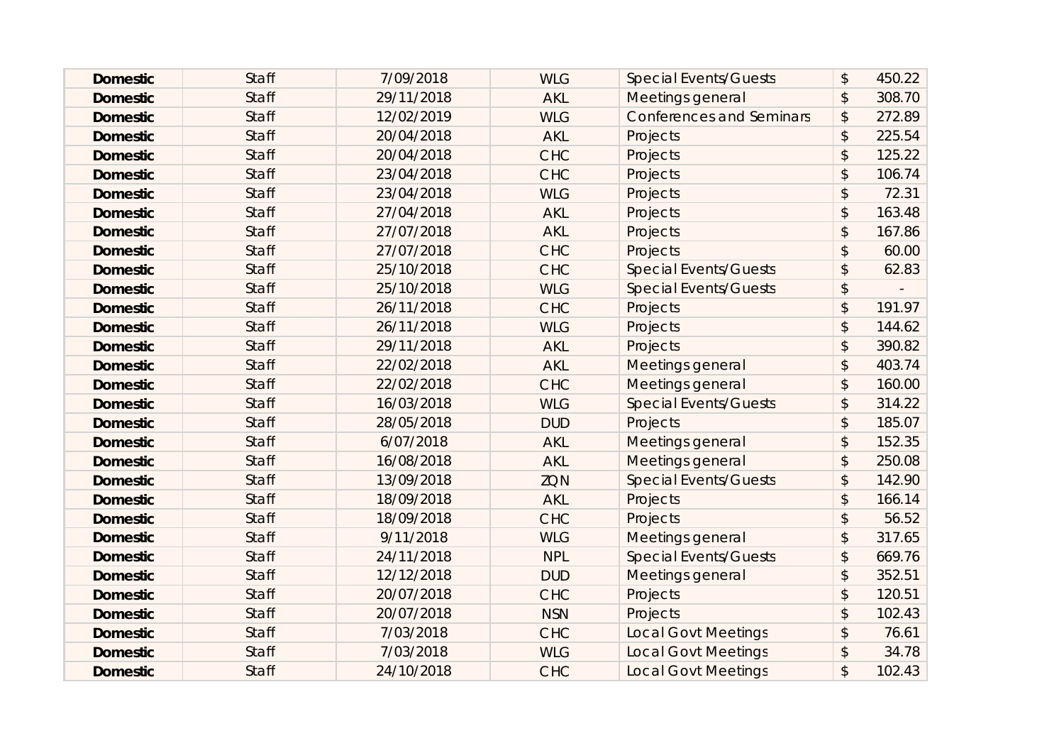| | | | | | |
|---|---|---|---|---|---|
| **Domestic** | Staff | 7/09/2018 | WLG | Special Events/Guests | $ 450.22 |
| **Domestic** | Staff | 29/11/2018 | AKL | Meetings general | $ 308.70 |
| **Domestic** | Staff | 12/02/2019 | WLG | Conferences and Seminars | $ 272.89 |
| **Domestic** | Staff | 20/04/2018 | AKL | Projects | $ 225.54 |
| **Domestic** | Staff | 20/04/2018 | CHC | Projects | $ 125.22 |
| **Domestic** | Staff | 23/04/2018 | CHC | Projects | $ 106.74 |
| **Domestic** | Staff | 23/04/2018 | WLG | Projects | $ 72.31 |
| **Domestic** | Staff | 27/04/2018 | AKL | Projects | $ 163.48 |
| **Domestic** | Staff | 27/07/2018 | AKL | Projects | $ 167.86 |
| **Domestic** | Staff | 27/07/2018 | CHC | Projects | $ 60.00 |
| **Domestic** | Staff | 25/10/2018 | CHC | Special Events/Guests | $ 62.83 |
| **Domestic** | Staff | 25/10/2018 | WLG | Special Events/Guests | $ - |
| **Domestic** | Staff | 26/11/2018 | CHC | Projects | $ 191.97 |
| **Domestic** | Staff | 26/11/2018 | WLG | Projects | $ 144.62 |
| **Domestic** | Staff | 29/11/2018 | AKL | Projects | $ 390.82 |
| **Domestic** | Staff | 22/02/2018 | AKL | Meetings general | $ 403.74 |
| **Domestic** | Staff | 22/02/2018 | CHC | Meetings general | $ 160.00 |
| **Domestic** | Staff | 16/03/2018 | WLG | Special Events/Guests | $ 314.22 |
| **Domestic** | Staff | 28/05/2018 | DUD | Projects | $ 185.07 |
| **Domestic** | Staff | 6/07/2018 | AKL | Meetings general | $ 152.35 |
| **Domestic** | Staff | 16/08/2018 | AKL | Meetings general | $ 250.08 |
| **Domestic** | Staff | 13/09/2018 | ZQN | Special Events/Guests | $ 142.90 |
| **Domestic** | Staff | 18/09/2018 | AKL | Projects | $ 166.14 |
| **Domestic** | Staff | 18/09/2018 | CHC | Projects | $ 56.52 |
| **Domestic** | Staff | 9/11/2018 | WLG | Meetings general | $ 317.65 |
| **Domestic** | Staff | 24/11/2018 | NPL | Special Events/Guests | $ 669.76 |
| **Domestic** | Staff | 12/12/2018 | DUD | Meetings general | $ 352.51 |
| **Domestic** | Staff | 20/07/2018 | CHC | Projects | $ 120.51 |
| **Domestic** | Staff | 20/07/2018 | NSN | Projects | $ 102.43 |
| **Domestic** | Staff | 7/03/2018 | CHC | Local Govt Meetings | $ 76.61 |
| **Domestic** | Staff | 7/03/2018 | WLG | Local Govt Meetings | $ 34.78 |
| **Domestic** | Staff | 24/10/2018 | CHC | Local Govt Meetings | $ 102.43 |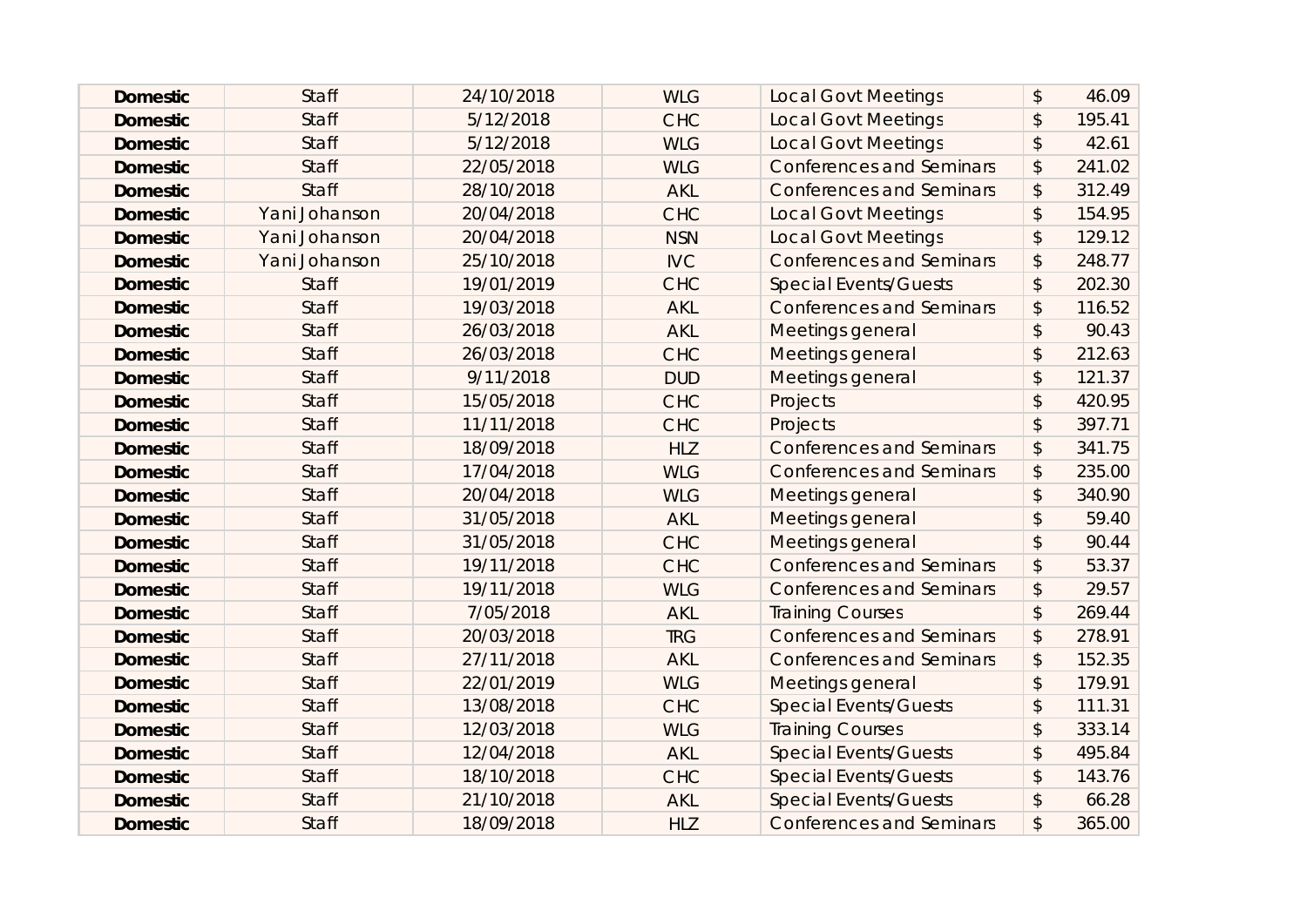| | | | | | |
|---|---|---|---|---|---|
| **Domestic** | Staff | 24/10/2018 | WLG | Local Govt Meetings | $ 46.09 |
| **Domestic** | Staff | 5/12/2018 | CHC | Local Govt Meetings | $ 195.41 |
| **Domestic** | Staff | 5/12/2018 | WLG | Local Govt Meetings | $ 42.61 |
| **Domestic** | Staff | 22/05/2018 | WLG | Conferences and Seminars | $ 241.02 |
| **Domestic** | Staff | 28/10/2018 | AKL | Conferences and Seminars | $ 312.49 |
| **Domestic** | Yani Johanson | 20/04/2018 | CHC | Local Govt Meetings | $ 154.95 |
| **Domestic** | Yani Johanson | 20/04/2018 | NSN | Local Govt Meetings | $ 129.12 |
| **Domestic** | Yani Johanson | 25/10/2018 | IVC | Conferences and Seminars | $ 248.77 |
| **Domestic** | Staff | 19/01/2019 | CHC | Special Events/Guests | $ 202.30 |
| **Domestic** | Staff | 19/03/2018 | AKL | Conferences and Seminars | $ 116.52 |
| **Domestic** | Staff | 26/03/2018 | AKL | Meetings general | $ 90.43 |
| **Domestic** | Staff | 26/03/2018 | CHC | Meetings general | $ 212.63 |
| **Domestic** | Staff | 9/11/2018 | DUD | Meetings general | $ 121.37 |
| **Domestic** | Staff | 15/05/2018 | CHC | Projects | $ 420.95 |
| **Domestic** | Staff | 11/11/2018 | CHC | Projects | $ 397.71 |
| **Domestic** | Staff | 18/09/2018 | HLZ | Conferences and Seminars | $ 341.75 |
| **Domestic** | Staff | 17/04/2018 | WLG | Conferences and Seminars | $ 235.00 |
| **Domestic** | Staff | 20/04/2018 | WLG | Meetings general | $ 340.90 |
| **Domestic** | Staff | 31/05/2018 | AKL | Meetings general | $ 59.40 |
| **Domestic** | Staff | 31/05/2018 | CHC | Meetings general | $ 90.44 |
| **Domestic** | Staff | 19/11/2018 | CHC | Conferences and Seminars | $ 53.37 |
| **Domestic** | Staff | 19/11/2018 | WLG | Conferences and Seminars | $ 29.57 |
| **Domestic** | Staff | 7/05/2018 | AKL | Training Courses | $ 269.44 |
| **Domestic** | Staff | 20/03/2018 | TRG | Conferences and Seminars | $ 278.91 |
| **Domestic** | Staff | 27/11/2018 | AKL | Conferences and Seminars | $ 152.35 |
| **Domestic** | Staff | 22/01/2019 | WLG | Meetings general | $ 179.91 |
| **Domestic** | Staff | 13/08/2018 | CHC | Special Events/Guests | $ 111.31 |
| **Domestic** | Staff | 12/03/2018 | WLG | Training Courses | $ 333.14 |
| **Domestic** | Staff | 12/04/2018 | AKL | Special Events/Guests | $ 495.84 |
| **Domestic** | Staff | 18/10/2018 | CHC | Special Events/Guests | $ 143.76 |
| **Domestic** | Staff | 21/10/2018 | AKL | Special Events/Guests | $ 66.28 |
| **Domestic** | Staff | 18/09/2018 | HLZ | Conferences and Seminars | $ 365.00 |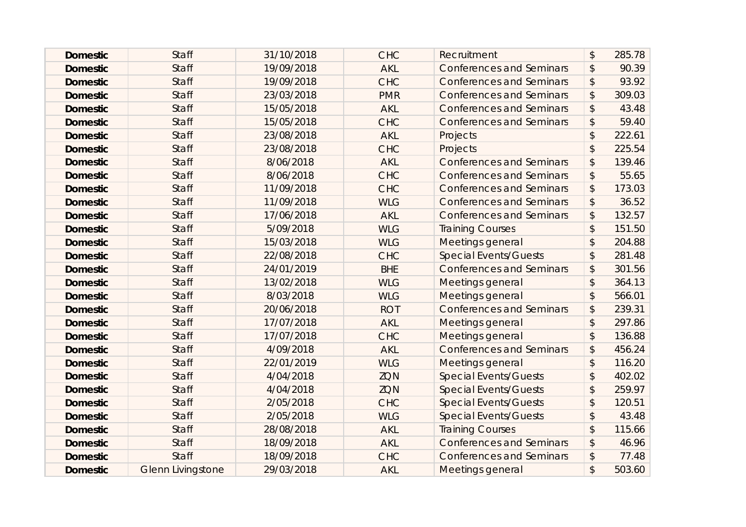| | | | | | |
|---|---|---|---|---|---|
| **Domestic** | Staff | 31/10/2018 | CHC | Recruitment | $ 285.78 |
| **Domestic** | Staff | 19/09/2018 | AKL | Conferences and Seminars | $ 90.39 |
| **Domestic** | Staff | 19/09/2018 | CHC | Conferences and Seminars | $ 93.92 |
| **Domestic** | Staff | 23/03/2018 | PMR | Conferences and Seminars | $ 309.03 |
| **Domestic** | Staff | 15/05/2018 | AKL | Conferences and Seminars | $ 43.48 |
| **Domestic** | Staff | 15/05/2018 | CHC | Conferences and Seminars | $ 59.40 |
| **Domestic** | Staff | 23/08/2018 | AKL | Projects | $ 222.61 |
| **Domestic** | Staff | 23/08/2018 | CHC | Projects | $ 225.54 |
| **Domestic** | Staff | 8/06/2018 | AKL | Conferences and Seminars | $ 139.46 |
| **Domestic** | Staff | 8/06/2018 | CHC | Conferences and Seminars | $ 55.65 |
| **Domestic** | Staff | 11/09/2018 | CHC | Conferences and Seminars | $ 173.03 |
| **Domestic** | Staff | 11/09/2018 | WLG | Conferences and Seminars | $ 36.52 |
| **Domestic** | Staff | 17/06/2018 | AKL | Conferences and Seminars | $ 132.57 |
| **Domestic** | Staff | 5/09/2018 | WLG | Training Courses | $ 151.50 |
| **Domestic** | Staff | 15/03/2018 | WLG | Meetings general | $ 204.88 |
| **Domestic** | Staff | 22/08/2018 | CHC | Special Events/Guests | $ 281.48 |
| **Domestic** | Staff | 24/01/2019 | BHE | Conferences and Seminars | $ 301.56 |
| **Domestic** | Staff | 13/02/2018 | WLG | Meetings general | $ 364.13 |
| **Domestic** | Staff | 8/03/2018 | WLG | Meetings general | $ 566.01 |
| **Domestic** | Staff | 20/06/2018 | ROT | Conferences and Seminars | $ 239.31 |
| **Domestic** | Staff | 17/07/2018 | AKL | Meetings general | $ 297.86 |
| **Domestic** | Staff | 17/07/2018 | CHC | Meetings general | $ 136.88 |
| **Domestic** | Staff | 4/09/2018 | AKL | Conferences and Seminars | $ 456.24 |
| **Domestic** | Staff | 22/01/2019 | WLG | Meetings general | $ 116.20 |
| **Domestic** | Staff | 4/04/2018 | ZQN | Special Events/Guests | $ 402.02 |
| **Domestic** | Staff | 4/04/2018 | ZQN | Special Events/Guests | $ 259.97 |
| **Domestic** | Staff | 2/05/2018 | CHC | Special Events/Guests | $ 120.51 |
| **Domestic** | Staff | 2/05/2018 | WLG | Special Events/Guests | $ 43.48 |
| **Domestic** | Staff | 28/08/2018 | AKL | Training Courses | $ 115.66 |
| **Domestic** | Staff | 18/09/2018 | AKL | Conferences and Seminars | $ 46.96 |
| **Domestic** | Staff | 18/09/2018 | CHC | Conferences and Seminars | $ 77.48 |
| **Domestic** | Glenn Livingstone | 29/03/2018 | AKL | Meetings general | $ 503.60 |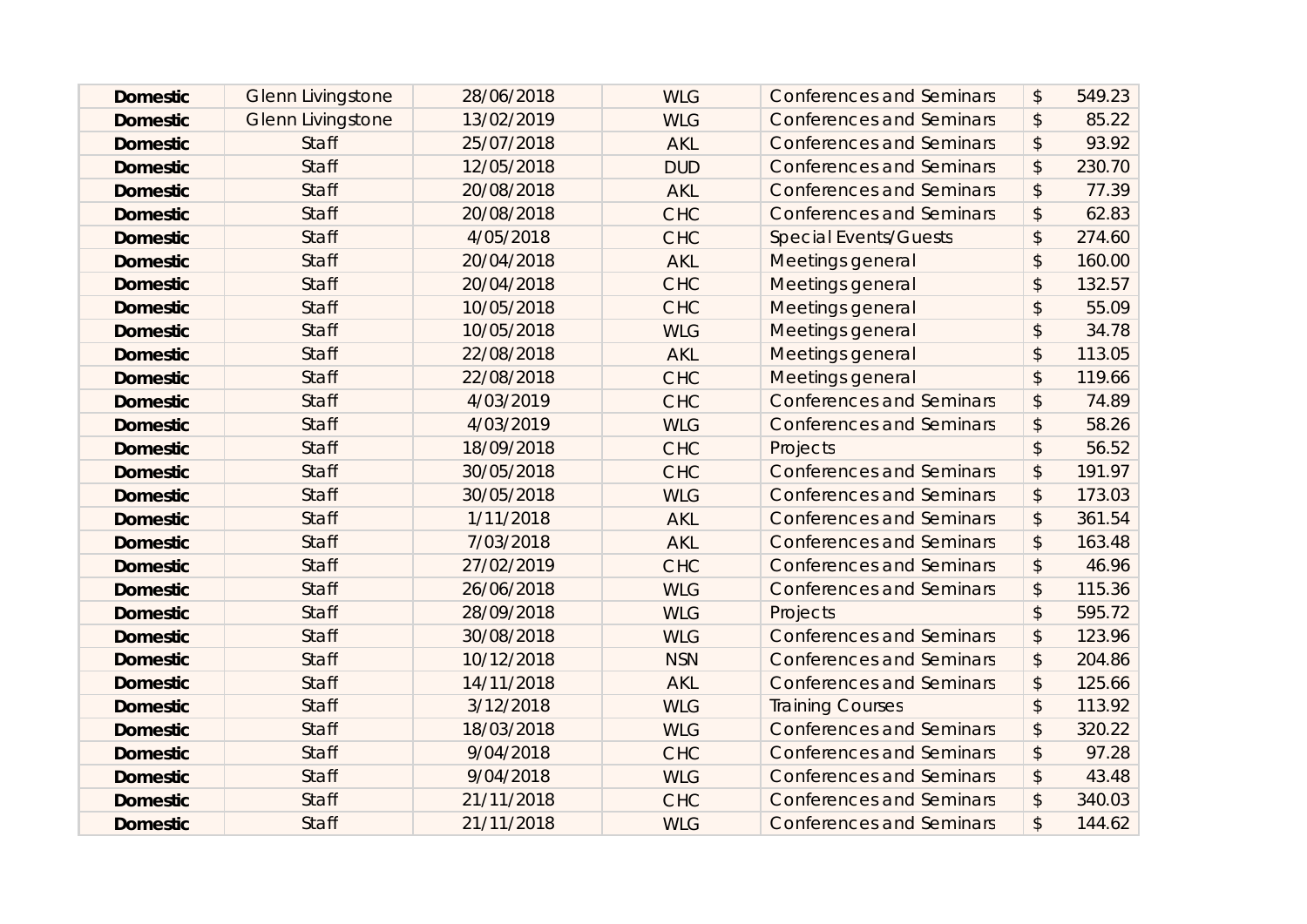| | | | | | |
|---|---|---|---|---|---|
| **Domestic** | Glenn Livingstone | 28/06/2018 | WLG | Conferences and Seminars | $ 549.23 |
| **Domestic** | Glenn Livingstone | 13/02/2019 | WLG | Conferences and Seminars | $ 85.22 |
| **Domestic** | Staff | 25/07/2018 | AKL | Conferences and Seminars | $ 93.92 |
| **Domestic** | Staff | 12/05/2018 | DUD | Conferences and Seminars | $ 230.70 |
| **Domestic** | Staff | 20/08/2018 | AKL | Conferences and Seminars | $ 77.39 |
| **Domestic** | Staff | 20/08/2018 | CHC | Conferences and Seminars | $ 62.83 |
| **Domestic** | Staff | 4/05/2018 | CHC | Special Events/Guests | $ 274.60 |
| **Domestic** | Staff | 20/04/2018 | AKL | Meetings general | $ 160.00 |
| **Domestic** | Staff | 20/04/2018 | CHC | Meetings general | $ 132.57 |
| **Domestic** | Staff | 10/05/2018 | CHC | Meetings general | $ 55.09 |
| **Domestic** | Staff | 10/05/2018 | WLG | Meetings general | $ 34.78 |
| **Domestic** | Staff | 22/08/2018 | AKL | Meetings general | $ 113.05 |
| **Domestic** | Staff | 22/08/2018 | CHC | Meetings general | $ 119.66 |
| **Domestic** | Staff | 4/03/2019 | CHC | Conferences and Seminars | $ 74.89 |
| **Domestic** | Staff | 4/03/2019 | WLG | Conferences and Seminars | $ 58.26 |
| **Domestic** | Staff | 18/09/2018 | CHC | Projects | $ 56.52 |
| **Domestic** | Staff | 30/05/2018 | CHC | Conferences and Seminars | $ 191.97 |
| **Domestic** | Staff | 30/05/2018 | WLG | Conferences and Seminars | $ 173.03 |
| **Domestic** | Staff | 1/11/2018 | AKL | Conferences and Seminars | $ 361.54 |
| **Domestic** | Staff | 7/03/2018 | AKL | Conferences and Seminars | $ 163.48 |
| **Domestic** | Staff | 27/02/2019 | CHC | Conferences and Seminars | $ 46.96 |
| **Domestic** | Staff | 26/06/2018 | WLG | Conferences and Seminars | $ 115.36 |
| **Domestic** | Staff | 28/09/2018 | WLG | Projects | $ 595.72 |
| **Domestic** | Staff | 30/08/2018 | WLG | Conferences and Seminars | $ 123.96 |
| **Domestic** | Staff | 10/12/2018 | NSN | Conferences and Seminars | $ 204.86 |
| **Domestic** | Staff | 14/11/2018 | AKL | Conferences and Seminars | $ 125.66 |
| **Domestic** | Staff | 3/12/2018 | WLG | Training Courses | $ 113.92 |
| **Domestic** | Staff | 18/03/2018 | WLG | Conferences and Seminars | $ 320.22 |
| **Domestic** | Staff | 9/04/2018 | CHC | Conferences and Seminars | $ 97.28 |
| **Domestic** | Staff | 9/04/2018 | WLG | Conferences and Seminars | $ 43.48 |
| **Domestic** | Staff | 21/11/2018 | CHC | Conferences and Seminars | $ 340.03 |
| **Domestic** | Staff | 21/11/2018 | WLG | Conferences and Seminars | $ 144.62 |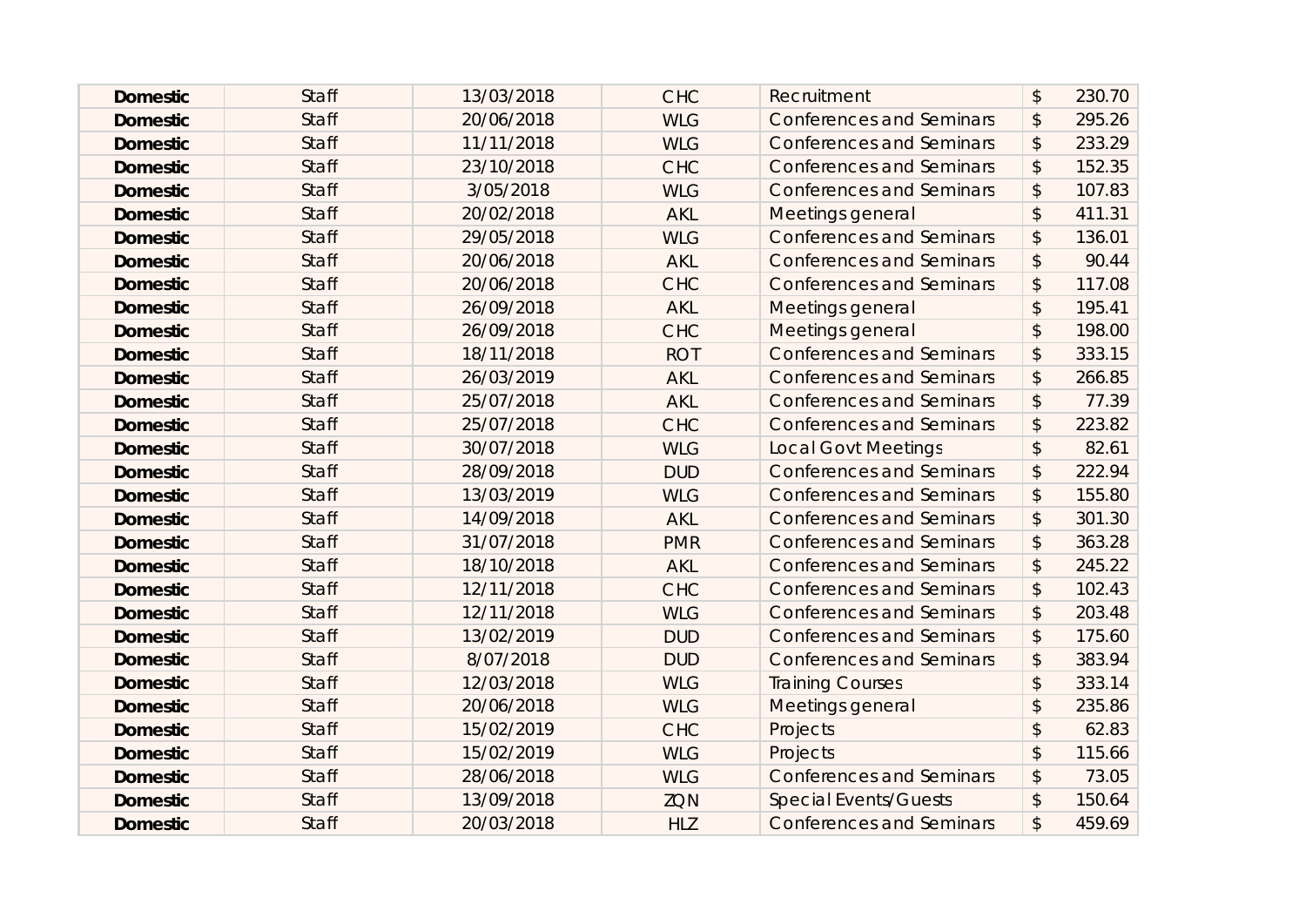| | | | | | |
|---|---|---|---|---|---|
| **Domestic** | Staff | 13/03/2018 | CHC | Recruitment | $ 230.70 |
| **Domestic** | Staff | 20/06/2018 | WLG | Conferences and Seminars | $ 295.26 |
| **Domestic** | Staff | 11/11/2018 | WLG | Conferences and Seminars | $ 233.29 |
| **Domestic** | Staff | 23/10/2018 | CHC | Conferences and Seminars | $ 152.35 |
| **Domestic** | Staff | 3/05/2018 | WLG | Conferences and Seminars | $ 107.83 |
| **Domestic** | Staff | 20/02/2018 | AKL | Meetings general | $ 411.31 |
| **Domestic** | Staff | 29/05/2018 | WLG | Conferences and Seminars | $ 136.01 |
| **Domestic** | Staff | 20/06/2018 | AKL | Conferences and Seminars | $ 90.44 |
| **Domestic** | Staff | 20/06/2018 | CHC | Conferences and Seminars | $ 117.08 |
| **Domestic** | Staff | 26/09/2018 | AKL | Meetings general | $ 195.41 |
| **Domestic** | Staff | 26/09/2018 | CHC | Meetings general | $ 198.00 |
| **Domestic** | Staff | 18/11/2018 | ROT | Conferences and Seminars | $ 333.15 |
| **Domestic** | Staff | 26/03/2019 | AKL | Conferences and Seminars | $ 266.85 |
| **Domestic** | Staff | 25/07/2018 | AKL | Conferences and Seminars | $ 77.39 |
| **Domestic** | Staff | 25/07/2018 | CHC | Conferences and Seminars | $ 223.82 |
| **Domestic** | Staff | 30/07/2018 | WLG | Local Govt Meetings | $ 82.61 |
| **Domestic** | Staff | 28/09/2018 | DUD | Conferences and Seminars | $ 222.94 |
| **Domestic** | Staff | 13/03/2019 | WLG | Conferences and Seminars | $ 155.80 |
| **Domestic** | Staff | 14/09/2018 | AKL | Conferences and Seminars | $ 301.30 |
| **Domestic** | Staff | 31/07/2018 | PMR | Conferences and Seminars | $ 363.28 |
| **Domestic** | Staff | 18/10/2018 | AKL | Conferences and Seminars | $ 245.22 |
| **Domestic** | Staff | 12/11/2018 | CHC | Conferences and Seminars | $ 102.43 |
| **Domestic** | Staff | 12/11/2018 | WLG | Conferences and Seminars | $ 203.48 |
| **Domestic** | Staff | 13/02/2019 | DUD | Conferences and Seminars | $ 175.60 |
| **Domestic** | Staff | 8/07/2018 | DUD | Conferences and Seminars | $ 383.94 |
| **Domestic** | Staff | 12/03/2018 | WLG | Training Courses | $ 333.14 |
| **Domestic** | Staff | 20/06/2018 | WLG | Meetings general | $ 235.86 |
| **Domestic** | Staff | 15/02/2019 | CHC | Projects | $ 62.83 |
| **Domestic** | Staff | 15/02/2019 | WLG | Projects | $ 115.66 |
| **Domestic** | Staff | 28/06/2018 | WLG | Conferences and Seminars | $ 73.05 |
| **Domestic** | Staff | 13/09/2018 | ZQN | Special Events/Guests | $ 150.64 |
| **Domestic** | Staff | 20/03/2018 | HLZ | Conferences and Seminars | $ 459.69 |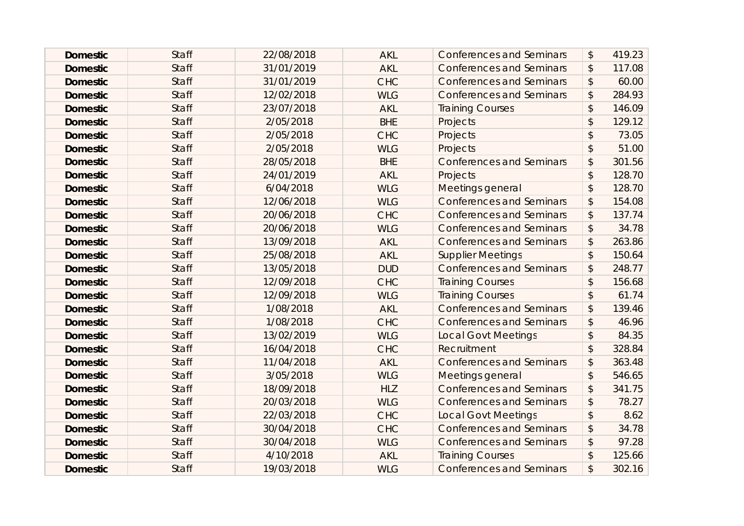| | | | | | |
|---|---|---|---|---|---|
| **Domestic** | Staff | 22/08/2018 | AKL | Conferences and Seminars | $ 419.23 |
| **Domestic** | Staff | 31/01/2019 | AKL | Conferences and Seminars | $ 117.08 |
| **Domestic** | Staff | 31/01/2019 | CHC | Conferences and Seminars | $ 60.00 |
| **Domestic** | Staff | 12/02/2018 | WLG | Conferences and Seminars | $ 284.93 |
| **Domestic** | Staff | 23/07/2018 | AKL | Training Courses | $ 146.09 |
| **Domestic** | Staff | 2/05/2018 | BHE | Projects | $ 129.12 |
| **Domestic** | Staff | 2/05/2018 | CHC | Projects | $ 73.05 |
| **Domestic** | Staff | 2/05/2018 | WLG | Projects | $ 51.00 |
| **Domestic** | Staff | 28/05/2018 | BHE | Conferences and Seminars | $ 301.56 |
| **Domestic** | Staff | 24/01/2019 | AKL | Projects | $ 128.70 |
| **Domestic** | Staff | 6/04/2018 | WLG | Meetings general | $ 128.70 |
| **Domestic** | Staff | 12/06/2018 | WLG | Conferences and Seminars | $ 154.08 |
| **Domestic** | Staff | 20/06/2018 | CHC | Conferences and Seminars | $ 137.74 |
| **Domestic** | Staff | 20/06/2018 | WLG | Conferences and Seminars | $ 34.78 |
| **Domestic** | Staff | 13/09/2018 | AKL | Conferences and Seminars | $ 263.86 |
| **Domestic** | Staff | 25/08/2018 | AKL | Supplier Meetings | $ 150.64 |
| **Domestic** | Staff | 13/05/2018 | DUD | Conferences and Seminars | $ 248.77 |
| **Domestic** | Staff | 12/09/2018 | CHC | Training Courses | $ 156.68 |
| **Domestic** | Staff | 12/09/2018 | WLG | Training Courses | $ 61.74 |
| **Domestic** | Staff | 1/08/2018 | AKL | Conferences and Seminars | $ 139.46 |
| **Domestic** | Staff | 1/08/2018 | CHC | Conferences and Seminars | $ 46.96 |
| **Domestic** | Staff | 13/02/2019 | WLG | Local Govt Meetings | $ 84.35 |
| **Domestic** | Staff | 16/04/2018 | CHC | Recruitment | $ 328.84 |
| **Domestic** | Staff | 11/04/2018 | AKL | Conferences and Seminars | $ 363.48 |
| **Domestic** | Staff | 3/05/2018 | WLG | Meetings general | $ 546.65 |
| **Domestic** | Staff | 18/09/2018 | HLZ | Conferences and Seminars | $ 341.75 |
| **Domestic** | Staff | 20/03/2018 | WLG | Conferences and Seminars | $ 78.27 |
| **Domestic** | Staff | 22/03/2018 | CHC | Local Govt Meetings | $ 8.62 |
| **Domestic** | Staff | 30/04/2018 | CHC | Conferences and Seminars | $ 34.78 |
| **Domestic** | Staff | 30/04/2018 | WLG | Conferences and Seminars | $ 97.28 |
| **Domestic** | Staff | 4/10/2018 | AKL | Training Courses | $ 125.66 |
| **Domestic** | Staff | 19/03/2018 | WLG | Conferences and Seminars | $ 302.16 |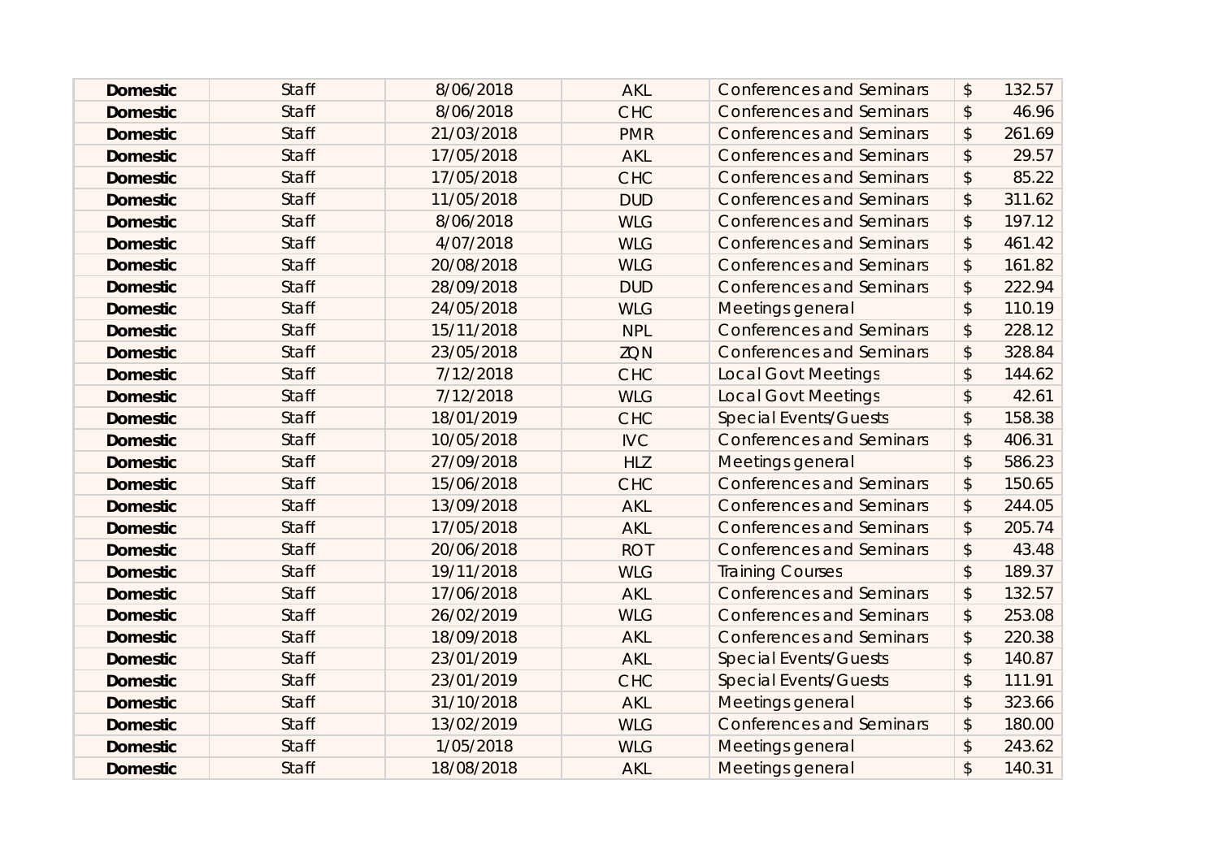| | | | | | | |
|---|---|---|---|---|---|---|
| **Domestic** | Staff | 8/06/2018 | AKL | Conferences and Seminars | $ | 132.57 |
| **Domestic** | Staff | 8/06/2018 | CHC | Conferences and Seminars | $ | 46.96 |
| **Domestic** | Staff | 21/03/2018 | PMR | Conferences and Seminars | $ | 261.69 |
| **Domestic** | Staff | 17/05/2018 | AKL | Conferences and Seminars | $ | 29.57 |
| **Domestic** | Staff | 17/05/2018 | CHC | Conferences and Seminars | $ | 85.22 |
| **Domestic** | Staff | 11/05/2018 | DUD | Conferences and Seminars | $ | 311.62 |
| **Domestic** | Staff | 8/06/2018 | WLG | Conferences and Seminars | $ | 197.12 |
| **Domestic** | Staff | 4/07/2018 | WLG | Conferences and Seminars | $ | 461.42 |
| **Domestic** | Staff | 20/08/2018 | WLG | Conferences and Seminars | $ | 161.82 |
| **Domestic** | Staff | 28/09/2018 | DUD | Conferences and Seminars | $ | 222.94 |
| **Domestic** | Staff | 24/05/2018 | WLG | Meetings general | $ | 110.19 |
| **Domestic** | Staff | 15/11/2018 | NPL | Conferences and Seminars | $ | 228.12 |
| **Domestic** | Staff | 23/05/2018 | ZQN | Conferences and Seminars | $ | 328.84 |
| **Domestic** | Staff | 7/12/2018 | CHC | Local Govt Meetings | $ | 144.62 |
| **Domestic** | Staff | 7/12/2018 | WLG | Local Govt Meetings | $ | 42.61 |
| **Domestic** | Staff | 18/01/2019 | CHC | Special Events/Guests | $ | 158.38 |
| **Domestic** | Staff | 10/05/2018 | IVC | Conferences and Seminars | $ | 406.31 |
| **Domestic** | Staff | 27/09/2018 | HLZ | Meetings general | $ | 586.23 |
| **Domestic** | Staff | 15/06/2018 | CHC | Conferences and Seminars | $ | 150.65 |
| **Domestic** | Staff | 13/09/2018 | AKL | Conferences and Seminars | $ | 244.05 |
| **Domestic** | Staff | 17/05/2018 | AKL | Conferences and Seminars | $ | 205.74 |
| **Domestic** | Staff | 20/06/2018 | ROT | Conferences and Seminars | $ | 43.48 |
| **Domestic** | Staff | 19/11/2018 | WLG | Training Courses | $ | 189.37 |
| **Domestic** | Staff | 17/06/2018 | AKL | Conferences and Seminars | $ | 132.57 |
| **Domestic** | Staff | 26/02/2019 | WLG | Conferences and Seminars | $ | 253.08 |
| **Domestic** | Staff | 18/09/2018 | AKL | Conferences and Seminars | $ | 220.38 |
| **Domestic** | Staff | 23/01/2019 | AKL | Special Events/Guests | $ | 140.87 |
| **Domestic** | Staff | 23/01/2019 | CHC | Special Events/Guests | $ | 111.91 |
| **Domestic** | Staff | 31/10/2018 | AKL | Meetings general | $ | 323.66 |
| **Domestic** | Staff | 13/02/2019 | WLG | Conferences and Seminars | $ | 180.00 |
| **Domestic** | Staff | 1/05/2018 | WLG | Meetings general | $ | 243.62 |
| **Domestic** | Staff | 18/08/2018 | AKL | Meetings general | $ | 140.31 |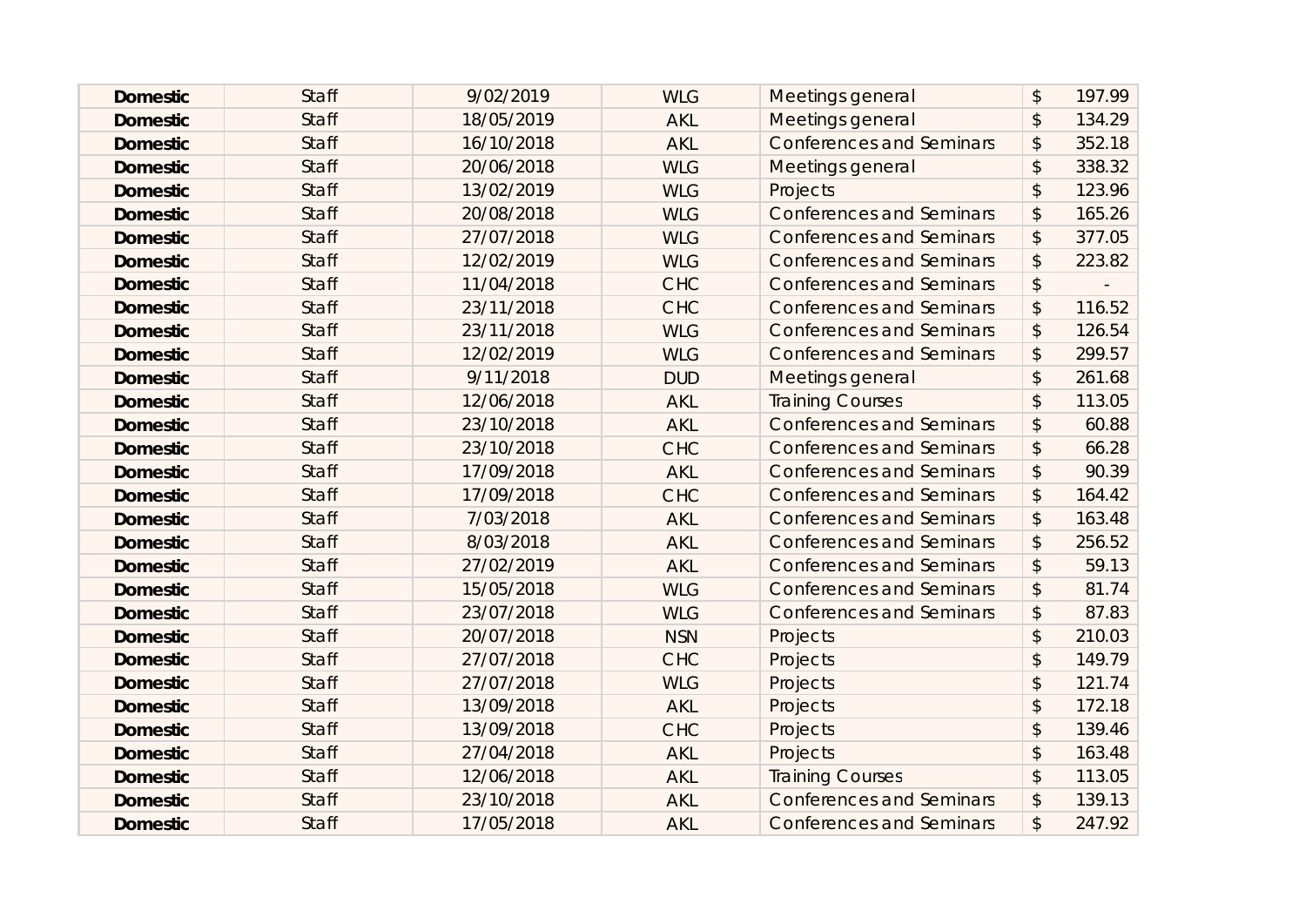| | | | | | |
|---|---|---|---|---|---|
| **Domestic** | Staff | 9/02/2019 | WLG | Meetings general | $ 197.99 |
| **Domestic** | Staff | 18/05/2019 | AKL | Meetings general | $ 134.29 |
| **Domestic** | Staff | 16/10/2018 | AKL | Conferences and Seminars | $ 352.18 |
| **Domestic** | Staff | 20/06/2018 | WLG | Meetings general | $ 338.32 |
| **Domestic** | Staff | 13/02/2019 | WLG | Projects | $ 123.96 |
| **Domestic** | Staff | 20/08/2018 | WLG | Conferences and Seminars | $ 165.26 |
| **Domestic** | Staff | 27/07/2018 | WLG | Conferences and Seminars | $ 377.05 |
| **Domestic** | Staff | 12/02/2019 | WLG | Conferences and Seminars | $ 223.82 |
| **Domestic** | Staff | 11/04/2018 | CHC | Conferences and Seminars | $ - |
| **Domestic** | Staff | 23/11/2018 | CHC | Conferences and Seminars | $ 116.52 |
| **Domestic** | Staff | 23/11/2018 | WLG | Conferences and Seminars | $ 126.54 |
| **Domestic** | Staff | 12/02/2019 | WLG | Conferences and Seminars | $ 299.57 |
| **Domestic** | Staff | 9/11/2018 | DUD | Meetings general | $ 261.68 |
| **Domestic** | Staff | 12/06/2018 | AKL | Training Courses | $ 113.05 |
| **Domestic** | Staff | 23/10/2018 | AKL | Conferences and Seminars | $ 60.88 |
| **Domestic** | Staff | 23/10/2018 | CHC | Conferences and Seminars | $ 66.28 |
| **Domestic** | Staff | 17/09/2018 | AKL | Conferences and Seminars | $ 90.39 |
| **Domestic** | Staff | 17/09/2018 | CHC | Conferences and Seminars | $ 164.42 |
| **Domestic** | Staff | 7/03/2018 | AKL | Conferences and Seminars | $ 163.48 |
| **Domestic** | Staff | 8/03/2018 | AKL | Conferences and Seminars | $ 256.52 |
| **Domestic** | Staff | 27/02/2019 | AKL | Conferences and Seminars | $ 59.13 |
| **Domestic** | Staff | 15/05/2018 | WLG | Conferences and Seminars | $ 81.74 |
| **Domestic** | Staff | 23/07/2018 | WLG | Conferences and Seminars | $ 87.83 |
| **Domestic** | Staff | 20/07/2018 | NSN | Projects | $ 210.03 |
| **Domestic** | Staff | 27/07/2018 | CHC | Projects | $ 149.79 |
| **Domestic** | Staff | 27/07/2018 | WLG | Projects | $ 121.74 |
| **Domestic** | Staff | 13/09/2018 | AKL | Projects | $ 172.18 |
| **Domestic** | Staff | 13/09/2018 | CHC | Projects | $ 139.46 |
| **Domestic** | Staff | 27/04/2018 | AKL | Projects | $ 163.48 |
| **Domestic** | Staff | 12/06/2018 | AKL | Training Courses | $ 113.05 |
| **Domestic** | Staff | 23/10/2018 | AKL | Conferences and Seminars | $ 139.13 |
| **Domestic** | Staff | 17/05/2018 | AKL | Conferences and Seminars | $ 247.92 |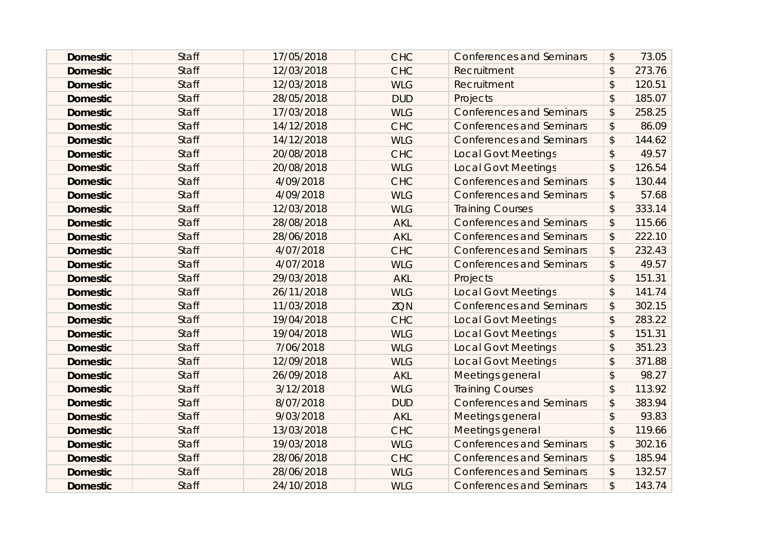| | | | | | |
|---|---|---|---|---|---|
| **Domestic** | Staff | 17/05/2018 | CHC | Conferences and Seminars | $ 73.05 |
| **Domestic** | Staff | 12/03/2018 | CHC | Recruitment | $ 273.76 |
| **Domestic** | Staff | 12/03/2018 | WLG | Recruitment | $ 120.51 |
| **Domestic** | Staff | 28/05/2018 | DUD | Projects | $ 185.07 |
| **Domestic** | Staff | 17/03/2018 | WLG | Conferences and Seminars | $ 258.25 |
| **Domestic** | Staff | 14/12/2018 | CHC | Conferences and Seminars | $ 86.09 |
| **Domestic** | Staff | 14/12/2018 | WLG | Conferences and Seminars | $ 144.62 |
| **Domestic** | Staff | 20/08/2018 | CHC | Local Govt Meetings | $ 49.57 |
| **Domestic** | Staff | 20/08/2018 | WLG | Local Govt Meetings | $ 126.54 |
| **Domestic** | Staff | 4/09/2018 | CHC | Conferences and Seminars | $ 130.44 |
| **Domestic** | Staff | 4/09/2018 | WLG | Conferences and Seminars | $ 57.68 |
| **Domestic** | Staff | 12/03/2018 | WLG | Training Courses | $ 333.14 |
| **Domestic** | Staff | 28/08/2018 | AKL | Conferences and Seminars | $ 115.66 |
| **Domestic** | Staff | 28/06/2018 | AKL | Conferences and Seminars | $ 222.10 |
| **Domestic** | Staff | 4/07/2018 | CHC | Conferences and Seminars | $ 232.43 |
| **Domestic** | Staff | 4/07/2018 | WLG | Conferences and Seminars | $ 49.57 |
| **Domestic** | Staff | 29/03/2018 | AKL | Projects | $ 151.31 |
| **Domestic** | Staff | 26/11/2018 | WLG | Local Govt Meetings | $ 141.74 |
| **Domestic** | Staff | 11/03/2018 | ZQN | Conferences and Seminars | $ 302.15 |
| **Domestic** | Staff | 19/04/2018 | CHC | Local Govt Meetings | $ 283.22 |
| **Domestic** | Staff | 19/04/2018 | WLG | Local Govt Meetings | $ 151.31 |
| **Domestic** | Staff | 7/06/2018 | WLG | Local Govt Meetings | $ 351.23 |
| **Domestic** | Staff | 12/09/2018 | WLG | Local Govt Meetings | $ 371.88 |
| **Domestic** | Staff | 26/09/2018 | AKL | Meetings general | $ 98.27 |
| **Domestic** | Staff | 3/12/2018 | WLG | Training Courses | $ 113.92 |
| **Domestic** | Staff | 8/07/2018 | DUD | Conferences and Seminars | $ 383.94 |
| **Domestic** | Staff | 9/03/2018 | AKL | Meetings general | $ 93.83 |
| **Domestic** | Staff | 13/03/2018 | CHC | Meetings general | $ 119.66 |
| **Domestic** | Staff | 19/03/2018 | WLG | Conferences and Seminars | $ 302.16 |
| **Domestic** | Staff | 28/06/2018 | CHC | Conferences and Seminars | $ 185.94 |
| **Domestic** | Staff | 28/06/2018 | WLG | Conferences and Seminars | $ 132.57 |
| **Domestic** | Staff | 24/10/2018 | WLG | Conferences and Seminars | $ 143.74 |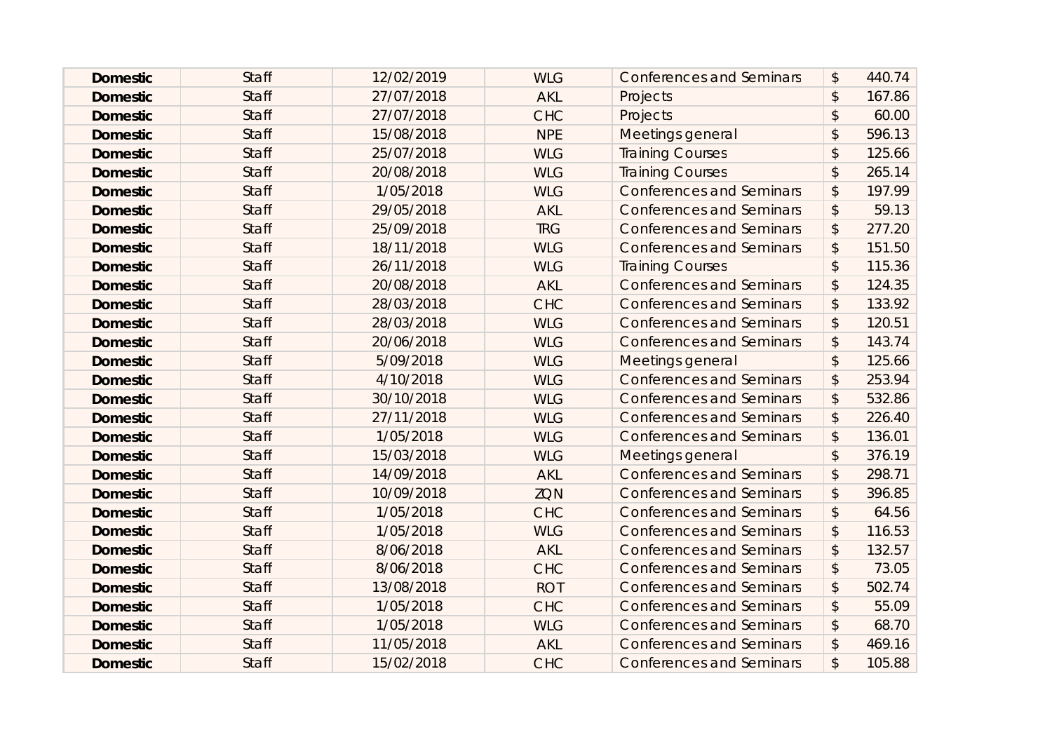| | | | | | |
|---|---|---|---|---|---|
| **Domestic** | Staff | 12/02/2019 | WLG | Conferences and Seminars | $ 440.74 |
| **Domestic** | Staff | 27/07/2018 | AKL | Projects | $ 167.86 |
| **Domestic** | Staff | 27/07/2018 | CHC | Projects | $ 60.00 |
| **Domestic** | Staff | 15/08/2018 | NPE | Meetings general | $ 596.13 |
| **Domestic** | Staff | 25/07/2018 | WLG | Training Courses | $ 125.66 |
| **Domestic** | Staff | 20/08/2018 | WLG | Training Courses | $ 265.14 |
| **Domestic** | Staff | 1/05/2018 | WLG | Conferences and Seminars | $ 197.99 |
| **Domestic** | Staff | 29/05/2018 | AKL | Conferences and Seminars | $ 59.13 |
| **Domestic** | Staff | 25/09/2018 | TRG | Conferences and Seminars | $ 277.20 |
| **Domestic** | Staff | 18/11/2018 | WLG | Conferences and Seminars | $ 151.50 |
| **Domestic** | Staff | 26/11/2018 | WLG | Training Courses | $ 115.36 |
| **Domestic** | Staff | 20/08/2018 | AKL | Conferences and Seminars | $ 124.35 |
| **Domestic** | Staff | 28/03/2018 | CHC | Conferences and Seminars | $ 133.92 |
| **Domestic** | Staff | 28/03/2018 | WLG | Conferences and Seminars | $ 120.51 |
| **Domestic** | Staff | 20/06/2018 | WLG | Conferences and Seminars | $ 143.74 |
| **Domestic** | Staff | 5/09/2018 | WLG | Meetings general | $ 125.66 |
| **Domestic** | Staff | 4/10/2018 | WLG | Conferences and Seminars | $ 253.94 |
| **Domestic** | Staff | 30/10/2018 | WLG | Conferences and Seminars | $ 532.86 |
| **Domestic** | Staff | 27/11/2018 | WLG | Conferences and Seminars | $ 226.40 |
| **Domestic** | Staff | 1/05/2018 | WLG | Conferences and Seminars | $ 136.01 |
| **Domestic** | Staff | 15/03/2018 | WLG | Meetings general | $ 376.19 |
| **Domestic** | Staff | 14/09/2018 | AKL | Conferences and Seminars | $ 298.71 |
| **Domestic** | Staff | 10/09/2018 | ZQN | Conferences and Seminars | $ 396.85 |
| **Domestic** | Staff | 1/05/2018 | CHC | Conferences and Seminars | $ 64.56 |
| **Domestic** | Staff | 1/05/2018 | WLG | Conferences and Seminars | $ 116.53 |
| **Domestic** | Staff | 8/06/2018 | AKL | Conferences and Seminars | $ 132.57 |
| **Domestic** | Staff | 8/06/2018 | CHC | Conferences and Seminars | $ 73.05 |
| **Domestic** | Staff | 13/08/2018 | ROT | Conferences and Seminars | $ 502.74 |
| **Domestic** | Staff | 1/05/2018 | CHC | Conferences and Seminars | $ 55.09 |
| **Domestic** | Staff | 1/05/2018 | WLG | Conferences and Seminars | $ 68.70 |
| **Domestic** | Staff | 11/05/2018 | AKL | Conferences and Seminars | $ 469.16 |
| **Domestic** | Staff | 15/02/2018 | CHC | Conferences and Seminars | $ 105.88 |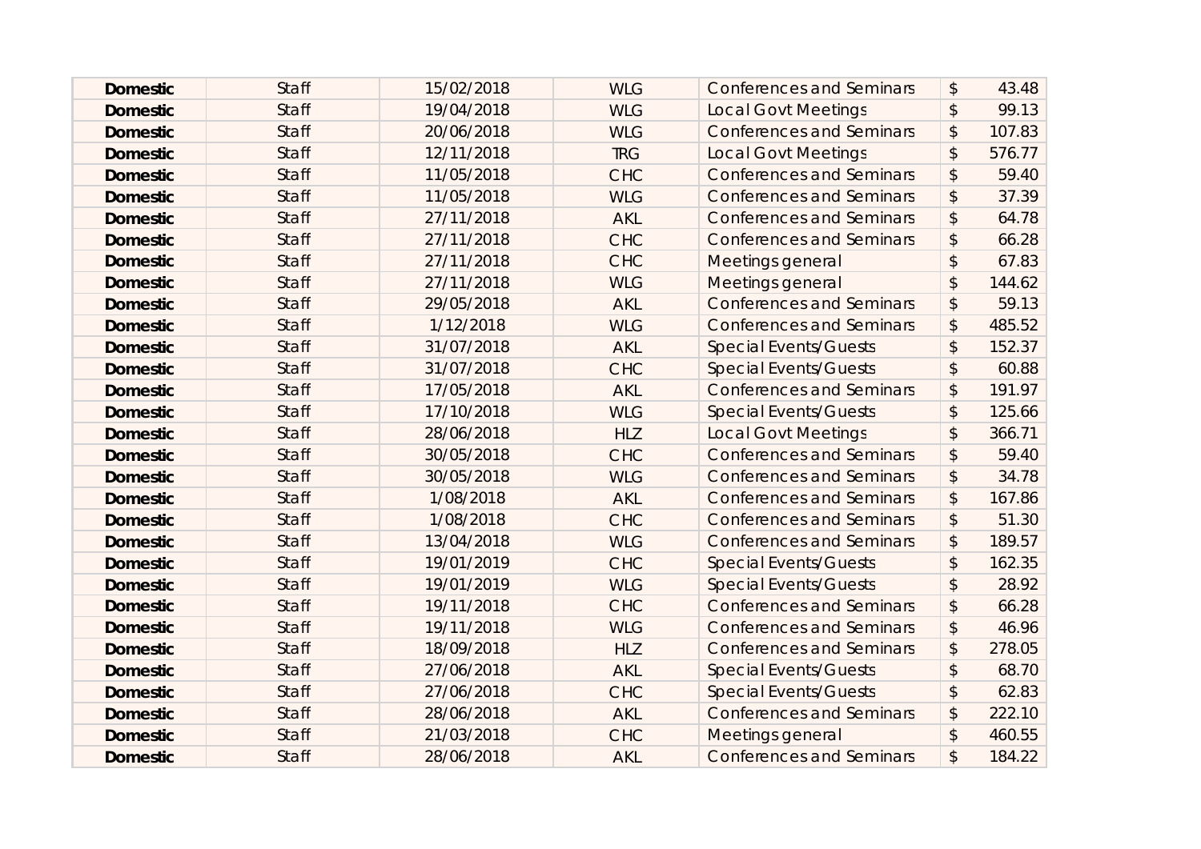| | | | | | |
|---|---|---|---|---|---|
| **Domestic** | Staff | 15/02/2018 | WLG | Conferences and Seminars | $ 43.48 |
| **Domestic** | Staff | 19/04/2018 | WLG | Local Govt Meetings | $ 99.13 |
| **Domestic** | Staff | 20/06/2018 | WLG | Conferences and Seminars | $ 107.83 |
| **Domestic** | Staff | 12/11/2018 | TRG | Local Govt Meetings | $ 576.77 |
| **Domestic** | Staff | 11/05/2018 | CHC | Conferences and Seminars | $ 59.40 |
| **Domestic** | Staff | 11/05/2018 | WLG | Conferences and Seminars | $ 37.39 |
| **Domestic** | Staff | 27/11/2018 | AKL | Conferences and Seminars | $ 64.78 |
| **Domestic** | Staff | 27/11/2018 | CHC | Conferences and Seminars | $ 66.28 |
| **Domestic** | Staff | 27/11/2018 | CHC | Meetings general | $ 67.83 |
| **Domestic** | Staff | 27/11/2018 | WLG | Meetings general | $ 144.62 |
| **Domestic** | Staff | 29/05/2018 | AKL | Conferences and Seminars | $ 59.13 |
| **Domestic** | Staff | 1/12/2018 | WLG | Conferences and Seminars | $ 485.52 |
| **Domestic** | Staff | 31/07/2018 | AKL | Special Events/Guests | $ 152.37 |
| **Domestic** | Staff | 31/07/2018 | CHC | Special Events/Guests | $ 60.88 |
| **Domestic** | Staff | 17/05/2018 | AKL | Conferences and Seminars | $ 191.97 |
| **Domestic** | Staff | 17/10/2018 | WLG | Special Events/Guests | $ 125.66 |
| **Domestic** | Staff | 28/06/2018 | HLZ | Local Govt Meetings | $ 366.71 |
| **Domestic** | Staff | 30/05/2018 | CHC | Conferences and Seminars | $ 59.40 |
| **Domestic** | Staff | 30/05/2018 | WLG | Conferences and Seminars | $ 34.78 |
| **Domestic** | Staff | 1/08/2018 | AKL | Conferences and Seminars | $ 167.86 |
| **Domestic** | Staff | 1/08/2018 | CHC | Conferences and Seminars | $ 51.30 |
| **Domestic** | Staff | 13/04/2018 | WLG | Conferences and Seminars | $ 189.57 |
| **Domestic** | Staff | 19/01/2019 | CHC | Special Events/Guests | $ 162.35 |
| **Domestic** | Staff | 19/01/2019 | WLG | Special Events/Guests | $ 28.92 |
| **Domestic** | Staff | 19/11/2018 | CHC | Conferences and Seminars | $ 66.28 |
| **Domestic** | Staff | 19/11/2018 | WLG | Conferences and Seminars | $ 46.96 |
| **Domestic** | Staff | 18/09/2018 | HLZ | Conferences and Seminars | $ 278.05 |
| **Domestic** | Staff | 27/06/2018 | AKL | Special Events/Guests | $ 68.70 |
| **Domestic** | Staff | 27/06/2018 | CHC | Special Events/Guests | $ 62.83 |
| **Domestic** | Staff | 28/06/2018 | AKL | Conferences and Seminars | $ 222.10 |
| **Domestic** | Staff | 21/03/2018 | CHC | Meetings general | $ 460.55 |
| **Domestic** | Staff | 28/06/2018 | AKL | Conferences and Seminars | $ 184.22 |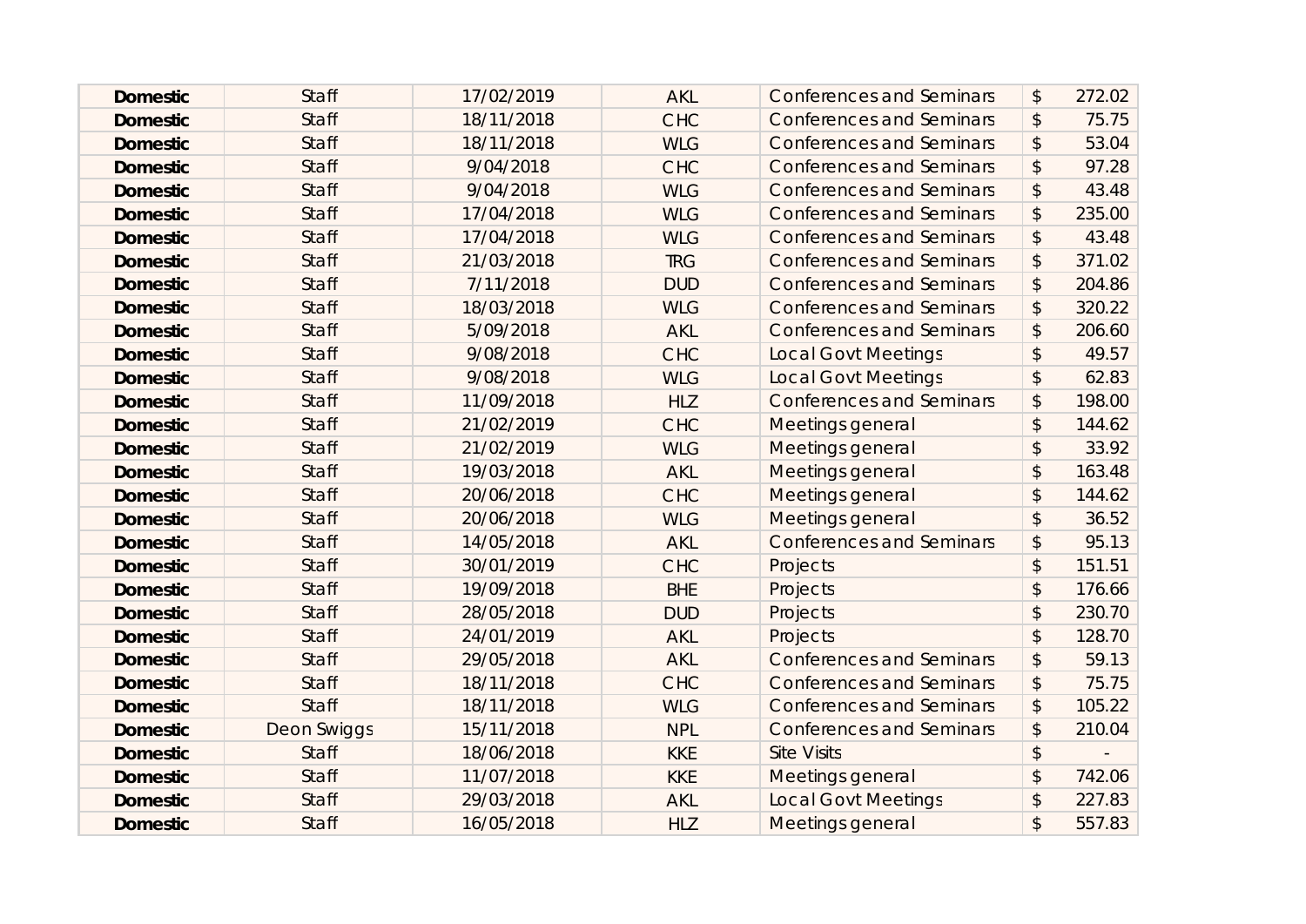| | | | | | |
|---|---|---|---|---|---|
| **Domestic** | Staff | 17/02/2019 | AKL | Conferences and Seminars | $ 272.02 |
| **Domestic** | Staff | 18/11/2018 | CHC | Conferences and Seminars | $ 75.75 |
| **Domestic** | Staff | 18/11/2018 | WLG | Conferences and Seminars | $ 53.04 |
| **Domestic** | Staff | 9/04/2018 | CHC | Conferences and Seminars | $ 97.28 |
| **Domestic** | Staff | 9/04/2018 | WLG | Conferences and Seminars | $ 43.48 |
| **Domestic** | Staff | 17/04/2018 | WLG | Conferences and Seminars | $ 235.00 |
| **Domestic** | Staff | 17/04/2018 | WLG | Conferences and Seminars | $ 43.48 |
| **Domestic** | Staff | 21/03/2018 | TRG | Conferences and Seminars | $ 371.02 |
| **Domestic** | Staff | 7/11/2018 | DUD | Conferences and Seminars | $ 204.86 |
| **Domestic** | Staff | 18/03/2018 | WLG | Conferences and Seminars | $ 320.22 |
| **Domestic** | Staff | 5/09/2018 | AKL | Conferences and Seminars | $ 206.60 |
| **Domestic** | Staff | 9/08/2018 | CHC | Local Govt Meetings | $ 49.57 |
| **Domestic** | Staff | 9/08/2018 | WLG | Local Govt Meetings | $ 62.83 |
| **Domestic** | Staff | 11/09/2018 | HLZ | Conferences and Seminars | $ 198.00 |
| **Domestic** | Staff | 21/02/2019 | CHC | Meetings general | $ 144.62 |
| **Domestic** | Staff | 21/02/2019 | WLG | Meetings general | $ 33.92 |
| **Domestic** | Staff | 19/03/2018 | AKL | Meetings general | $ 163.48 |
| **Domestic** | Staff | 20/06/2018 | CHC | Meetings general | $ 144.62 |
| **Domestic** | Staff | 20/06/2018 | WLG | Meetings general | $ 36.52 |
| **Domestic** | Staff | 14/05/2018 | AKL | Conferences and Seminars | $ 95.13 |
| **Domestic** | Staff | 30/01/2019 | CHC | Projects | $ 151.51 |
| **Domestic** | Staff | 19/09/2018 | BHE | Projects | $ 176.66 |
| **Domestic** | Staff | 28/05/2018 | DUD | Projects | $ 230.70 |
| **Domestic** | Staff | 24/01/2019 | AKL | Projects | $ 128.70 |
| **Domestic** | Staff | 29/05/2018 | AKL | Conferences and Seminars | $ 59.13 |
| **Domestic** | Staff | 18/11/2018 | CHC | Conferences and Seminars | $ 75.75 |
| **Domestic** | Staff | 18/11/2018 | WLG | Conferences and Seminars | $ 105.22 |
| **Domestic** | Deon Swiggs | 15/11/2018 | NPL | Conferences and Seminars | $ 210.04 |
| **Domestic** | Staff | 18/06/2018 | KKE | Site Visits | $ - |
| **Domestic** | Staff | 11/07/2018 | KKE | Meetings general | $ 742.06 |
| **Domestic** | Staff | 29/03/2018 | AKL | Local Govt Meetings | $ 227.83 |
| **Domestic** | Staff | 16/05/2018 | HLZ | Meetings general | $ 557.83 |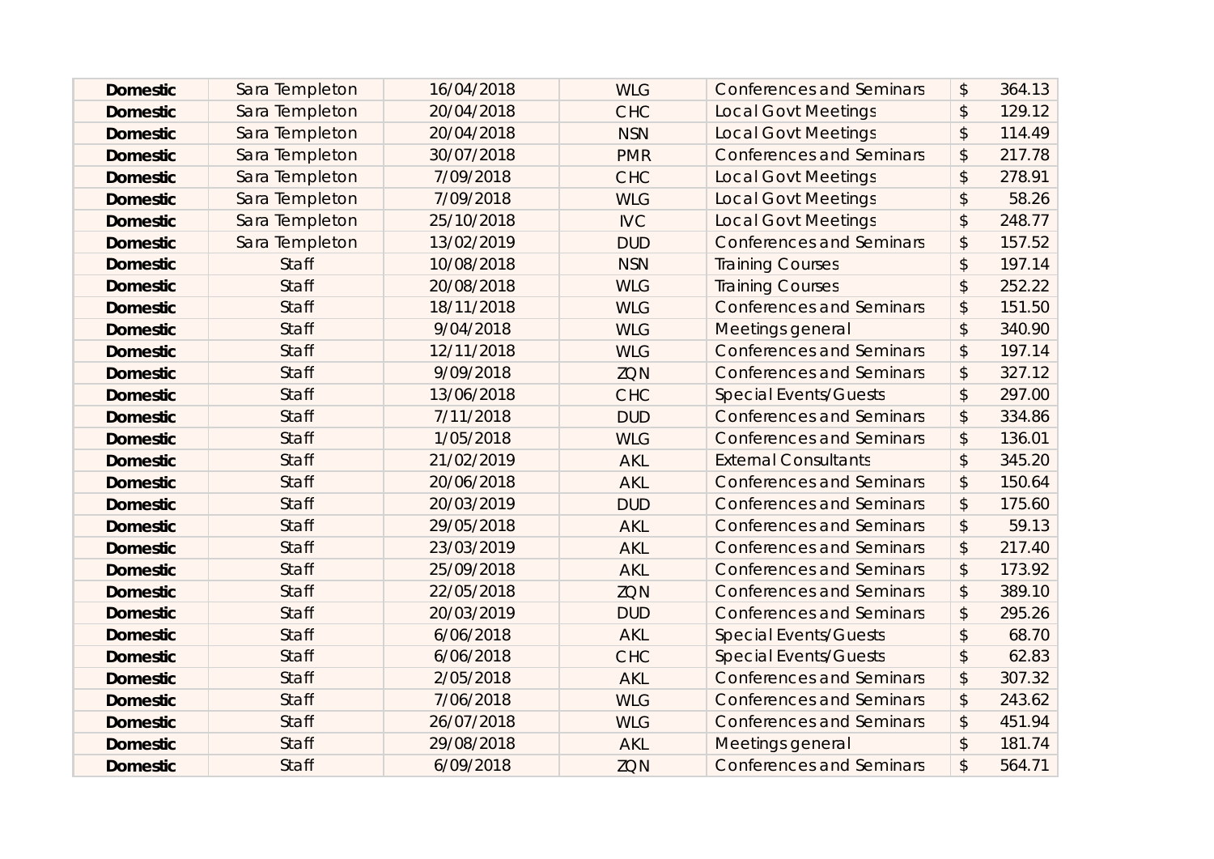| | | | | | |
|---|---|---|---|---|---|
| **Domestic** | Sara Templeton | 16/04/2018 | WLG | Conferences and Seminars | $ 364.13 |
| **Domestic** | Sara Templeton | 20/04/2018 | CHC | Local Govt Meetings | $ 129.12 |
| **Domestic** | Sara Templeton | 20/04/2018 | NSN | Local Govt Meetings | $ 114.49 |
| **Domestic** | Sara Templeton | 30/07/2018 | PMR | Conferences and Seminars | $ 217.78 |
| **Domestic** | Sara Templeton | 7/09/2018 | CHC | Local Govt Meetings | $ 278.91 |
| **Domestic** | Sara Templeton | 7/09/2018 | WLG | Local Govt Meetings | $ 58.26 |
| **Domestic** | Sara Templeton | 25/10/2018 | IVC | Local Govt Meetings | $ 248.77 |
| **Domestic** | Sara Templeton | 13/02/2019 | DUD | Conferences and Seminars | $ 157.52 |
| **Domestic** | Staff | 10/08/2018 | NSN | Training Courses | $ 197.14 |
| **Domestic** | Staff | 20/08/2018 | WLG | Training Courses | $ 252.22 |
| **Domestic** | Staff | 18/11/2018 | WLG | Conferences and Seminars | $ 151.50 |
| **Domestic** | Staff | 9/04/2018 | WLG | Meetings general | $ 340.90 |
| **Domestic** | Staff | 12/11/2018 | WLG | Conferences and Seminars | $ 197.14 |
| **Domestic** | Staff | 9/09/2018 | ZQN | Conferences and Seminars | $ 327.12 |
| **Domestic** | Staff | 13/06/2018 | CHC | Special Events/Guests | $ 297.00 |
| **Domestic** | Staff | 7/11/2018 | DUD | Conferences and Seminars | $ 334.86 |
| **Domestic** | Staff | 1/05/2018 | WLG | Conferences and Seminars | $ 136.01 |
| **Domestic** | Staff | 21/02/2019 | AKL | External Consultants | $ 345.20 |
| **Domestic** | Staff | 20/06/2018 | AKL | Conferences and Seminars | $ 150.64 |
| **Domestic** | Staff | 20/03/2019 | DUD | Conferences and Seminars | $ 175.60 |
| **Domestic** | Staff | 29/05/2018 | AKL | Conferences and Seminars | $ 59.13 |
| **Domestic** | Staff | 23/03/2019 | AKL | Conferences and Seminars | $ 217.40 |
| **Domestic** | Staff | 25/09/2018 | AKL | Conferences and Seminars | $ 173.92 |
| **Domestic** | Staff | 22/05/2018 | ZQN | Conferences and Seminars | $ 389.10 |
| **Domestic** | Staff | 20/03/2019 | DUD | Conferences and Seminars | $ 295.26 |
| **Domestic** | Staff | 6/06/2018 | AKL | Special Events/Guests | $ 68.70 |
| **Domestic** | Staff | 6/06/2018 | CHC | Special Events/Guests | $ 62.83 |
| **Domestic** | Staff | 2/05/2018 | AKL | Conferences and Seminars | $ 307.32 |
| **Domestic** | Staff | 7/06/2018 | WLG | Conferences and Seminars | $ 243.62 |
| **Domestic** | Staff | 26/07/2018 | WLG | Conferences and Seminars | $ 451.94 |
| **Domestic** | Staff | 29/08/2018 | AKL | Meetings general | $ 181.74 |
| **Domestic** | Staff | 6/09/2018 | ZQN | Conferences and Seminars | $ 564.71 |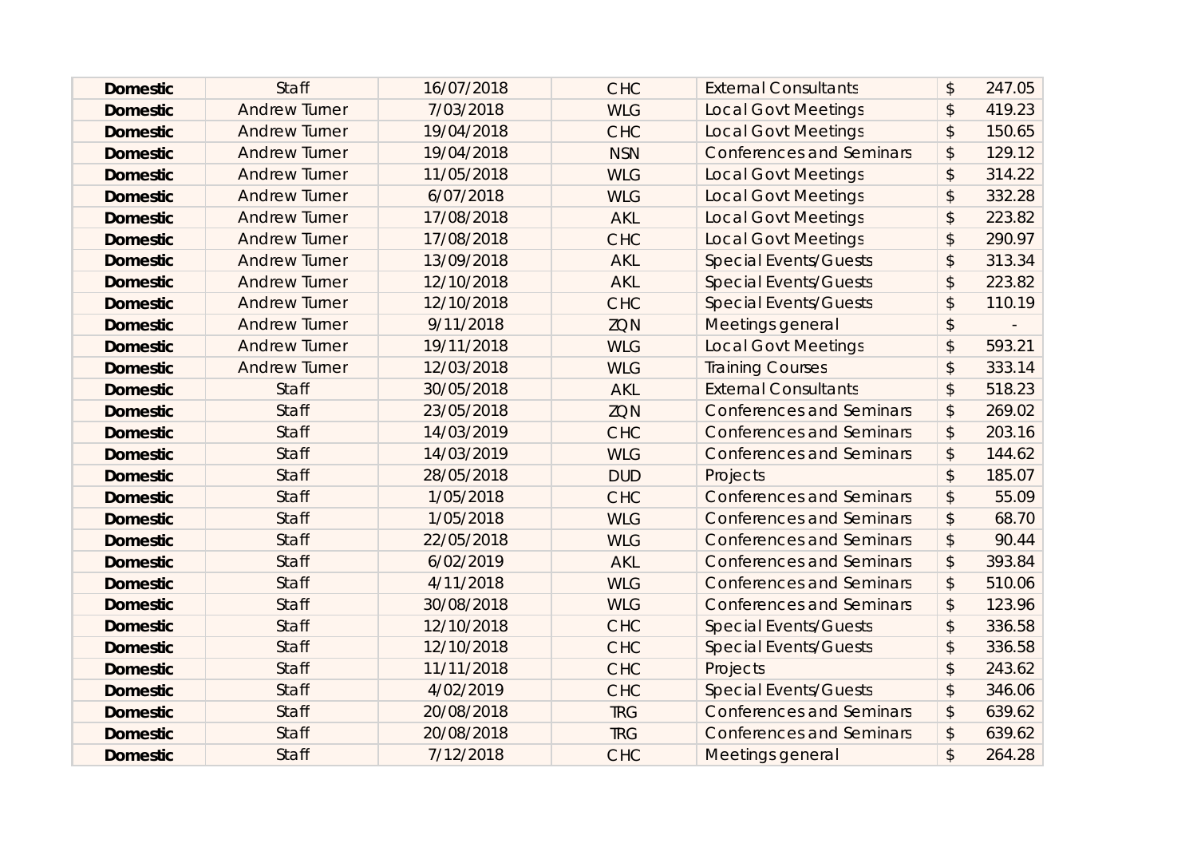| | | | | | |
|---|---|---|---|---|---|
| **Domestic** | Staff | 16/07/2018 | CHC | External Consultants | $ 247.05 |
| **Domestic** | Andrew Turner | 7/03/2018 | WLG | Local Govt Meetings | $ 419.23 |
| **Domestic** | Andrew Turner | 19/04/2018 | CHC | Local Govt Meetings | $ 150.65 |
| **Domestic** | Andrew Turner | 19/04/2018 | NSN | Conferences and Seminars | $ 129.12 |
| **Domestic** | Andrew Turner | 11/05/2018 | WLG | Local Govt Meetings | $ 314.22 |
| **Domestic** | Andrew Turner | 6/07/2018 | WLG | Local Govt Meetings | $ 332.28 |
| **Domestic** | Andrew Turner | 17/08/2018 | AKL | Local Govt Meetings | $ 223.82 |
| **Domestic** | Andrew Turner | 17/08/2018 | CHC | Local Govt Meetings | $ 290.97 |
| **Domestic** | Andrew Turner | 13/09/2018 | AKL | Special Events/Guests | $ 313.34 |
| **Domestic** | Andrew Turner | 12/10/2018 | AKL | Special Events/Guests | $ 223.82 |
| **Domestic** | Andrew Turner | 12/10/2018 | CHC | Special Events/Guests | $ 110.19 |
| **Domestic** | Andrew Turner | 9/11/2018 | ZQN | Meetings general | $ - |
| **Domestic** | Andrew Turner | 19/11/2018 | WLG | Local Govt Meetings | $ 593.21 |
| **Domestic** | Andrew Turner | 12/03/2018 | WLG | Training Courses | $ 333.14 |
| **Domestic** | Staff | 30/05/2018 | AKL | External Consultants | $ 518.23 |
| **Domestic** | Staff | 23/05/2018 | ZQN | Conferences and Seminars | $ 269.02 |
| **Domestic** | Staff | 14/03/2019 | CHC | Conferences and Seminars | $ 203.16 |
| **Domestic** | Staff | 14/03/2019 | WLG | Conferences and Seminars | $ 144.62 |
| **Domestic** | Staff | 28/05/2018 | DUD | Projects | $ 185.07 |
| **Domestic** | Staff | 1/05/2018 | CHC | Conferences and Seminars | $ 55.09 |
| **Domestic** | Staff | 1/05/2018 | WLG | Conferences and Seminars | $ 68.70 |
| **Domestic** | Staff | 22/05/2018 | WLG | Conferences and Seminars | $ 90.44 |
| **Domestic** | Staff | 6/02/2019 | AKL | Conferences and Seminars | $ 393.84 |
| **Domestic** | Staff | 4/11/2018 | WLG | Conferences and Seminars | $ 510.06 |
| **Domestic** | Staff | 30/08/2018 | WLG | Conferences and Seminars | $ 123.96 |
| **Domestic** | Staff | 12/10/2018 | CHC | Special Events/Guests | $ 336.58 |
| **Domestic** | Staff | 12/10/2018 | CHC | Special Events/Guests | $ 336.58 |
| **Domestic** | Staff | 11/11/2018 | CHC | Projects | $ 243.62 |
| **Domestic** | Staff | 4/02/2019 | CHC | Special Events/Guests | $ 346.06 |
| **Domestic** | Staff | 20/08/2018 | TRG | Conferences and Seminars | $ 639.62 |
| **Domestic** | Staff | 20/08/2018 | TRG | Conferences and Seminars | $ 639.62 |
| **Domestic** | Staff | 7/12/2018 | CHC | Meetings general | $ 264.28 |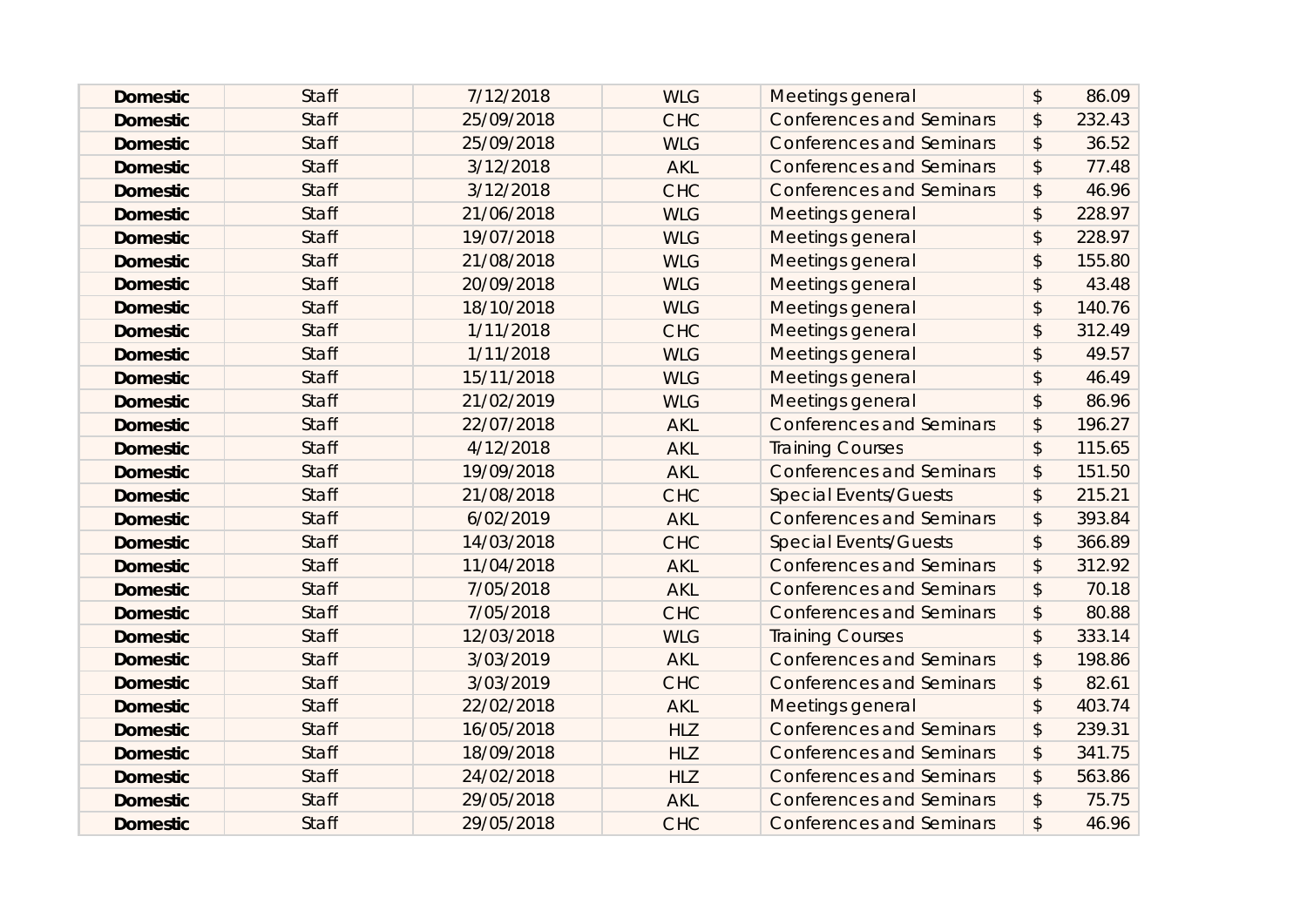| | | | | | |
|---|---|---|---|---|---|
| **Domestic** | Staff | 7/12/2018 | WLG | Meetings general | $ 86.09 |
| **Domestic** | Staff | 25/09/2018 | CHC | Conferences and Seminars | $ 232.43 |
| **Domestic** | Staff | 25/09/2018 | WLG | Conferences and Seminars | $ 36.52 |
| **Domestic** | Staff | 3/12/2018 | AKL | Conferences and Seminars | $ 77.48 |
| **Domestic** | Staff | 3/12/2018 | CHC | Conferences and Seminars | $ 46.96 |
| **Domestic** | Staff | 21/06/2018 | WLG | Meetings general | $ 228.97 |
| **Domestic** | Staff | 19/07/2018 | WLG | Meetings general | $ 228.97 |
| **Domestic** | Staff | 21/08/2018 | WLG | Meetings general | $ 155.80 |
| **Domestic** | Staff | 20/09/2018 | WLG | Meetings general | $ 43.48 |
| **Domestic** | Staff | 18/10/2018 | WLG | Meetings general | $ 140.76 |
| **Domestic** | Staff | 1/11/2018 | CHC | Meetings general | $ 312.49 |
| **Domestic** | Staff | 1/11/2018 | WLG | Meetings general | $ 49.57 |
| **Domestic** | Staff | 15/11/2018 | WLG | Meetings general | $ 46.49 |
| **Domestic** | Staff | 21/02/2019 | WLG | Meetings general | $ 86.96 |
| **Domestic** | Staff | 22/07/2018 | AKL | Conferences and Seminars | $ 196.27 |
| **Domestic** | Staff | 4/12/2018 | AKL | Training Courses | $ 115.65 |
| **Domestic** | Staff | 19/09/2018 | AKL | Conferences and Seminars | $ 151.50 |
| **Domestic** | Staff | 21/08/2018 | CHC | Special Events/Guests | $ 215.21 |
| **Domestic** | Staff | 6/02/2019 | AKL | Conferences and Seminars | $ 393.84 |
| **Domestic** | Staff | 14/03/2018 | CHC | Special Events/Guests | $ 366.89 |
| **Domestic** | Staff | 11/04/2018 | AKL | Conferences and Seminars | $ 312.92 |
| **Domestic** | Staff | 7/05/2018 | AKL | Conferences and Seminars | $ 70.18 |
| **Domestic** | Staff | 7/05/2018 | CHC | Conferences and Seminars | $ 80.88 |
| **Domestic** | Staff | 12/03/2018 | WLG | Training Courses | $ 333.14 |
| **Domestic** | Staff | 3/03/2019 | AKL | Conferences and Seminars | $ 198.86 |
| **Domestic** | Staff | 3/03/2019 | CHC | Conferences and Seminars | $ 82.61 |
| **Domestic** | Staff | 22/02/2018 | AKL | Meetings general | $ 403.74 |
| **Domestic** | Staff | 16/05/2018 | HLZ | Conferences and Seminars | $ 239.31 |
| **Domestic** | Staff | 18/09/2018 | HLZ | Conferences and Seminars | $ 341.75 |
| **Domestic** | Staff | 24/02/2018 | HLZ | Conferences and Seminars | $ 563.86 |
| **Domestic** | Staff | 29/05/2018 | AKL | Conferences and Seminars | $ 75.75 |
| **Domestic** | Staff | 29/05/2018 | CHC | Conferences and Seminars | $ 46.96 |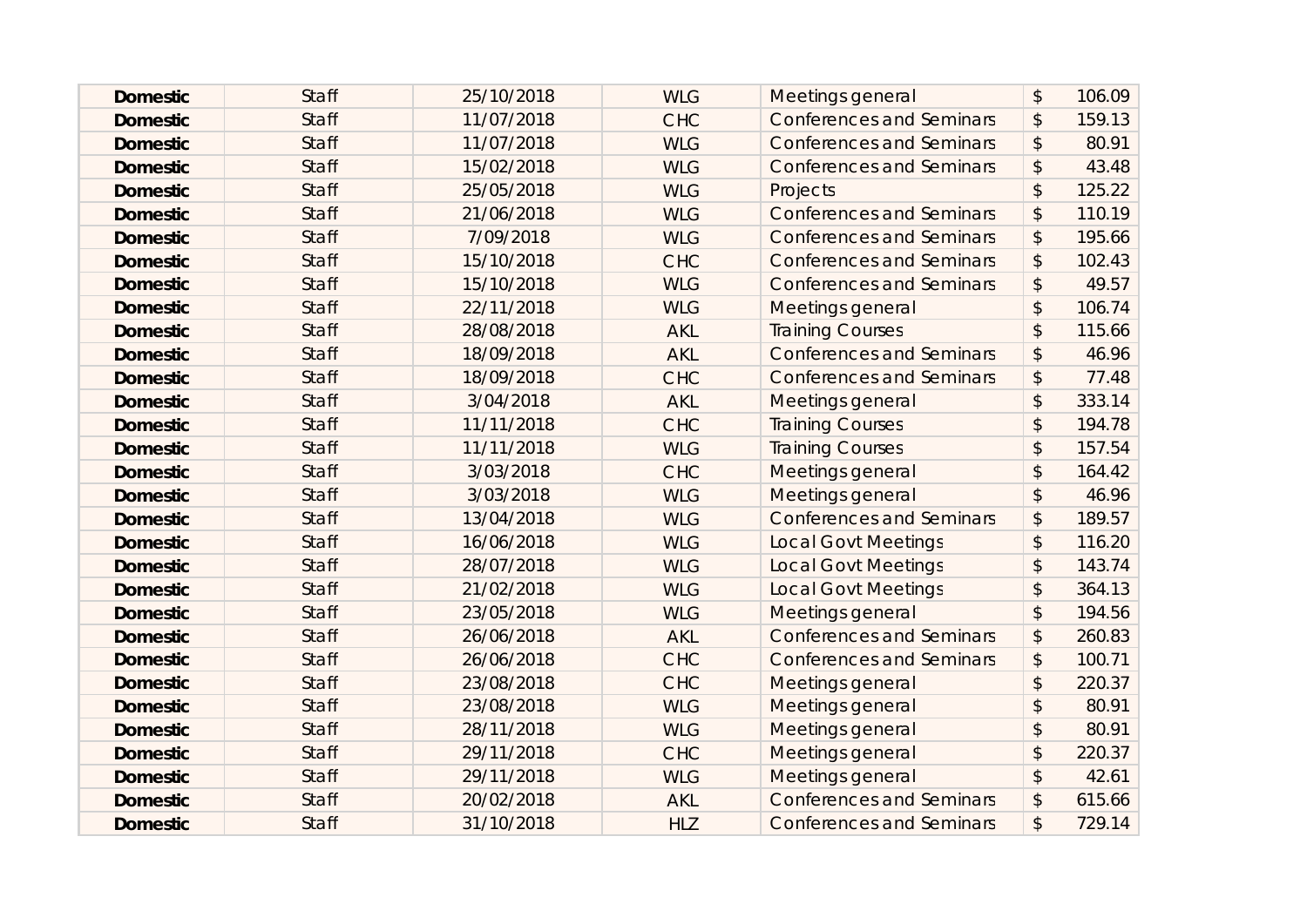| | | | | | | |
|---|---|---|---|---|---|---|
| **Domestic** | Staff | 25/10/2018 | WLG | Meetings general | $ | 106.09 |
| **Domestic** | Staff | 11/07/2018 | CHC | Conferences and Seminars | $ | 159.13 |
| **Domestic** | Staff | 11/07/2018 | WLG | Conferences and Seminars | $ | 80.91 |
| **Domestic** | Staff | 15/02/2018 | WLG | Conferences and Seminars | $ | 43.48 |
| **Domestic** | Staff | 25/05/2018 | WLG | Projects | $ | 125.22 |
| **Domestic** | Staff | 21/06/2018 | WLG | Conferences and Seminars | $ | 110.19 |
| **Domestic** | Staff | 7/09/2018 | WLG | Conferences and Seminars | $ | 195.66 |
| **Domestic** | Staff | 15/10/2018 | CHC | Conferences and Seminars | $ | 102.43 |
| **Domestic** | Staff | 15/10/2018 | WLG | Conferences and Seminars | $ | 49.57 |
| **Domestic** | Staff | 22/11/2018 | WLG | Meetings general | $ | 106.74 |
| **Domestic** | Staff | 28/08/2018 | AKL | Training Courses | $ | 115.66 |
| **Domestic** | Staff | 18/09/2018 | AKL | Conferences and Seminars | $ | 46.96 |
| **Domestic** | Staff | 18/09/2018 | CHC | Conferences and Seminars | $ | 77.48 |
| **Domestic** | Staff | 3/04/2018 | AKL | Meetings general | $ | 333.14 |
| **Domestic** | Staff | 11/11/2018 | CHC | Training Courses | $ | 194.78 |
| **Domestic** | Staff | 11/11/2018 | WLG | Training Courses | $ | 157.54 |
| **Domestic** | Staff | 3/03/2018 | CHC | Meetings general | $ | 164.42 |
| **Domestic** | Staff | 3/03/2018 | WLG | Meetings general | $ | 46.96 |
| **Domestic** | Staff | 13/04/2018 | WLG | Conferences and Seminars | $ | 189.57 |
| **Domestic** | Staff | 16/06/2018 | WLG | Local Govt Meetings | $ | 116.20 |
| **Domestic** | Staff | 28/07/2018 | WLG | Local Govt Meetings | $ | 143.74 |
| **Domestic** | Staff | 21/02/2018 | WLG | Local Govt Meetings | $ | 364.13 |
| **Domestic** | Staff | 23/05/2018 | WLG | Meetings general | $ | 194.56 |
| **Domestic** | Staff | 26/06/2018 | AKL | Conferences and Seminars | $ | 260.83 |
| **Domestic** | Staff | 26/06/2018 | CHC | Conferences and Seminars | $ | 100.71 |
| **Domestic** | Staff | 23/08/2018 | CHC | Meetings general | $ | 220.37 |
| **Domestic** | Staff | 23/08/2018 | WLG | Meetings general | $ | 80.91 |
| **Domestic** | Staff | 28/11/2018 | WLG | Meetings general | $ | 80.91 |
| **Domestic** | Staff | 29/11/2018 | CHC | Meetings general | $ | 220.37 |
| **Domestic** | Staff | 29/11/2018 | WLG | Meetings general | $ | 42.61 |
| **Domestic** | Staff | 20/02/2018 | AKL | Conferences and Seminars | $ | 615.66 |
| **Domestic** | Staff | 31/10/2018 | HLZ | Conferences and Seminars | $ | 729.14 |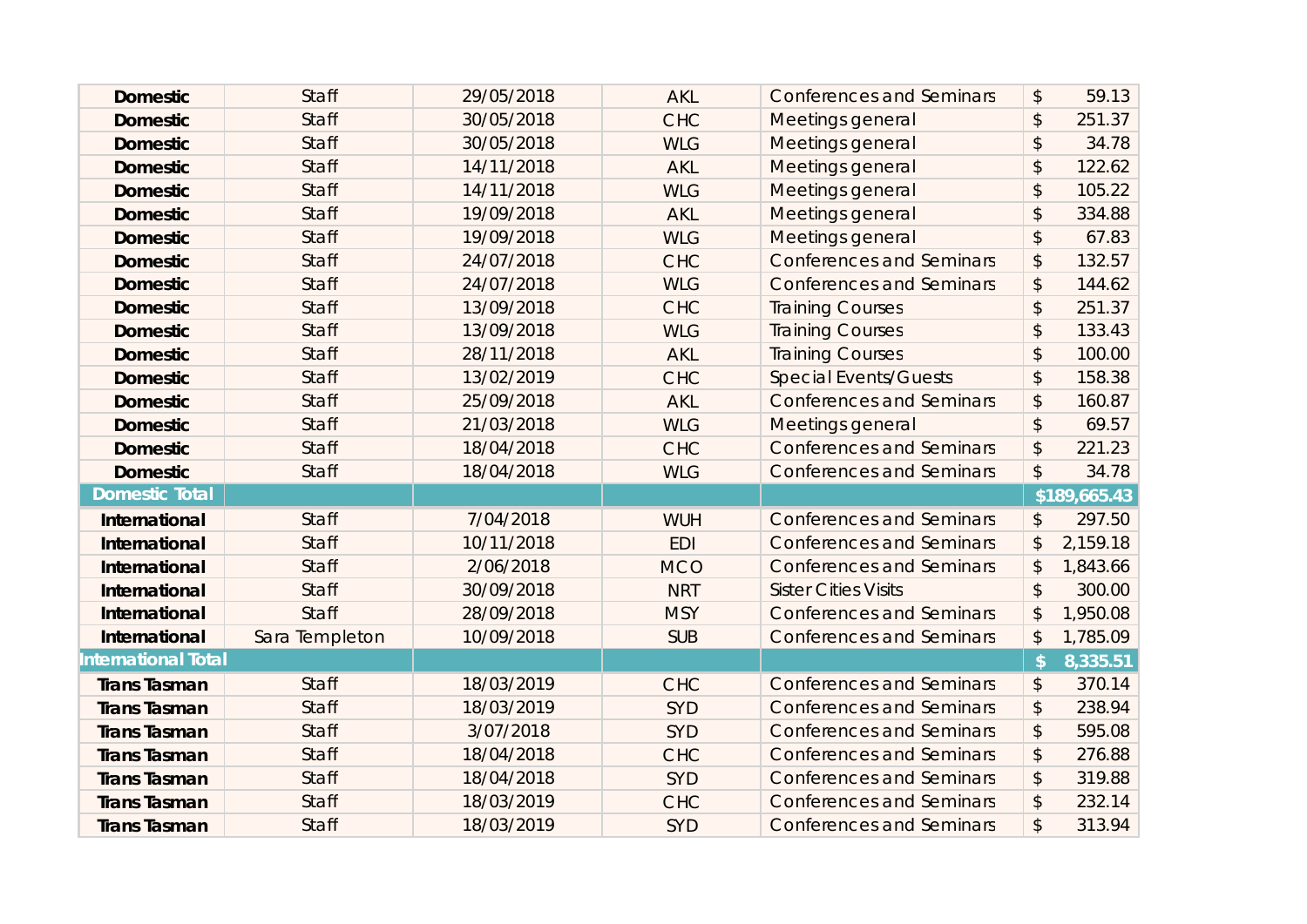| | | | | | |
|---|---|---|---|---|---|
| **Domestic** | Staff | 29/05/2018 | AKL | Conferences and Seminars | $ 59.13 |
| **Domestic** | Staff | 30/05/2018 | CHC | Meetings general | $ 251.37 |
| **Domestic** | Staff | 30/05/2018 | WLG | Meetings general | $ 34.78 |
| **Domestic** | Staff | 14/11/2018 | AKL | Meetings general | $ 122.62 |
| **Domestic** | Staff | 14/11/2018 | WLG | Meetings general | $ 105.22 |
| **Domestic** | Staff | 19/09/2018 | AKL | Meetings general | $ 334.88 |
| **Domestic** | Staff | 19/09/2018 | WLG | Meetings general | $ 67.83 |
| **Domestic** | Staff | 24/07/2018 | CHC | Conferences and Seminars | $ 132.57 |
| **Domestic** | Staff | 24/07/2018 | WLG | Conferences and Seminars | $ 144.62 |
| **Domestic** | Staff | 13/09/2018 | CHC | Training Courses | $ 251.37 |
| **Domestic** | Staff | 13/09/2018 | WLG | Training Courses | $ 133.43 |
| **Domestic** | Staff | 28/11/2018 | AKL | Training Courses | $ 100.00 |
| **Domestic** | Staff | 13/02/2019 | CHC | Special Events/Guests | $ 158.38 |
| **Domestic** | Staff | 25/09/2018 | AKL | Conferences and Seminars | $ 160.87 |
| **Domestic** | Staff | 21/03/2018 | WLG | Meetings general | $ 69.57 |
| **Domestic** | Staff | 18/04/2018 | CHC | Conferences and Seminars | $ 221.23 |
| **Domestic** | Staff | 18/04/2018 | WLG | Conferences and Seminars | $ 34.78 |
| **Domestic Total** | | | | | **$189,665.43** |
| **International** | Staff | 7/04/2018 | WUH | Conferences and Seminars | $ 297.50 |
| **International** | Staff | 10/11/2018 | EDI | Conferences and Seminars | $ 2,159.18 |
| **International** | Staff | 2/06/2018 | MCO | Conferences and Seminars | $ 1,843.66 |
| **International** | Staff | 30/09/2018 | NRT | Sister Cities Visits | $ 300.00 |
| **International** | Staff | 28/09/2018 | MSY | Conferences and Seminars | $ 1,950.08 |
| **International** | Sara Templeton | 10/09/2018 | SUB | Conferences and Seminars | $ 1,785.09 |
| **International Total** | | | | | **$ 8,335.51** |
| **Trans Tasman** | Staff | 18/03/2019 | CHC | Conferences and Seminars | $ 370.14 |
| **Trans Tasman** | Staff | 18/03/2019 | SYD | Conferences and Seminars | $ 238.94 |
| **Trans Tasman** | Staff | 3/07/2018 | SYD | Conferences and Seminars | $ 595.08 |
| **Trans Tasman** | Staff | 18/04/2018 | CHC | Conferences and Seminars | $ 276.88 |
| **Trans Tasman** | Staff | 18/04/2018 | SYD | Conferences and Seminars | $ 319.88 |
| **Trans Tasman** | Staff | 18/03/2019 | CHC | Conferences and Seminars | $ 232.14 |
| **Trans Tasman** | Staff | 18/03/2019 | SYD | Conferences and Seminars | $ 313.94 |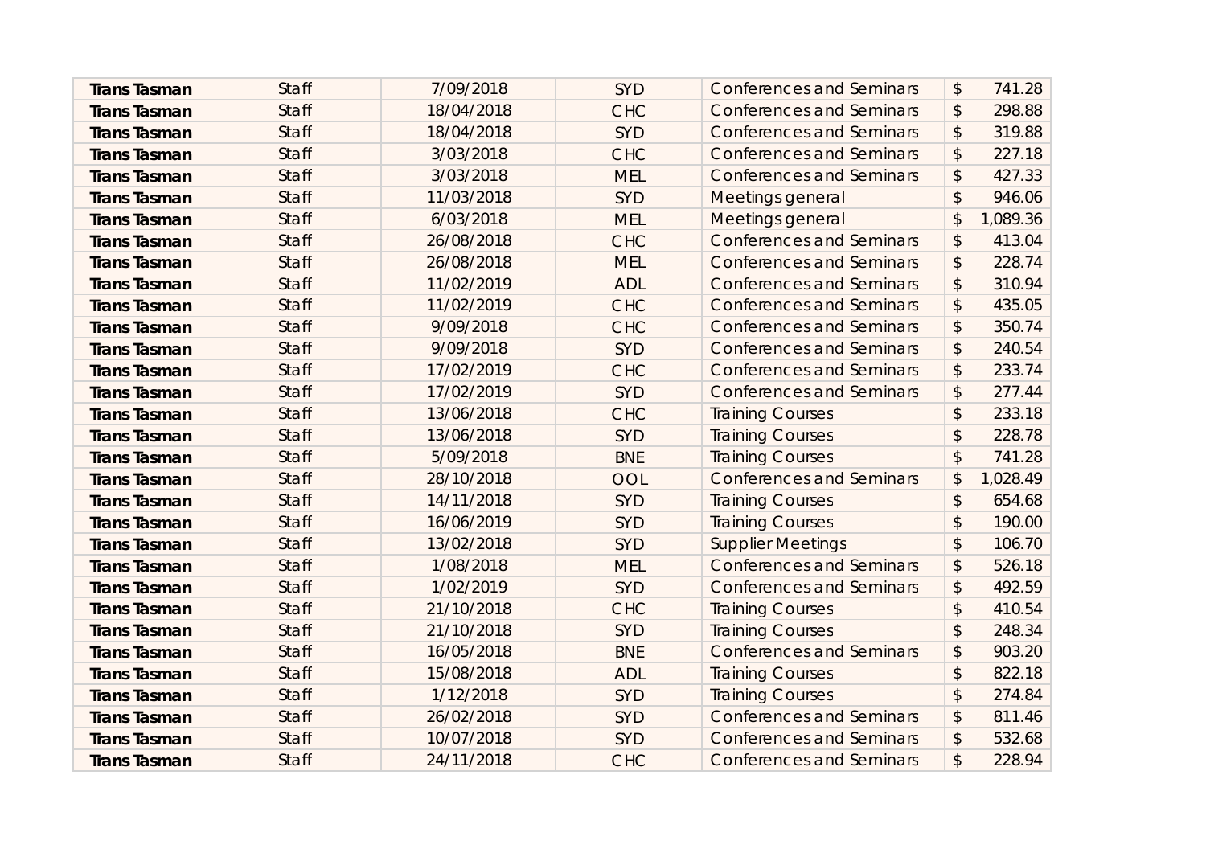| | | | | | |
|---|---|---|---|---|---|
| **Trans Tasman** | Staff | 7/09/2018 | SYD | Conferences and Seminars | $ 741.28 |
| **Trans Tasman** | Staff | 18/04/2018 | CHC | Conferences and Seminars | $ 298.88 |
| **Trans Tasman** | Staff | 18/04/2018 | SYD | Conferences and Seminars | $ 319.88 |
| **Trans Tasman** | Staff | 3/03/2018 | CHC | Conferences and Seminars | $ 227.18 |
| **Trans Tasman** | Staff | 3/03/2018 | MEL | Conferences and Seminars | $ 427.33 |
| **Trans Tasman** | Staff | 11/03/2018 | SYD | Meetings general | $ 946.06 |
| **Trans Tasman** | Staff | 6/03/2018 | MEL | Meetings general | $ 1,089.36 |
| **Trans Tasman** | Staff | 26/08/2018 | CHC | Conferences and Seminars | $ 413.04 |
| **Trans Tasman** | Staff | 26/08/2018 | MEL | Conferences and Seminars | $ 228.74 |
| **Trans Tasman** | Staff | 11/02/2019 | ADL | Conferences and Seminars | $ 310.94 |
| **Trans Tasman** | Staff | 11/02/2019 | CHC | Conferences and Seminars | $ 435.05 |
| **Trans Tasman** | Staff | 9/09/2018 | CHC | Conferences and Seminars | $ 350.74 |
| **Trans Tasman** | Staff | 9/09/2018 | SYD | Conferences and Seminars | $ 240.54 |
| **Trans Tasman** | Staff | 17/02/2019 | CHC | Conferences and Seminars | $ 233.74 |
| **Trans Tasman** | Staff | 17/02/2019 | SYD | Conferences and Seminars | $ 277.44 |
| **Trans Tasman** | Staff | 13/06/2018 | CHC | Training Courses | $ 233.18 |
| **Trans Tasman** | Staff | 13/06/2018 | SYD | Training Courses | $ 228.78 |
| **Trans Tasman** | Staff | 5/09/2018 | BNE | Training Courses | $ 741.28 |
| **Trans Tasman** | Staff | 28/10/2018 | OOL | Conferences and Seminars | $ 1,028.49 |
| **Trans Tasman** | Staff | 14/11/2018 | SYD | Training Courses | $ 654.68 |
| **Trans Tasman** | Staff | 16/06/2019 | SYD | Training Courses | $ 190.00 |
| **Trans Tasman** | Staff | 13/02/2018 | SYD | Supplier Meetings | $ 106.70 |
| **Trans Tasman** | Staff | 1/08/2018 | MEL | Conferences and Seminars | $ 526.18 |
| **Trans Tasman** | Staff | 1/02/2019 | SYD | Conferences and Seminars | $ 492.59 |
| **Trans Tasman** | Staff | 21/10/2018 | CHC | Training Courses | $ 410.54 |
| **Trans Tasman** | Staff | 21/10/2018 | SYD | Training Courses | $ 248.34 |
| **Trans Tasman** | Staff | 16/05/2018 | BNE | Conferences and Seminars | $ 903.20 |
| **Trans Tasman** | Staff | 15/08/2018 | ADL | Training Courses | $ 822.18 |
| **Trans Tasman** | Staff | 1/12/2018 | SYD | Training Courses | $ 274.84 |
| **Trans Tasman** | Staff | 26/02/2018 | SYD | Conferences and Seminars | $ 811.46 |
| **Trans Tasman** | Staff | 10/07/2018 | SYD | Conferences and Seminars | $ 532.68 |
| **Trans Tasman** | Staff | 24/11/2018 | CHC | Conferences and Seminars | $ 228.94 |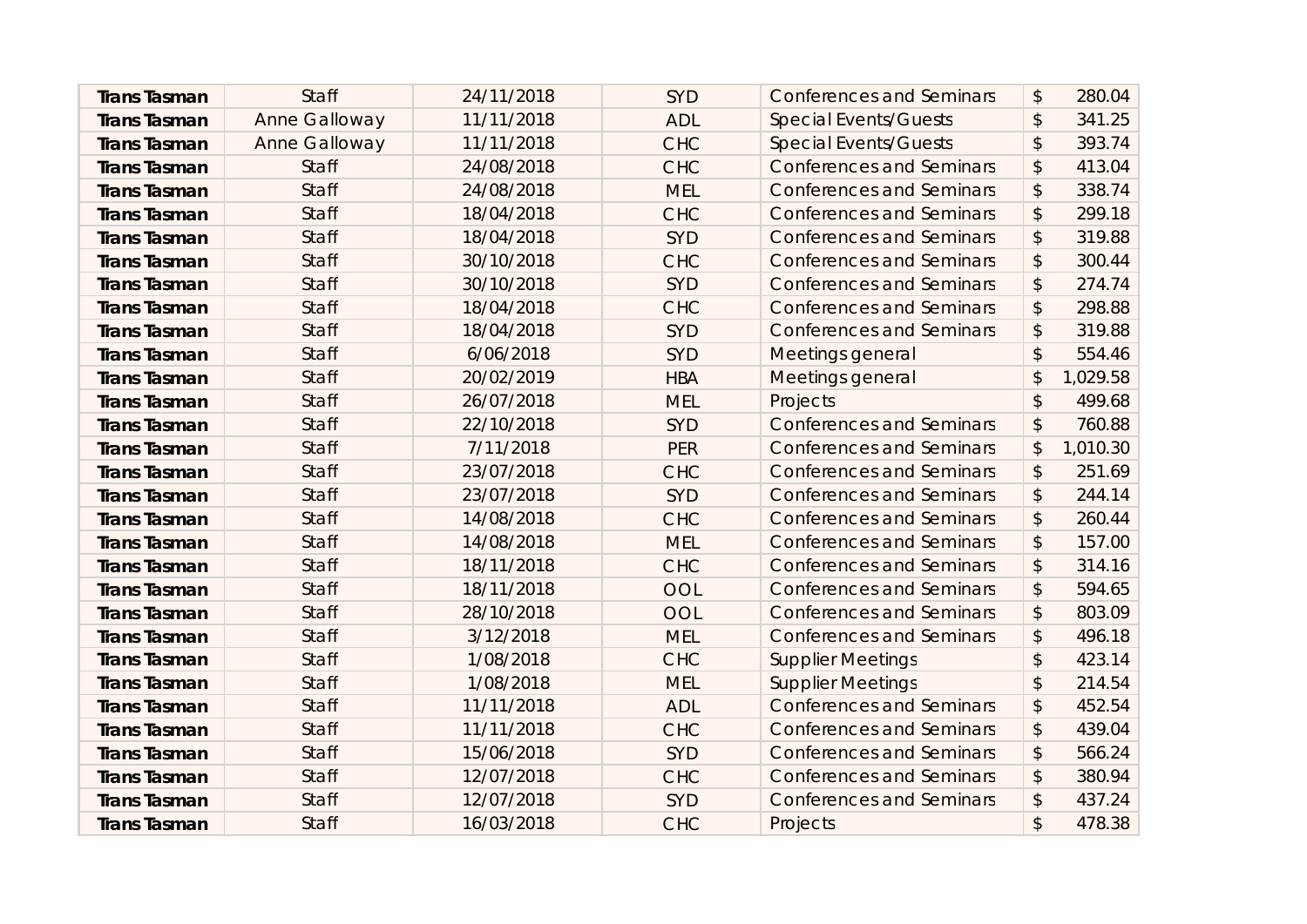| | | | | | |
|---|---|---|---|---|---|
| **Trans Tasman** | Staff | 24/11/2018 | SYD | Conferences and Seminars | $ 280.04 |
| **Trans Tasman** | Anne Galloway | 11/11/2018 | ADL | Special Events/Guests | $ 341.25 |
| **Trans Tasman** | Anne Galloway | 11/11/2018 | CHC | Special Events/Guests | $ 393.74 |
| **Trans Tasman** | Staff | 24/08/2018 | CHC | Conferences and Seminars | $ 413.04 |
| **Trans Tasman** | Staff | 24/08/2018 | MEL | Conferences and Seminars | $ 338.74 |
| **Trans Tasman** | Staff | 18/04/2018 | CHC | Conferences and Seminars | $ 299.18 |
| **Trans Tasman** | Staff | 18/04/2018 | SYD | Conferences and Seminars | $ 319.88 |
| **Trans Tasman** | Staff | 30/10/2018 | CHC | Conferences and Seminars | $ 300.44 |
| **Trans Tasman** | Staff | 30/10/2018 | SYD | Conferences and Seminars | $ 274.74 |
| **Trans Tasman** | Staff | 18/04/2018 | CHC | Conferences and Seminars | $ 298.88 |
| **Trans Tasman** | Staff | 18/04/2018 | SYD | Conferences and Seminars | $ 319.88 |
| **Trans Tasman** | Staff | 6/06/2018 | SYD | Meetings general | $ 554.46 |
| **Trans Tasman** | Staff | 20/02/2019 | HBA | Meetings general | $ 1,029.58 |
| **Trans Tasman** | Staff | 26/07/2018 | MEL | Projects | $ 499.68 |
| **Trans Tasman** | Staff | 22/10/2018 | SYD | Conferences and Seminars | $ 760.88 |
| **Trans Tasman** | Staff | 7/11/2018 | PER | Conferences and Seminars | $ 1,010.30 |
| **Trans Tasman** | Staff | 23/07/2018 | CHC | Conferences and Seminars | $ 251.69 |
| **Trans Tasman** | Staff | 23/07/2018 | SYD | Conferences and Seminars | $ 244.14 |
| **Trans Tasman** | Staff | 14/08/2018 | CHC | Conferences and Seminars | $ 260.44 |
| **Trans Tasman** | Staff | 14/08/2018 | MEL | Conferences and Seminars | $ 157.00 |
| **Trans Tasman** | Staff | 18/11/2018 | CHC | Conferences and Seminars | $ 314.16 |
| **Trans Tasman** | Staff | 18/11/2018 | OOL | Conferences and Seminars | $ 594.65 |
| **Trans Tasman** | Staff | 28/10/2018 | OOL | Conferences and Seminars | $ 803.09 |
| **Trans Tasman** | Staff | 3/12/2018 | MEL | Conferences and Seminars | $ 496.18 |
| **Trans Tasman** | Staff | 1/08/2018 | CHC | Supplier Meetings | $ 423.14 |
| **Trans Tasman** | Staff | 1/08/2018 | MEL | Supplier Meetings | $ 214.54 |
| **Trans Tasman** | Staff | 11/11/2018 | ADL | Conferences and Seminars | $ 452.54 |
| **Trans Tasman** | Staff | 11/11/2018 | CHC | Conferences and Seminars | $ 439.04 |
| **Trans Tasman** | Staff | 15/06/2018 | SYD | Conferences and Seminars | $ 566.24 |
| **Trans Tasman** | Staff | 12/07/2018 | CHC | Conferences and Seminars | $ 380.94 |
| **Trans Tasman** | Staff | 12/07/2018 | SYD | Conferences and Seminars | $ 437.24 |
| **Trans Tasman** | Staff | 16/03/2018 | CHC | Projects | $ 478.38 |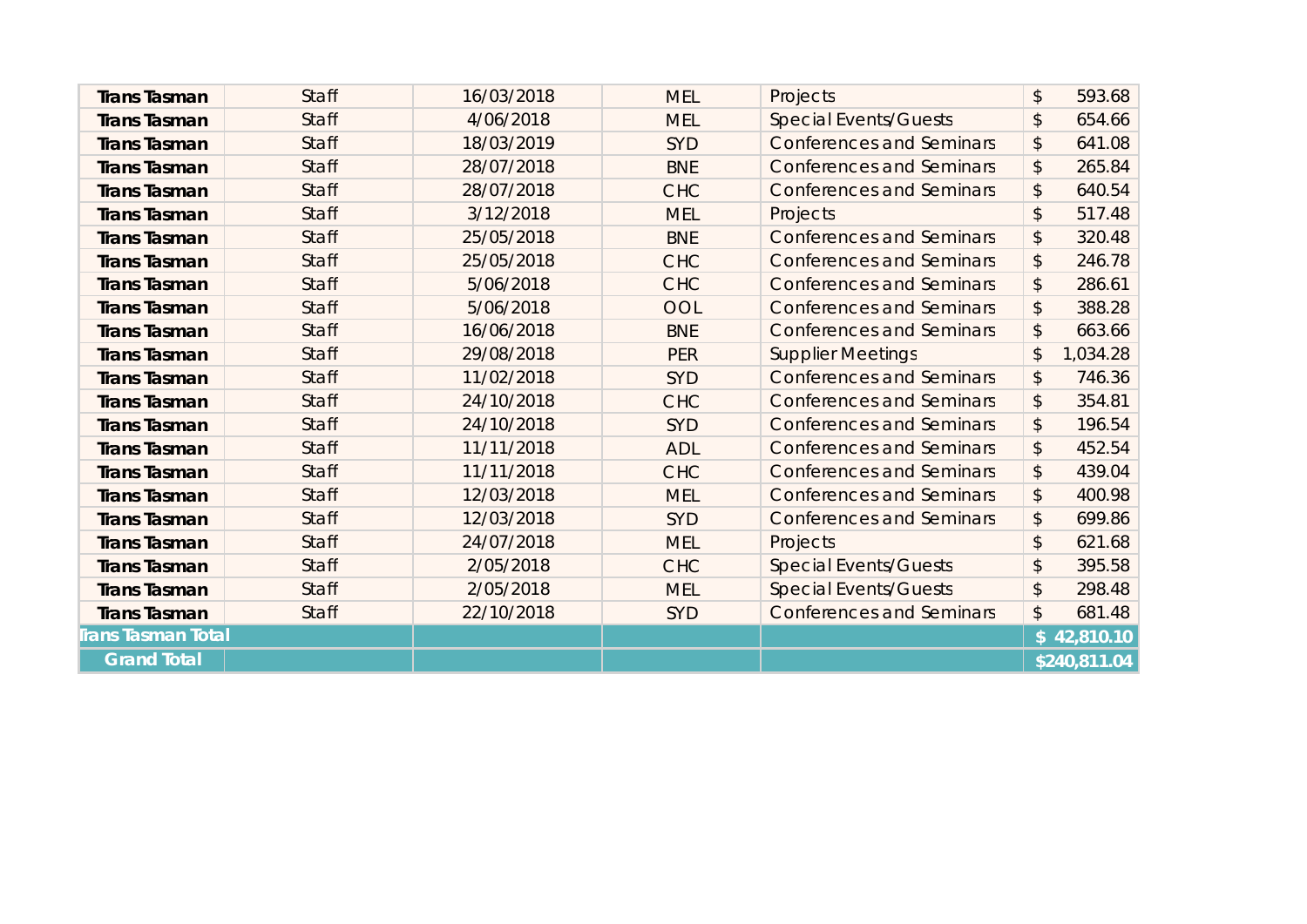| | | | | | |
|---|---|---|---|---|---|
| **Trans Tasman** | Staff | 16/03/2018 | MEL | Projects | $ 593.68 |
| **Trans Tasman** | Staff | 4/06/2018 | MEL | Special Events/Guests | $ 654.66 |
| **Trans Tasman** | Staff | 18/03/2019 | SYD | Conferences and Seminars | $ 641.08 |
| **Trans Tasman** | Staff | 28/07/2018 | BNE | Conferences and Seminars | $ 265.84 |
| **Trans Tasman** | Staff | 28/07/2018 | CHC | Conferences and Seminars | $ 640.54 |
| **Trans Tasman** | Staff | 3/12/2018 | MEL | Projects | $ 517.48 |
| **Trans Tasman** | Staff | 25/05/2018 | BNE | Conferences and Seminars | $ 320.48 |
| **Trans Tasman** | Staff | 25/05/2018 | CHC | Conferences and Seminars | $ 246.78 |
| **Trans Tasman** | Staff | 5/06/2018 | CHC | Conferences and Seminars | $ 286.61 |
| **Trans Tasman** | Staff | 5/06/2018 | OOL | Conferences and Seminars | $ 388.28 |
| **Trans Tasman** | Staff | 16/06/2018 | BNE | Conferences and Seminars | $ 663.66 |
| **Trans Tasman** | Staff | 29/08/2018 | PER | Supplier Meetings | $ 1,034.28 |
| **Trans Tasman** | Staff | 11/02/2018 | SYD | Conferences and Seminars | $ 746.36 |
| **Trans Tasman** | Staff | 24/10/2018 | CHC | Conferences and Seminars | $ 354.81 |
| **Trans Tasman** | Staff | 24/10/2018 | SYD | Conferences and Seminars | $ 196.54 |
| **Trans Tasman** | Staff | 11/11/2018 | ADL | Conferences and Seminars | $ 452.54 |
| **Trans Tasman** | Staff | 11/11/2018 | CHC | Conferences and Seminars | $ 439.04 |
| **Trans Tasman** | Staff | 12/03/2018 | MEL | Conferences and Seminars | $ 400.98 |
| **Trans Tasman** | Staff | 12/03/2018 | SYD | Conferences and Seminars | $ 699.86 |
| **Trans Tasman** | Staff | 24/07/2018 | MEL | Projects | $ 621.68 |
| **Trans Tasman** | Staff | 2/05/2018 | CHC | Special Events/Guests | $ 395.58 |
| **Trans Tasman** | Staff | 2/05/2018 | MEL | Special Events/Guests | $ 298.48 |
| **Trans Tasman** | Staff | 22/10/2018 | SYD | Conferences and Seminars | $ 681.48 |
| **Trans Tasman Total** | | | | | **$ 42,810.10** |
| **Grand Total** | | | | | **$240,811.04** |